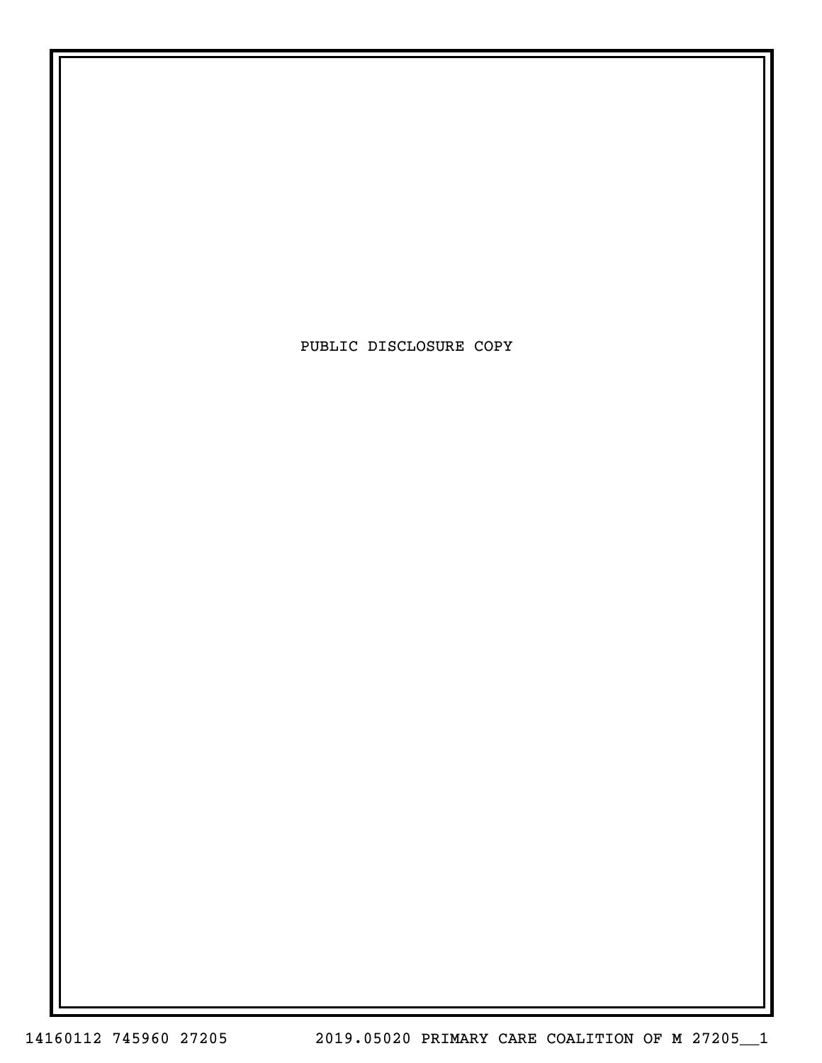PUBLIC DISCLOSURE COPY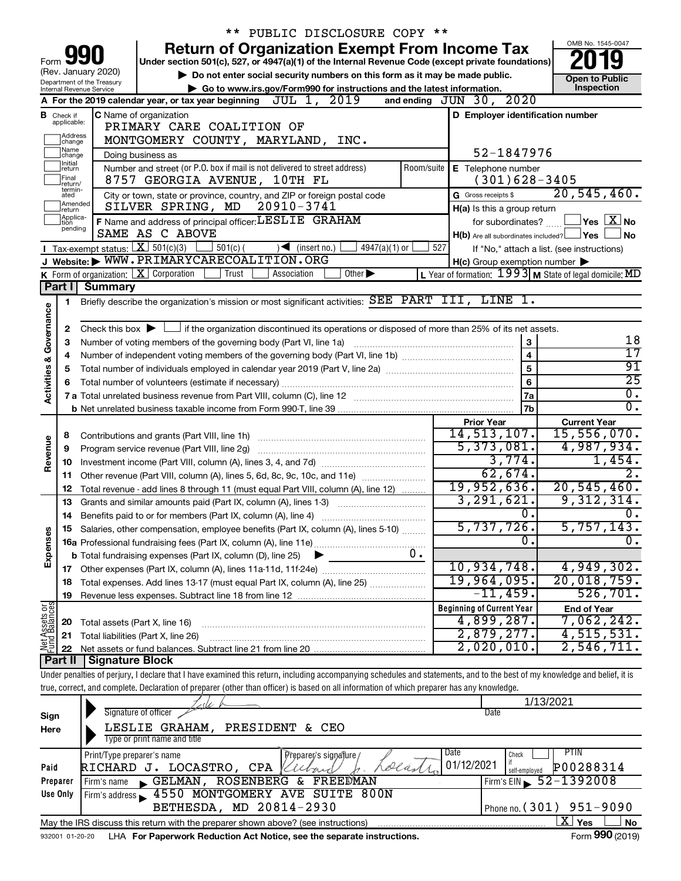\*\* PUBLIC DISCLOSURE COPY \*\*

# Form 990 — Return of Organization Exempt From Income Tax

Under section 501(c), 527, or 4947(a)(1) of the Internal Revenue Code (except private foundations)

(Rev. January 2020) Department of the Treasury, Internal Revenue Service

▶ Do not enter social security numbers on this form as it may be made public.

▶ Go to www.irs.gov/Form990 for instructions and the latest information.

OMB No. 1545-0047 | **2019** | Open to Public Inspection

**A** For the 2019 calendar year, or tax year beginning JUL 1, 2019 and ending JUN 30, 2020

**B** Check if applicable: Address change, Name change, Initial return, Final return/terminated, Amended return, Application pending

**C** Name of organization: PRIMARY CARE COALITION OF MONTGOMERY COUNTY, MARYLAND, INC.

Doing business as

Number and street (or P.O. box if mail is not delivered to street address): 8757 GEORGIA AVENUE, 10TH FL | Room/suite

City or town, state or province, country, and ZIP or foreign postal code: SILVER SPRING, MD 20910-3741

**D** Employer identification number: 52-1847976

**E** Telephone number: (301)628-3405

**G** Gross receipts $ 20,545,460.

**F** Name and address of principal officer: LESLIE GRAHAM, SAME AS C ABOVE

**H(a)** Is this a group return for subordinates? ☐ Yes ☒ No

**H(b)** Are all subordinates included? ☐ Yes ☐ No — If "No," attach a list. (see instructions)

**H(c)** Group exemption number ▶

**I** Tax-exempt status: ☒ 501(c)(3) ☐ 501(c) ( ) ◀ (insert no.) ☐ 4947(a)(1) or ☐ 527

**J** Website: ▶ WWW.PRIMARYCARECOALITION.ORG

**K** Form of organization: ☒ Corporation ☐ Trust ☐ Association ☐ Other ▶

**L** Year of formation: 1993 **M** State of legal domicile: MD

## Part I Summary

**Activities & Governance**

1. Briefly describe the organization's mission or most significant activities: SEE PART III, LINE 1.
2. Check this box ▶ ☐ if the organization discontinued its operations or disposed of more than 25% of its net assets.

| Line | Description | | Value |
|---|---|---|---|
| 3 | Number of voting members of the governing body (Part VI, line 1a) | 3 | 18 |
| 4 | Number of independent voting members of the governing body (Part VI, line 1b) | 4 | 17 |
| 5 | Total number of individuals employed in calendar year 2019 (Part V, line 2a) | 5 | 91 |
| 6 | Total number of volunteers (estimate if necessary) | 6 | 25 |
| 7a | Total unrelated business revenue from Part VIII, column (C), line 12 | 7a | 0. |
| 7b | Net unrelated business taxable income from Form 990-T, line 39 | 7b | 0. |

| | Line | Description | Prior Year | Current Year |
|---|---|---|---|---|
| Revenue | 8 | Contributions and grants (Part VIII, line 1h) | 14,513,107. | 15,556,070. |
| | 9 | Program service revenue (Part VIII, line 2g) | 5,373,081. | 4,987,934. |
| | 10 | Investment income (Part VIII, column (A), lines 3, 4, and 7d) | 3,774. | 1,454. |
| | 11 | Other revenue (Part VIII, column (A), lines 5, 6d, 8c, 9c, 10c, and 11e) | 62,674. | 2. |
| | 12 | Total revenue - add lines 8 through 11 (must equal Part VIII, column (A), line 12) | 19,952,636. | 20,545,460. |
| Expenses | 13 | Grants and similar amounts paid (Part IX, column (A), lines 1-3) | 3,291,621. | 9,312,314. |
| | 14 | Benefits paid to or for members (Part IX, column (A), line 4) | 0. | 0. |
| | 15 | Salaries, other compensation, employee benefits (Part IX, column (A), lines 5-10) | 5,737,726. | 5,757,143. |
| | 16a | Professional fundraising fees (Part IX, column (A), line 11e) | 0. | 0. |
| | b | Total fundraising expenses (Part IX, column (D), line 25) ▶ 0. | | |
| | 17 | Other expenses (Part IX, column (A), lines 11a-11d, 11f-24e) | 10,934,748. | 4,949,302. |
| | 18 | Total expenses. Add lines 13-17 (must equal Part IX, column (A), line 25) | 19,964,095. | 20,018,759. |
| | 19 | Revenue less expenses. Subtract line 18 from line 12 | -11,459. | 526,701. |

| | Line | Description | Beginning of Current Year | End of Year |
|---|---|---|---|---|
| Net Assets or Fund Balances | 20 | Total assets (Part X, line 16) | 4,899,287. | 7,062,242. |
| | 21 | Total liabilities (Part X, line 26) | 2,879,277. | 4,515,531. |
| | 22 | Net assets or fund balances. Subtract line 21 from line 20 | 2,020,010. | 2,546,711. |

## Part II Signature Block

Under penalties of perjury, I declare that I have examined this return, including accompanying schedules and statements, and to the best of my knowledge and belief, it is true, correct, and complete. Declaration of preparer (other than officer) is based on all information of which preparer has any knowledge.

**Sign Here**

Signature of officer — Date: 1/13/2021

LESLIE GRAHAM, PRESIDENT & CEO (Type or print name and title)

**Paid Preparer Use Only**

| Print/Type preparer's name | Preparer's signature | Date | Check if self-employed | PTIN |
|---|---|---|---|---|
| RICHARD J. LOCASTRO, CPA | Richard J. Locastro | 01/12/2021 | ☐ | P00288314 |

Firm's name ▶ GELMAN, ROSENBERG & FREEDMAN — Firm's EIN ▶ 52-1392008

Firm's address ▶ 4550 MONTGOMERY AVE SUITE 800N, BETHESDA, MD 20814-2930 — Phone no. (301) 951-9090

May the IRS discuss this return with the preparer shown above? (see instructions) ☒ Yes ☐ No

932001 01-20-20 LHA For Paperwork Reduction Act Notice, see the separate instructions. Form **990** (2019)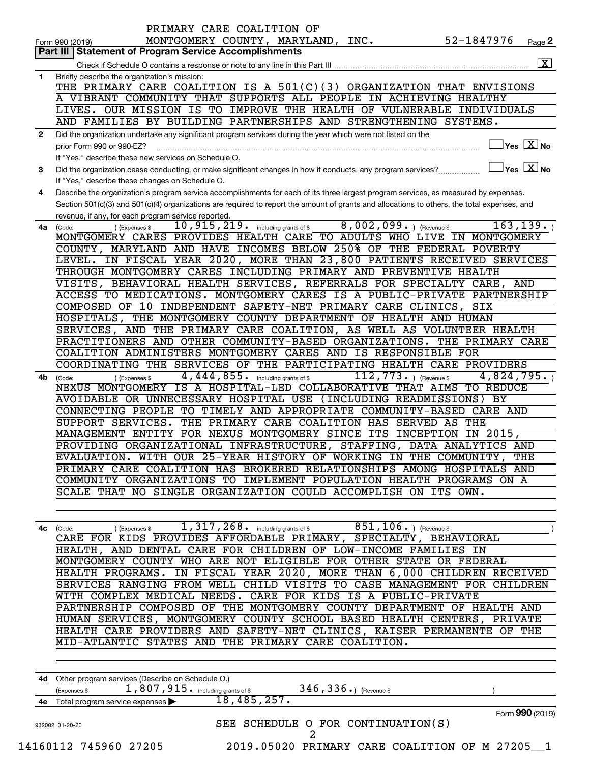PRIMARY CARE COALITION OF MONTGOMERY COUNTY, MARYLAND, INC. 52-1847976

Form 990 (2019) Page 2

## Part III Statement of Program Service Accomplishments

Check if Schedule O contains a response or note to any line in this Part III [X]

**1** Briefly describe the organization's mission:

THE PRIMARY CARE COALITION IS A 501(C)(3) ORGANIZATION THAT ENVISIONS A VIBRANT COMMUNITY THAT SUPPORTS ALL PEOPLE IN ACHIEVING HEALTHY LIVES. OUR MISSION IS TO IMPROVE THE HEALTH OF VULNERABLE INDIVIDUALS AND FAMILIES BY BUILDING PARTNERSHIPS AND STRENGTHENING SYSTEMS.

**2** Did the organization undertake any significant program services during the year which were not listed on the prior Form 990 or 990-EZ? Yes [ ] No [X]

If "Yes," describe these new services on Schedule O.

**3** Did the organization cease conducting, or make significant changes in how it conducts, any program services? Yes [ ] No [X]

If "Yes," describe these changes on Schedule O.

**4** Describe the organization's program service accomplishments for each of its three largest program services, as measured by expenses. Section 501(c)(3) and 501(c)(4) organizations are required to report the amount of grants and allocations to others, the total expenses, and revenue, if any, for each program service reported.

**4a** (Code: ) (Expenses $ 10,915,219. including grants of $ 8,002,099. ) (Revenue $ 163,139. )

MONTGOMERY CARES PROVIDES HEALTH CARE TO ADULTS WHO LIVE IN MONTGOMERY COUNTY, MARYLAND AND HAVE INCOMES BELOW 250% OF THE FEDERAL POVERTY LEVEL. IN FISCAL YEAR 2020, MORE THAN 23,800 PATIENTS RECEIVED SERVICES THROUGH MONTGOMERY CARES INCLUDING PRIMARY AND PREVENTIVE HEALTH VISITS, BEHAVIORAL HEALTH SERVICES, REFERRALS FOR SPECIALTY CARE, AND ACCESS TO MEDICATIONS. MONTGOMERY CARES IS A PUBLIC-PRIVATE PARTNERSHIP COMPOSED OF 10 INDEPENDENT SAFETY-NET PRIMARY CARE CLINICS, SIX HOSPITALS, THE MONTGOMERY COUNTY DEPARTMENT OF HEALTH AND HUMAN SERVICES, AND THE PRIMARY CARE COALITION, AS WELL AS VOLUNTEER HEALTH PRACTITIONERS AND OTHER COMMUNITY-BASED ORGANIZATIONS. THE PRIMARY CARE COALITION ADMINISTERS MONTGOMERY CARES AND IS RESPONSIBLE FOR COORDINATING THE SERVICES OF THE PARTICIPATING HEALTH CARE PROVIDERS

**4b** (Code: ) (Expenses $ 4,444,855. including grants of $ 112,773. ) (Revenue $ 4,824,795. )

NEXUS MONTGOMERY IS A HOSPITAL-LED COLLABORATIVE THAT AIMS TO REDUCE AVOIDABLE OR UNNECESSARY HOSPITAL USE (INCLUDING READMISSIONS) BY CONNECTING PEOPLE TO TIMELY AND APPROPRIATE COMMUNITY-BASED CARE AND SUPPORT SERVICES. THE PRIMARY CARE COALITION HAS SERVED AS THE MANAGEMENT ENTITY FOR NEXUS MONTGOMERY SINCE ITS INCEPTION IN 2015, PROVIDING ORGANIZATIONAL INFRASTRUCTURE, STAFFING, DATA ANALYTICS AND EVALUATION. WITH OUR 25-YEAR HISTORY OF WORKING IN THE COMMUNITY, THE PRIMARY CARE COALITION HAS BROKERED RELATIONSHIPS AMONG HOSPITALS AND COMMUNITY ORGANIZATIONS TO IMPLEMENT POPULATION HEALTH PROGRAMS ON A SCALE THAT NO SINGLE ORGANIZATION COULD ACCOMPLISH ON ITS OWN.

**4c** (Code: ) (Expenses $ 1,317,268. including grants of $ 851,106. ) (Revenue $ )

CARE FOR KIDS PROVIDES AFFORDABLE PRIMARY, SPECIALTY, BEHAVIORAL HEALTH, AND DENTAL CARE FOR CHILDREN OF LOW-INCOME FAMILIES IN MONTGOMERY COUNTY WHO ARE NOT ELIGIBLE FOR OTHER STATE OR FEDERAL HEALTH PROGRAMS. IN FISCAL YEAR 2020, MORE THAN 6,000 CHILDREN RECEIVED SERVICES RANGING FROM WELL CHILD VISITS TO CASE MANAGEMENT FOR CHILDREN WITH COMPLEX MEDICAL NEEDS. CARE FOR KIDS IS A PUBLIC-PRIVATE PARTNERSHIP COMPOSED OF THE MONTGOMERY COUNTY DEPARTMENT OF HEALTH AND HUMAN SERVICES, MONTGOMERY COUNTY SCHOOL BASED HEALTH CENTERS, PRIVATE HEALTH CARE PROVIDERS AND SAFETY-NET CLINICS, KAISER PERMANENTE OF THE MID-ATLANTIC STATES AND THE PRIMARY CARE COALITION.

**4d** Other program services (Describe on Schedule O.)

(Expenses $ 1,807,915. including grants of $ 346,336. ) (Revenue $ )

**4e** Total program service expenses 18,485,257.

Form 990 (2019)

932002 01-20-20

SEE SCHEDULE O FOR CONTINUATION(S)

14160112 745960 27205 2019.05020 PRIMARY CARE COALITION OF M 27205__1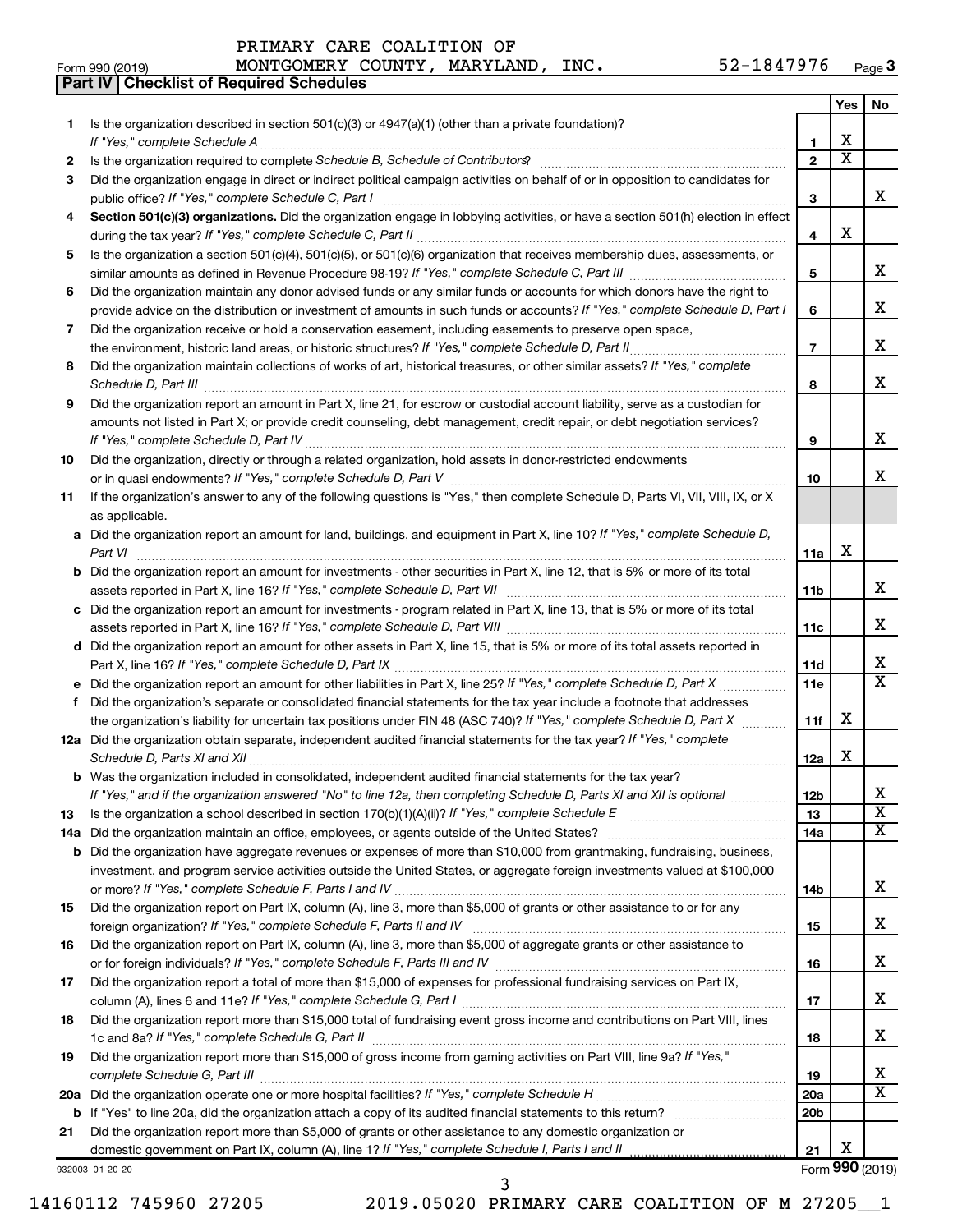PRIMARY CARE COALITION OF
Form 990 (2019) MONTGOMERY COUNTY, MARYLAND, INC. 52-1847976 Page 3

**Part IV | Checklist of Required Schedules**

| | | | Yes | No |
|---|---|---|---|---|
| 1 | Is the organization described in section 501(c)(3) or 4947(a)(1) (other than a private foundation)? *If "Yes," complete Schedule A* | 1 | X | |
| 2 | Is the organization required to complete *Schedule B, Schedule of Contributors*? | 2 | X | |
| 3 | Did the organization engage in direct or indirect political campaign activities on behalf of or in opposition to candidates for public office? *If "Yes," complete Schedule C, Part I* | 3 | | X |
| 4 | **Section 501(c)(3) organizations.** Did the organization engage in lobbying activities, or have a section 501(h) election in effect during the tax year? *If "Yes," complete Schedule C, Part II* | 4 | X | |
| 5 | Is the organization a section 501(c)(4), 501(c)(5), or 501(c)(6) organization that receives membership dues, assessments, or similar amounts as defined in Revenue Procedure 98-19? *If "Yes," complete Schedule C, Part III* | 5 | | X |
| 6 | Did the organization maintain any donor advised funds or any similar funds or accounts for which donors have the right to provide advice on the distribution or investment of amounts in such funds or accounts? *If "Yes," complete Schedule D, Part I* | 6 | | X |
| 7 | Did the organization receive or hold a conservation easement, including easements to preserve open space, the environment, historic land areas, or historic structures? *If "Yes," complete Schedule D, Part II* | 7 | | X |
| 8 | Did the organization maintain collections of works of art, historical treasures, or other similar assets? *If "Yes," complete Schedule D, Part III* | 8 | | X |
| 9 | Did the organization report an amount in Part X, line 21, for escrow or custodial account liability, serve as a custodian for amounts not listed in Part X; or provide credit counseling, debt management, credit repair, or debt negotiation services? *If "Yes," complete Schedule D, Part IV* | 9 | | X |
| 10 | Did the organization, directly or through a related organization, hold assets in donor-restricted endowments or in quasi endowments? *If "Yes," complete Schedule D, Part V* | 10 | | X |
| 11 | If the organization's answer to any of the following questions is "Yes," then complete Schedule D, Parts VI, VII, VIII, IX, or X as applicable. | | | |
| a | Did the organization report an amount for land, buildings, and equipment in Part X, line 10? *If "Yes," complete Schedule D, Part VI* | 11a | X | |
| b | Did the organization report an amount for investments - other securities in Part X, line 12, that is 5% or more of its total assets reported in Part X, line 16? *If "Yes," complete Schedule D, Part VII* | 11b | | X |
| c | Did the organization report an amount for investments - program related in Part X, line 13, that is 5% or more of its total assets reported in Part X, line 16? *If "Yes," complete Schedule D, Part VIII* | 11c | | X |
| d | Did the organization report an amount for other assets in Part X, line 15, that is 5% or more of its total assets reported in Part X, line 16? *If "Yes," complete Schedule D, Part IX* | 11d | | X |
| e | Did the organization report an amount for other liabilities in Part X, line 25? *If "Yes," complete Schedule D, Part X* | 11e | | X |
| f | Did the organization's separate or consolidated financial statements for the tax year include a footnote that addresses the organization's liability for uncertain tax positions under FIN 48 (ASC 740)? *If "Yes," complete Schedule D, Part X* | 11f | X | |
| 12a | Did the organization obtain separate, independent audited financial statements for the tax year? *If "Yes," complete Schedule D, Parts XI and XII* | 12a | X | |
| b | Was the organization included in consolidated, independent audited financial statements for the tax year? *If "Yes," and if the organization answered "No" to line 12a, then completing Schedule D, Parts XI and XII is optional* | 12b | | X |
| 13 | Is the organization a school described in section 170(b)(1)(A)(ii)? *If "Yes," complete Schedule E* | 13 | | X |
| 14a | Did the organization maintain an office, employees, or agents outside of the United States? | 14a | | X |
| b | Did the organization have aggregate revenues or expenses of more than $10,000 from grantmaking, fundraising, business, investment, and program service activities outside the United States, or aggregate foreign investments valued at $100,000 or more? *If "Yes," complete Schedule F, Parts I and IV* | 14b | | X |
| 15 | Did the organization report on Part IX, column (A), line 3, more than $5,000 of grants or other assistance to or for any foreign organization? *If "Yes," complete Schedule F, Parts II and IV* | 15 | | X |
| 16 | Did the organization report on Part IX, column (A), line 3, more than $5,000 of aggregate grants or other assistance to or for foreign individuals? *If "Yes," complete Schedule F, Parts III and IV* | 16 | | X |
| 17 | Did the organization report a total of more than $15,000 of expenses for professional fundraising services on Part IX, column (A), lines 6 and 11e? *If "Yes," complete Schedule G, Part I* | 17 | | X |
| 18 | Did the organization report more than $15,000 total of fundraising event gross income and contributions on Part VIII, lines 1c and 8a? *If "Yes," complete Schedule G, Part II* | 18 | | X |
| 19 | Did the organization report more than $15,000 of gross income from gaming activities on Part VIII, line 9a? *If "Yes," complete Schedule G, Part III* | 19 | | X |
| 20a | Did the organization operate one or more hospital facilities? *If "Yes," complete Schedule H* | 20a | | X |
| b | If "Yes" to line 20a, did the organization attach a copy of its audited financial statements to this return? | 20b | | |
| 21 | Did the organization report more than $5,000 of grants or other assistance to any domestic organization or domestic government on Part IX, column (A), line 1? *If "Yes," complete Schedule I, Parts I and II* | 21 | X | |

932003 01-20-20 Form **990** (2019)

14160112 745960 27205 2019.05020 PRIMARY CARE COALITION OF M 27205__1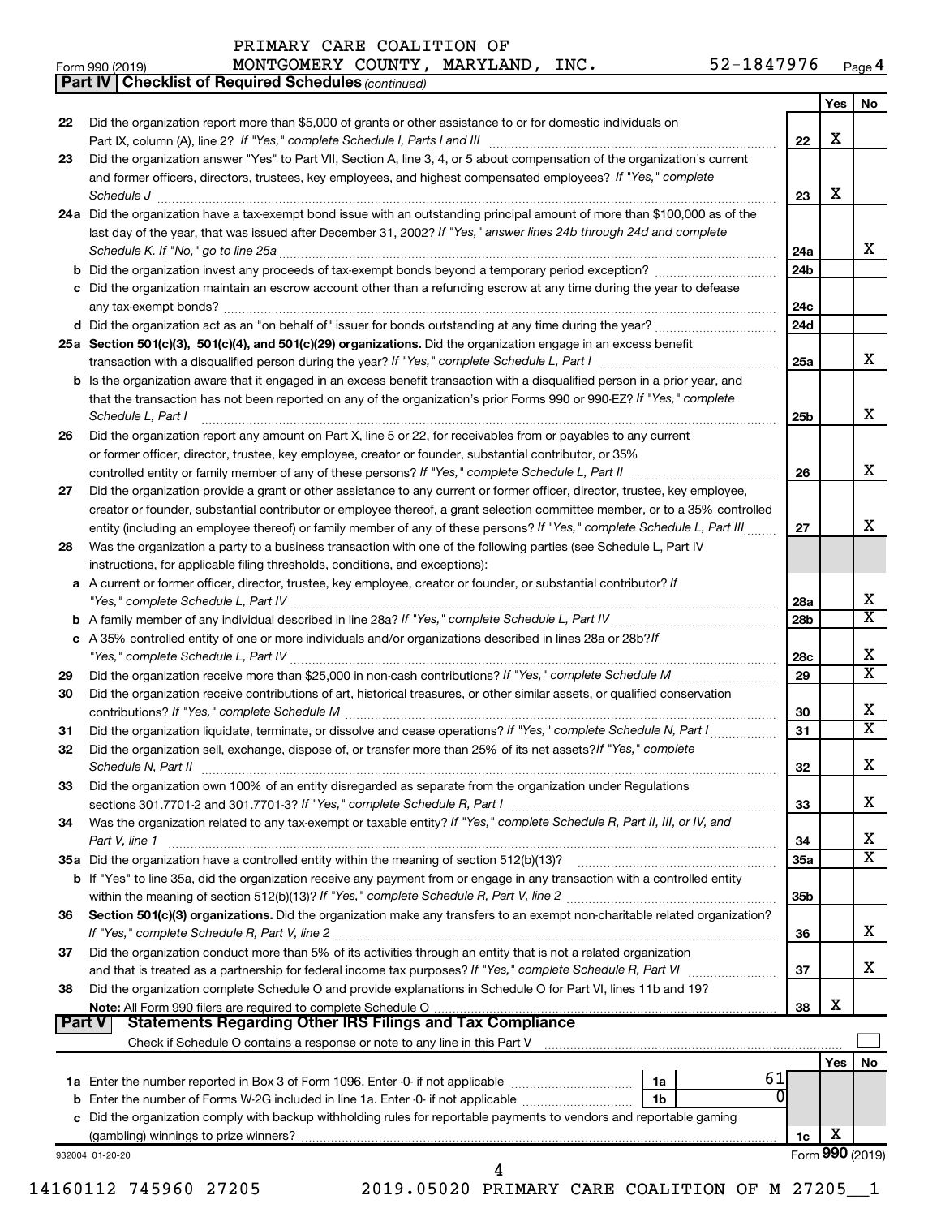PRIMARY CARE COALITION OF
Form 990 (2019) MONTGOMERY COUNTY, MARYLAND, INC. 52-1847976 Page 4

**Part IV | Checklist of Required Schedules** *(continued)*

| | | | Yes | No |
|---|---|---|---|---|
| 22 | Did the organization report more than $5,000 of grants or other assistance to or for domestic individuals on Part IX, column (A), line 2? *If "Yes," complete Schedule I, Parts I and III* | 22 | X | |
| 23 | Did the organization answer "Yes" to Part VII, Section A, line 3, 4, or 5 about compensation of the organization's current and former officers, directors, trustees, key employees, and highest compensated employees? *If "Yes," complete Schedule J* | 23 | X | |
| 24a | Did the organization have a tax-exempt bond issue with an outstanding principal amount of more than $100,000 as of the last day of the year, that was issued after December 31, 2002? *If "Yes," answer lines 24b through 24d and complete Schedule K. If "No," go to line 25a* | 24a | | X |
| b | Did the organization invest any proceeds of tax-exempt bonds beyond a temporary period exception? | 24b | | |
| c | Did the organization maintain an escrow account other than a refunding escrow at any time during the year to defease any tax-exempt bonds? | 24c | | |
| d | Did the organization act as an "on behalf of" issuer for bonds outstanding at any time during the year? | 24d | | |
| 25a | **Section 501(c)(3), 501(c)(4), and 501(c)(29) organizations.** Did the organization engage in an excess benefit transaction with a disqualified person during the year? *If "Yes," complete Schedule L, Part I* | 25a | | X |
| b | Is the organization aware that it engaged in an excess benefit transaction with a disqualified person in a prior year, and that the transaction has not been reported on any of the organization's prior Forms 990 or 990-EZ? *If "Yes," complete Schedule L, Part I* | 25b | | X |
| 26 | Did the organization report any amount on Part X, line 5 or 22, for receivables from or payables to any current or former officer, director, trustee, key employee, creator or founder, substantial contributor, or 35% controlled entity or family member of any of these persons? *If "Yes," complete Schedule L, Part II* | 26 | | X |
| 27 | Did the organization provide a grant or other assistance to any current or former officer, director, trustee, key employee, creator or founder, substantial contributor or employee thereof, a grant selection committee member, or to a 35% controlled entity (including an employee thereof) or family member of any of these persons? *If "Yes," complete Schedule L, Part III* | 27 | | X |
| 28 | Was the organization a party to a business transaction with one of the following parties (see Schedule L, Part IV instructions, for applicable filing thresholds, conditions, and exceptions): | | | |
| a | A current or former officer, director, trustee, key employee, creator or founder, or substantial contributor? *If "Yes," complete Schedule L, Part IV* | 28a | | X |
| b | A family member of any individual described in line 28a? *If "Yes," complete Schedule L, Part IV* | 28b | | X |
| c | A 35% controlled entity of one or more individuals and/or organizations described in lines 28a or 28b? *If "Yes," complete Schedule L, Part IV* | 28c | | X |
| 29 | Did the organization receive more than $25,000 in non-cash contributions? *If "Yes," complete Schedule M* | 29 | | X |
| 30 | Did the organization receive contributions of art, historical treasures, or other similar assets, or qualified conservation contributions? *If "Yes," complete Schedule M* | 30 | | X |
| 31 | Did the organization liquidate, terminate, or dissolve and cease operations? *If "Yes," complete Schedule N, Part I* | 31 | | X |
| 32 | Did the organization sell, exchange, dispose of, or transfer more than 25% of its net assets? *If "Yes," complete Schedule N, Part II* | 32 | | X |
| 33 | Did the organization own 100% of an entity disregarded as separate from the organization under Regulations sections 301.7701-2 and 301.7701-3? *If "Yes," complete Schedule R, Part I* | 33 | | X |
| 34 | Was the organization related to any tax-exempt or taxable entity? *If "Yes," complete Schedule R, Part II, III, or IV, and Part V, line 1* | 34 | | X |
| 35a | Did the organization have a controlled entity within the meaning of section 512(b)(13)? | 35a | | X |
| b | If "Yes" to line 35a, did the organization receive any payment from or engage in any transaction with a controlled entity within the meaning of section 512(b)(13)? *If "Yes," complete Schedule R, Part V, line 2* | 35b | | |
| 36 | **Section 501(c)(3) organizations.** Did the organization make any transfers to an exempt non-charitable related organization? *If "Yes," complete Schedule R, Part V, line 2* | 36 | | X |
| 37 | Did the organization conduct more than 5% of its activities through an entity that is not a related organization and that is treated as a partnership for federal income tax purposes? *If "Yes," complete Schedule R, Part VI* | 37 | | X |
| 38 | Did the organization complete Schedule O and provide explanations in Schedule O for Part VI, lines 11b and 19? **Note:** All Form 990 filers are required to complete Schedule O | 38 | X | |

**Part V | Statements Regarding Other IRS Filings and Tax Compliance**

Check if Schedule O contains a response or note to any line in this Part V

| | | | | | Yes | No |
|---|---|---|---|---|---|---|
| 1a | Enter the number reported in Box 3 of Form 1096. Enter -0- if not applicable | 1a | 61 | | | |
| b | Enter the number of Forms W-2G included in line 1a. Enter -0- if not applicable | 1b | 0 | | | |
| c | Did the organization comply with backup withholding rules for reportable payments to vendors and reportable gaming (gambling) winnings to prize winners? | | | 1c | X | |

932004 01-20-20 Form **990** (2019)

14160112 745960 27205 2019.05020 PRIMARY CARE COALITION OF M 27205__1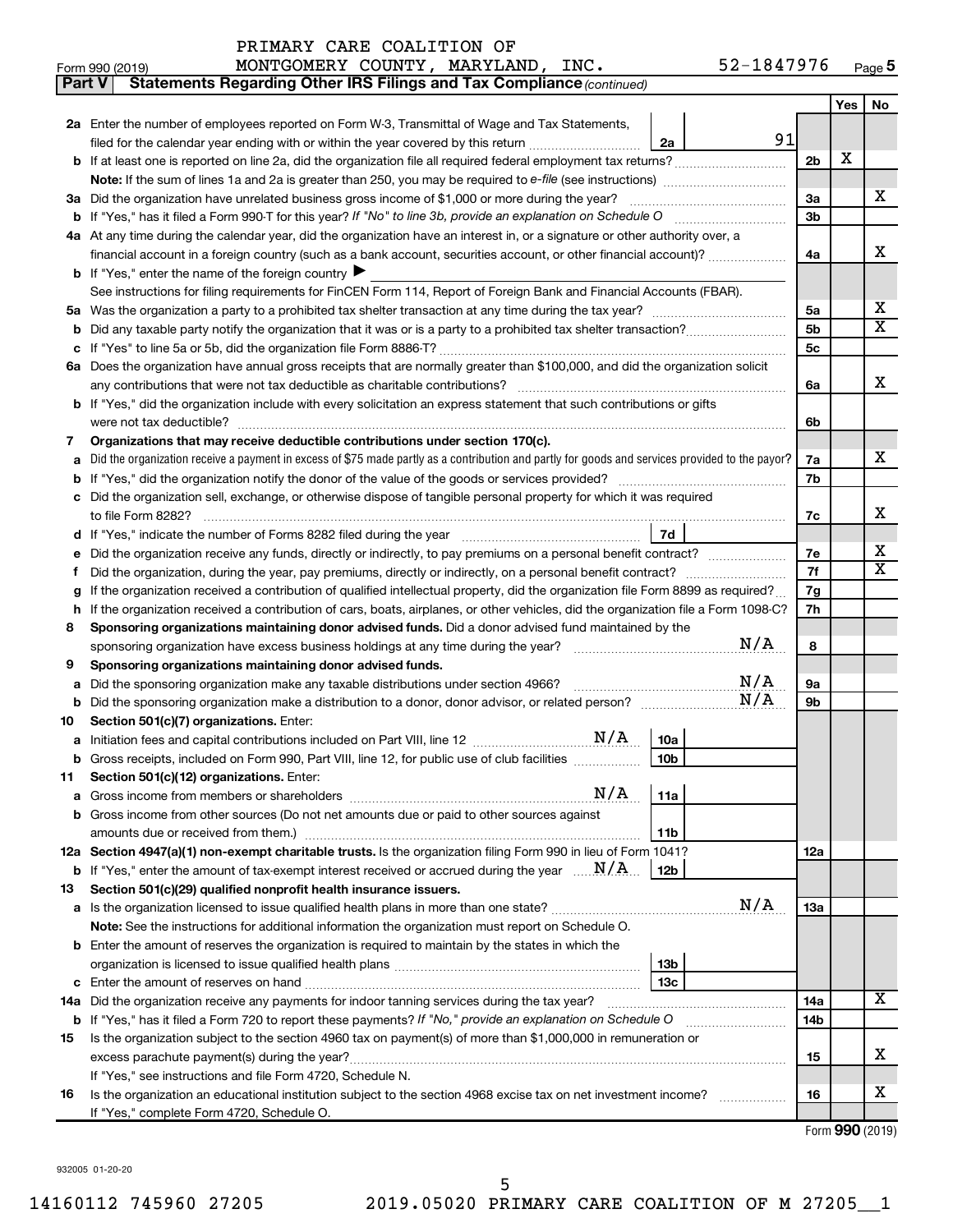PRIMARY CARE COALITION OF MONTGOMERY COUNTY, MARYLAND, INC. 52-1847976

Form 990 (2019)

**Part V Statements Regarding Other IRS Filings and Tax Compliance** *(continued)*

| | | | | Yes | No |
|---|---|---|---|---|---|
| **2a** | Enter the number of employees reported on Form W-3, Transmittal of Wage and Tax Statements, filed for the calendar year ending with or within the year covered by this return | 2a: 91 | | | |
| **b** | If at least one is reported on line 2a, did the organization file all required federal employment tax returns? | | 2b | X | |
| | **Note:** If the sum of lines 1a and 2a is greater than 250, you may be required to *e-file* (see instructions) | | | | |
| **3a** | Did the organization have unrelated business gross income of $1,000 or more during the year? | | 3a | | X |
| **b** | If "Yes," has it filed a Form 990-T for this year? *If "No" to line 3b, provide an explanation on Schedule O* | | 3b | | |
| **4a** | At any time during the calendar year, did the organization have an interest in, or a signature or other authority over, a financial account in a foreign country (such as a bank account, securities account, or other financial account)? | | 4a | | X |
| **b** | If "Yes," enter the name of the foreign country ▶ | | | | |
| | See instructions for filing requirements for FinCEN Form 114, Report of Foreign Bank and Financial Accounts (FBAR). | | | | |
| **5a** | Was the organization a party to a prohibited tax shelter transaction at any time during the tax year? | | 5a | | X |
| **b** | Did any taxable party notify the organization that it was or is a party to a prohibited tax shelter transaction? | | 5b | | X |
| **c** | If "Yes" to line 5a or 5b, did the organization file Form 8886-T? | | 5c | | |
| **6a** | Does the organization have annual gross receipts that are normally greater than $100,000, and did the organization solicit any contributions that were not tax deductible as charitable contributions? | | 6a | | X |
| **b** | If "Yes," did the organization include with every solicitation an express statement that such contributions or gifts were not tax deductible? | | 6b | | |
| **7** | **Organizations that may receive deductible contributions under section 170(c).** | | | | |
| **a** | Did the organization receive a payment in excess of $75 made partly as a contribution and partly for goods and services provided to the payor? | | 7a | | X |
| **b** | If "Yes," did the organization notify the donor of the value of the goods or services provided? | | 7b | | |
| **c** | Did the organization sell, exchange, or otherwise dispose of tangible personal property for which it was required to file Form 8282? | | 7c | | X |
| **d** | If "Yes," indicate the number of Forms 8282 filed during the year | 7d | | | |
| **e** | Did the organization receive any funds, directly or indirectly, to pay premiums on a personal benefit contract? | | 7e | | X |
| **f** | Did the organization, during the year, pay premiums, directly or indirectly, on a personal benefit contract? | | 7f | | X |
| **g** | If the organization received a contribution of qualified intellectual property, did the organization file Form 8899 as required? | | 7g | | |
| **h** | If the organization received a contribution of cars, boats, airplanes, or other vehicles, did the organization file a Form 1098-C? | | 7h | | |
| **8** | **Sponsoring organizations maintaining donor advised funds.** Did a donor advised fund maintained by the sponsoring organization have excess business holdings at any time during the year? N/A | | 8 | | |
| **9** | **Sponsoring organizations maintaining donor advised funds.** | | | | |
| **a** | Did the sponsoring organization make any taxable distributions under section 4966? N/A | | 9a | | |
| **b** | Did the sponsoring organization make a distribution to a donor, donor advisor, or related person? N/A | | 9b | | |
| **10** | **Section 501(c)(7) organizations.** Enter: | | | | |
| **a** | Initiation fees and capital contributions included on Part VIII, line 12 N/A | 10a | | | |
| **b** | Gross receipts, included on Form 990, Part VIII, line 12, for public use of club facilities | 10b | | | |
| **11** | **Section 501(c)(12) organizations.** Enter: | | | | |
| **a** | Gross income from members or shareholders N/A | 11a | | | |
| **b** | Gross income from other sources (Do not net amounts due or paid to other sources against amounts due or received from them.) | 11b | | | |
| **12a** | **Section 4947(a)(1) non-exempt charitable trusts.** Is the organization filing Form 990 in lieu of Form 1041? | | 12a | | |
| **b** | If "Yes," enter the amount of tax-exempt interest received or accrued during the year N/A | 12b | | | |
| **13** | **Section 501(c)(29) qualified nonprofit health insurance issuers.** | | | | |
| **a** | Is the organization licensed to issue qualified health plans in more than one state? N/A | | 13a | | |
| | **Note:** See the instructions for additional information the organization must report on Schedule O. | | | | |
| **b** | Enter the amount of reserves the organization is required to maintain by the states in which the organization is licensed to issue qualified health plans | 13b | | | |
| **c** | Enter the amount of reserves on hand | 13c | | | |
| **14a** | Did the organization receive any payments for indoor tanning services during the tax year? | | 14a | | X |
| **b** | If "Yes," has it filed a Form 720 to report these payments? *If "No," provide an explanation on Schedule O* | | 14b | | |
| **15** | Is the organization subject to the section 4960 tax on payment(s) of more than $1,000,000 in remuneration or excess parachute payment(s) during the year? | | 15 | | X |
| | If "Yes," see instructions and file Form 4720, Schedule N. | | | | |
| **16** | Is the organization an educational institution subject to the section 4968 excise tax on net investment income? | | 16 | | X |
| | If "Yes," complete Form 4720, Schedule O. | | | | |

Form **990** (2019)

932005 01-20-20

14160112 745960 27205 2019.05020 PRIMARY CARE COALITION OF M 27205__1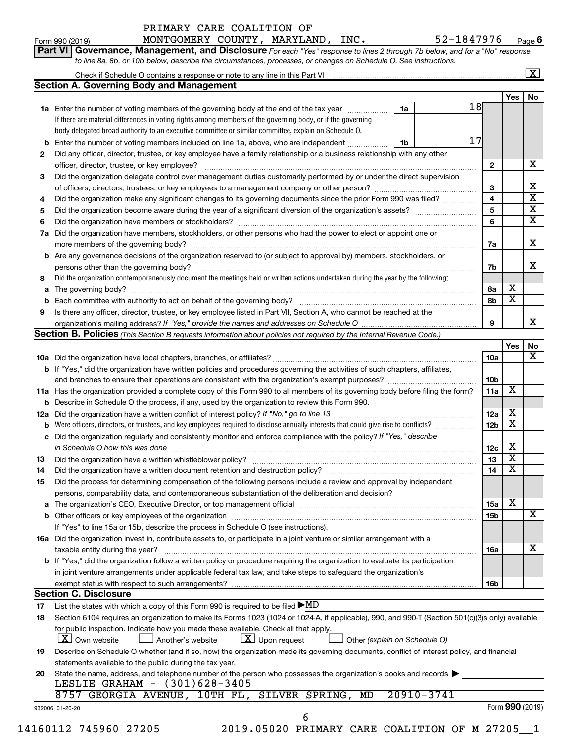PRIMARY CARE COALITION OF MONTGOMERY COUNTY, MARYLAND, INC. 52-1847976

Form 990 (2019) Page 6

**Part VI Governance, Management, and Disclosure** *For each "Yes" response to lines 2 through 7b below, and for a "No" response to line 8a, 8b, or 10b below, describe the circumstances, processes, or changes on Schedule O. See instructions.*

Check if Schedule O contains a response or note to any line in this Part VI [X]

**Section A. Governing Body and Management**

| | | | | Yes | No |
|---|---|---|---|---|---|
| **1a** | Enter the number of voting members of the governing body at the end of the tax year. If there are material differences in voting rights among members of the governing body, or if the governing body delegated broad authority to an executive committee or similar committee, explain on Schedule O. | 1a | 18 | | |
| **b** | Enter the number of voting members included on line 1a, above, who are independent | 1b | 17 | | |
| **2** | Did any officer, director, trustee, or key employee have a family relationship or a business relationship with any other officer, director, trustee, or key employee? | 2 | | | X |
| **3** | Did the organization delegate control over management duties customarily performed by or under the direct supervision of officers, directors, trustees, or key employees to a management company or other person? | 3 | | | X |
| **4** | Did the organization make any significant changes to its governing documents since the prior Form 990 was filed? | 4 | | | X |
| **5** | Did the organization become aware during the year of a significant diversion of the organization's assets? | 5 | | | X |
| **6** | Did the organization have members or stockholders? | 6 | | | X |
| **7a** | Did the organization have members, stockholders, or other persons who had the power to elect or appoint one or more members of the governing body? | 7a | | | X |
| **b** | Are any governance decisions of the organization reserved to (or subject to approval by) members, stockholders, or persons other than the governing body? | 7b | | | X |
| **8** | Did the organization contemporaneously document the meetings held or written actions undertaken during the year by the following: | | | | |
| **a** | The governing body? | 8a | | X | |
| **b** | Each committee with authority to act on behalf of the governing body? | 8b | | X | |
| **9** | Is there any officer, director, trustee, or key employee listed in Part VII, Section A, who cannot be reached at the organization's mailing address? *If "Yes," provide the names and addresses on Schedule O* | 9 | | | X |

**Section B. Policies** *(This Section B requests information about policies not required by the Internal Revenue Code.)*

| | | | Yes | No |
|---|---|---|---|---|
| **10a** | Did the organization have local chapters, branches, or affiliates? | 10a | | X |
| **b** | If "Yes," did the organization have written policies and procedures governing the activities of such chapters, affiliates, and branches to ensure their operations are consistent with the organization's exempt purposes? | 10b | | |
| **11a** | Has the organization provided a complete copy of this Form 990 to all members of its governing body before filing the form? | 11a | X | |
| **b** | Describe in Schedule O the process, if any, used by the organization to review this Form 990. | | | |
| **12a** | Did the organization have a written conflict of interest policy? *If "No," go to line 13* | 12a | X | |
| **b** | Were officers, directors, or trustees, and key employees required to disclose annually interests that could give rise to conflicts? | 12b | X | |
| **c** | Did the organization regularly and consistently monitor and enforce compliance with the policy? *If "Yes," describe in Schedule O how this was done* | 12c | X | |
| **13** | Did the organization have a written whistleblower policy? | 13 | X | |
| **14** | Did the organization have a written document retention and destruction policy? | 14 | X | |
| **15** | Did the process for determining compensation of the following persons include a review and approval by independent persons, comparability data, and contemporaneous substantiation of the deliberation and decision? | | | |
| **a** | The organization's CEO, Executive Director, or top management official | 15a | X | |
| **b** | Other officers or key employees of the organization | 15b | | X |
| | If "Yes" to line 15a or 15b, describe the process in Schedule O (see instructions). | | | |
| **16a** | Did the organization invest in, contribute assets to, or participate in a joint venture or similar arrangement with a taxable entity during the year? | 16a | | X |
| **b** | If "Yes," did the organization follow a written policy or procedure requiring the organization to evaluate its participation in joint venture arrangements under applicable federal tax law, and take steps to safeguard the organization's exempt status with respect to such arrangements? | 16b | | |

**Section C. Disclosure**

**17** List the states with which a copy of this Form 990 is required to be filed ▶MD

**18** Section 6104 requires an organization to make its Forms 1023 (1024 or 1024-A, if applicable), 990, and 990-T (Section 501(c)(3)s only) available for public inspection. Indicate how you made these available. Check all that apply.

[X] Own website [ ] Another's website [X] Upon request [ ] Other *(explain on Schedule O)*

**19** Describe on Schedule O whether (and if so, how) the organization made its governing documents, conflict of interest policy, and financial statements available to the public during the tax year.

**20** State the name, address, and telephone number of the person who possesses the organization's books and records ▶

LESLIE GRAHAM - (301)628-3405
8757 GEORGIA AVENUE, 10TH FL, SILVER SPRING, MD 20910-3741

932006 01-20-20 Form **990** (2019)

14160112 745960 27205 2019.05020 PRIMARY CARE COALITION OF M 27205__1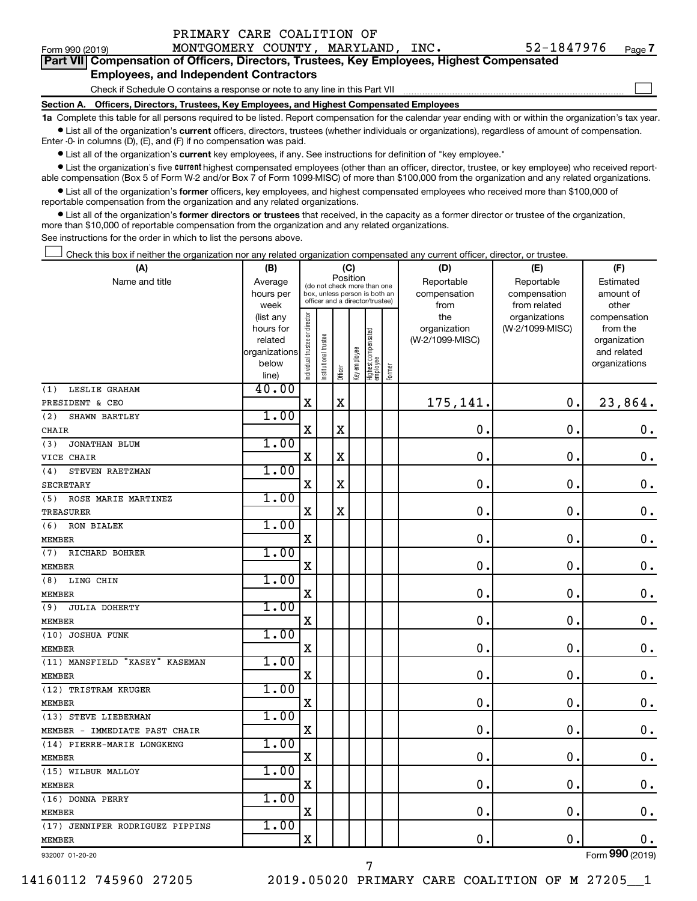PRIMARY CARE COALITION OF MONTGOMERY COUNTY, MARYLAND, INC. 52-1847976

Form 990 (2019) Page 7

## Part VII Compensation of Officers, Directors, Trustees, Key Employees, Highest Compensated Employees, and Independent Contractors

Check if Schedule O contains a response or note to any line in this Part VII ☐

### Section A. Officers, Directors, Trustees, Key Employees, and Highest Compensated Employees

**1a** Complete this table for all persons required to be listed. Report compensation for the calendar year ending with or within the organization's tax year.

- List all of the organization's **current** officers, directors, trustees (whether individuals or organizations), regardless of amount of compensation. Enter -0- in columns (D), (E), and (F) if no compensation was paid.
- List all of the organization's **current** key employees, if any. See instructions for definition of "key employee."
- List the organization's five **current** highest compensated employees (other than an officer, director, trustee, or key employee) who received reportable compensation (Box 5 of Form W-2 and/or Box 7 of Form 1099-MISC) of more than $100,000 from the organization and any related organizations.
- List all of the organization's **former** officers, key employees, and highest compensated employees who received more than $100,000 of reportable compensation from the organization and any related organizations.
- List all of the organization's **former directors or trustees** that received, in the capacity as a former director or trustee of the organization, more than $10,000 of reportable compensation from the organization and any related organizations.

See instructions for the order in which to list the persons above.

☐ Check this box if neither the organization nor any related organization compensated any current officer, director, or trustee.

| (A) Name and title | (B) Average hours per week (list any hours for related organizations below line) | (C) Position: Individual trustee or director | Institutional trustee | Officer | Key employee | Highest compensated employee | Former | (D) Reportable compensation from the organization (W-2/1099-MISC) | (E) Reportable compensation from related organizations (W-2/1099-MISC) | (F) Estimated amount of other compensation from the organization and related organizations |
|---|---|---|---|---|---|---|---|---|---|---|
| (1) LESLIE GRAHAM<br>PRESIDENT & CEO | 40.00 | X | | X | | | | 175,141. | 0. | 23,864. |
| (2) SHAWN BARTLEY<br>CHAIR | 1.00 | X | | X | | | | 0. | 0. | 0. |
| (3) JONATHAN BLUM<br>VICE CHAIR | 1.00 | X | | X | | | | 0. | 0. | 0. |
| (4) STEVEN RAETZMAN<br>SECRETARY | 1.00 | X | | X | | | | 0. | 0. | 0. |
| (5) ROSE MARIE MARTINEZ<br>TREASURER | 1.00 | X | | X | | | | 0. | 0. | 0. |
| (6) RON BIALEK<br>MEMBER | 1.00 | X | | | | | | 0. | 0. | 0. |
| (7) RICHARD BOHRER<br>MEMBER | 1.00 | X | | | | | | 0. | 0. | 0. |
| (8) LING CHIN<br>MEMBER | 1.00 | X | | | | | | 0. | 0. | 0. |
| (9) JULIA DOHERTY<br>MEMBER | 1.00 | X | | | | | | 0. | 0. | 0. |
| (10) JOSHUA FUNK<br>MEMBER | 1.00 | X | | | | | | 0. | 0. | 0. |
| (11) MANSFIELD "KASEY" KASEMAN<br>MEMBER | 1.00 | X | | | | | | 0. | 0. | 0. |
| (12) TRISTRAM KRUGER<br>MEMBER | 1.00 | X | | | | | | 0. | 0. | 0. |
| (13) STEVE LIEBERMAN<br>MEMBER - IMMEDIATE PAST CHAIR | 1.00 | X | | | | | | 0. | 0. | 0. |
| (14) PIERRE-MARIE LONGKENG<br>MEMBER | 1.00 | X | | | | | | 0. | 0. | 0. |
| (15) WILBUR MALLOY<br>MEMBER | 1.00 | X | | | | | | 0. | 0. | 0. |
| (16) DONNA PERRY<br>MEMBER | 1.00 | X | | | | | | 0. | 0. | 0. |
| (17) JENNIFER RODRIGUEZ PIPPINS<br>MEMBER | 1.00 | X | | | | | | 0. | 0. | 0. |

932007 01-20-20 Form **990** (2019)

14160112 745960 27205 2019.05020 PRIMARY CARE COALITION OF M 27205__1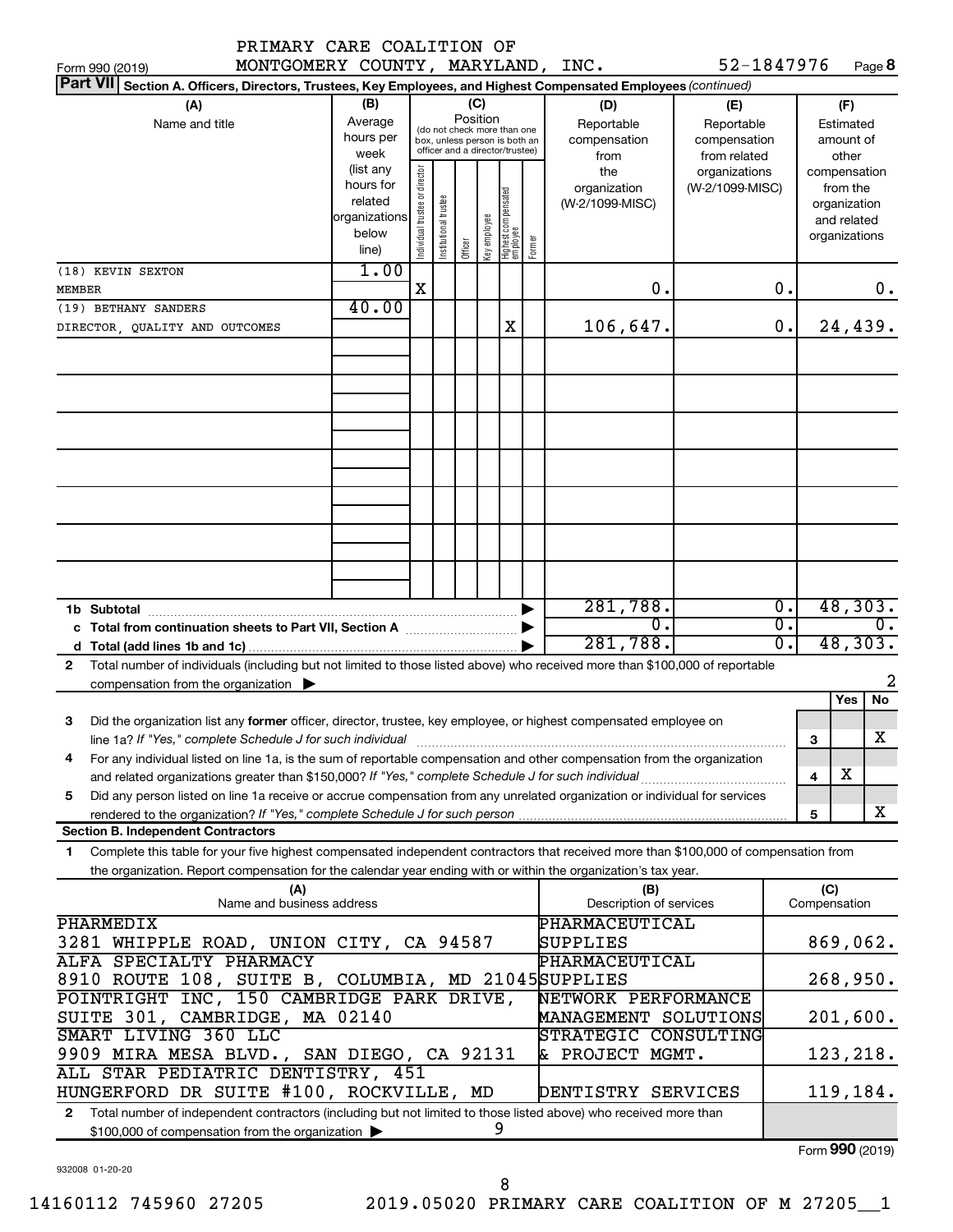PRIMARY CARE COALITION OF MONTGOMERY COUNTY, MARYLAND, INC. 52-1847976

Form 990 (2019) Page 8

**Part VII Section A. Officers, Directors, Trustees, Key Employees, and Highest Compensated Employees** *(continued)*

| (A) Name and title | (B) Average hours per week (list any hours for related organizations below line) | (C) Position: Individual trustee or director | Institutional trustee | Officer | Key employee | Highest compensated employee | Former | (D) Reportable compensation from the organization (W-2/1099-MISC) | (E) Reportable compensation from related organizations (W-2/1099-MISC) | (F) Estimated amount of other compensation from the organization and related organizations |
|---|---|---|---|---|---|---|---|---|---|---|
| (18) KEVIN SEXTON<br>MEMBER | 1.00 | X | | | | | | 0. | 0. | 0. |
| (19) BETHANY SANDERS<br>DIRECTOR, QUALITY AND OUTCOMES | 40.00 | | | | | X | | 106,647. | 0. | 24,439. |
| **1b Subtotal** | | | | | | | | 281,788. | 0. | 48,303. |
| **c Total from continuation sheets to Part VII, Section A** | | | | | | | | 0. | 0. | 0. |
| **d Total (add lines 1b and 1c)** | | | | | | | | 281,788. | 0. | 48,303. |

**2** Total number of individuals (including but not limited to those listed above) who received more than $100,000 of reportable compensation from the organization ▶ 2

| | | | Yes | No |
|---|---|---|---|---|
| **3** | Did the organization list any **former** officer, director, trustee, key employee, or highest compensated employee on line 1a? *If "Yes," complete Schedule J for such individual* | 3 | | X |
| **4** | For any individual listed on line 1a, is the sum of reportable compensation and other compensation from the organization and related organizations greater than $150,000? *If "Yes," complete Schedule J for such individual* | 4 | X | |
| **5** | Did any person listed on line 1a receive or accrue compensation from any unrelated organization or individual for services rendered to the organization? *If "Yes," complete Schedule J for such person* | 5 | | X |

**Section B. Independent Contractors**

**1** Complete this table for your five highest compensated independent contractors that received more than $100,000 of compensation from the organization. Report compensation for the calendar year ending with or within the organization's tax year.

| (A) Name and business address | (B) Description of services | (C) Compensation |
|---|---|---|
| PHARMEDIX<br>3281 WHIPPLE ROAD, UNION CITY, CA 94587 | PHARMACEUTICAL SUPPLIES | 869,062. |
| ALFA SPECIALTY PHARMACY<br>8910 ROUTE 108, SUITE B, COLUMBIA, MD 21045 | PHARMACEUTICAL SUPPLIES | 268,950. |
| POINTRIGHT INC, 150 CAMBRIDGE PARK DRIVE, SUITE 301, CAMBRIDGE, MA 02140 | NETWORK PERFORMANCE MANAGEMENT SOLUTIONS | 201,600. |
| SMART LIVING 360 LLC<br>9909 MIRA MESA BLVD., SAN DIEGO, CA 92131 | STRATEGIC CONSULTING & PROJECT MGMT. | 123,218. |
| ALL STAR PEDIATRIC DENTISTRY, 451 HUNGERFORD DR SUITE #100, ROCKVILLE, MD | DENTISTRY SERVICES | 119,184. |

**2** Total number of independent contractors (including but not limited to those listed above) who received more than $100,000 of compensation from the organization ▶ 9

Form **990** (2019)

932008 01-20-20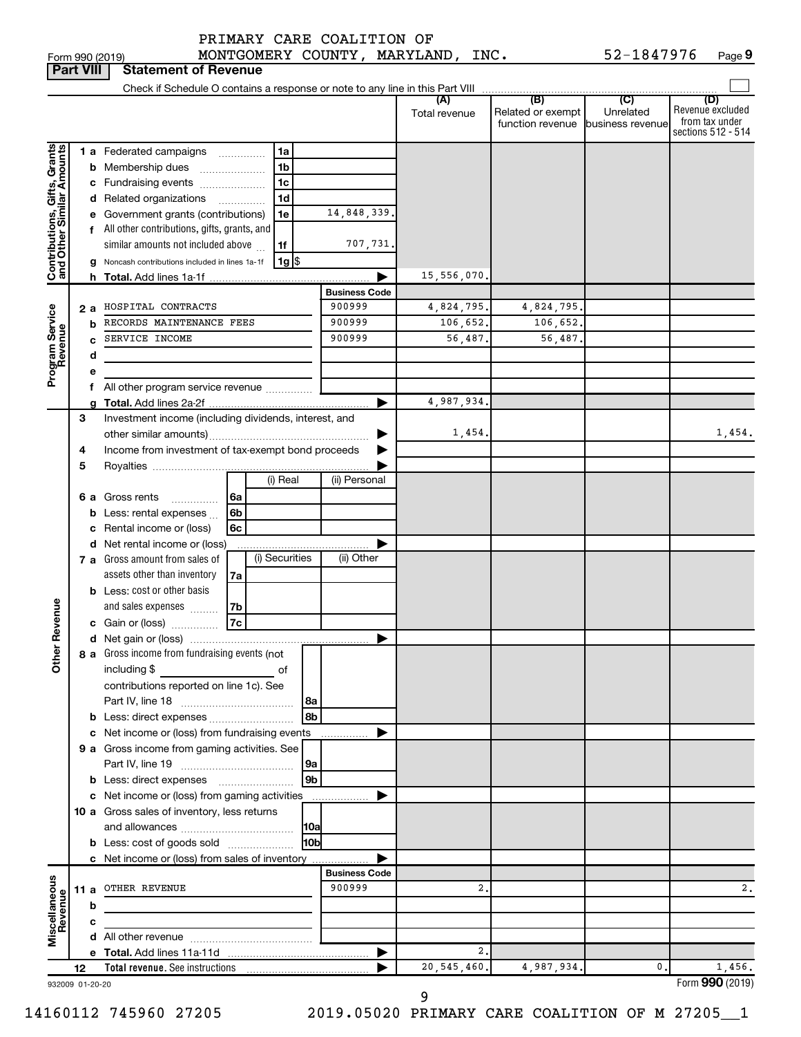PRIMARY CARE COALITION OF
Form 990 (2019) MONTGOMERY COUNTY, MARYLAND, INC. 52-1847976 Page 9

**Part VIII | Statement of Revenue**

Check if Schedule O contains a response or note to any line in this Part VIII ☐

| | | | | (A) Total revenue | (B) Related or exempt function revenue | (C) Unrelated business revenue | (D) Revenue excluded from tax under sections 512 - 514 |
|---|---|---|---|---|---|---|---|
| **Contributions, Gifts, Grants and Other Similar Amounts** | 1 a Federated campaigns | 1a | | | | | |
| | b Membership dues | 1b | | | | | |
| | c Fundraising events | 1c | | | | | |
| | d Related organizations | 1d | | | | | |
| | e Government grants (contributions) | 1e | 14,848,339. | | | | |
| | f All other contributions, gifts, grants, and similar amounts not included above | 1f | 707,731. | | | | |
| | g Noncash contributions included in lines 1a-1f | 1g | $ | | | | |
| | h **Total.** Add lines 1a-1f | | ▶ | 15,556,070. | | | |
| | | | **Business Code** | | | | |
| **Program Service Revenue** | 2 a HOSPITAL CONTRACTS | | 900999 | 4,824,795. | 4,824,795. | | |
| | b RECORDS MAINTENANCE FEES | | 900999 | 106,652. | 106,652. | | |
| | c SERVICE INCOME | | 900999 | 56,487. | 56,487. | | |
| | d | | | | | | |
| | e | | | | | | |
| | f All other program service revenue | | | | | | |
| | g **Total.** Add lines 2a-2f | | ▶ | 4,987,934. | | | |
| **Other Revenue** | 3 Investment income (including dividends, interest, and other similar amounts) | | ▶ | 1,454. | | | 1,454. |
| | 4 Income from investment of tax-exempt bond proceeds | | ▶ | | | | |
| | 5 Royalties | | ▶ | | | | |
| | | (i) Real | (ii) Personal | | | | |
| | 6 a Gross rents 6a | | | | | | |
| | b Less: rental expenses 6b | | | | | | |
| | c Rental income or (loss) 6c | | | | | | |
| | d Net rental income or (loss) | | ▶ | | | | |
| | | (i) Securities | (ii) Other | | | | |
| | 7 a Gross amount from sales of assets other than inventory 7a | | | | | | |
| | b Less: cost or other basis and sales expenses 7b | | | | | | |
| | c Gain or (loss) 7c | | | | | | |
| | d Net gain or (loss) | | ▶ | | | | |
| | 8 a Gross income from fundraising events (not including $ ______ of contributions reported on line 1c). See Part IV, line 18 | 8a | | | | | |
| | b Less: direct expenses | 8b | | | | | |
| | c Net income or (loss) from fundraising events | | ▶ | | | | |
| | 9 a Gross income from gaming activities. See Part IV, line 19 | 9a | | | | | |
| | b Less: direct expenses | 9b | | | | | |
| | c Net income or (loss) from gaming activities | | ▶ | | | | |
| | 10 a Gross sales of inventory, less returns and allowances | 10a | | | | | |
| | b Less: cost of goods sold | 10b | | | | | |
| | c Net income or (loss) from sales of inventory | | ▶ | | | | |
| | | | **Business Code** | | | | |
| **Miscellaneous Revenue** | 11 a OTHER REVENUE | | 900999 | 2. | | | 2. |
| | b | | | | | | |
| | c | | | | | | |
| | d All other revenue | | | | | | |
| | e **Total.** Add lines 11a-11d | | ▶ | 2. | | | |
| | 12 **Total revenue.** See instructions | | ▶ | 20,545,460. | 4,987,934. | 0. | 1,456. |

932009 01-20-20 Form **990** (2019)

14160112 745960 27205 2019.05020 PRIMARY CARE COALITION OF M 27205__1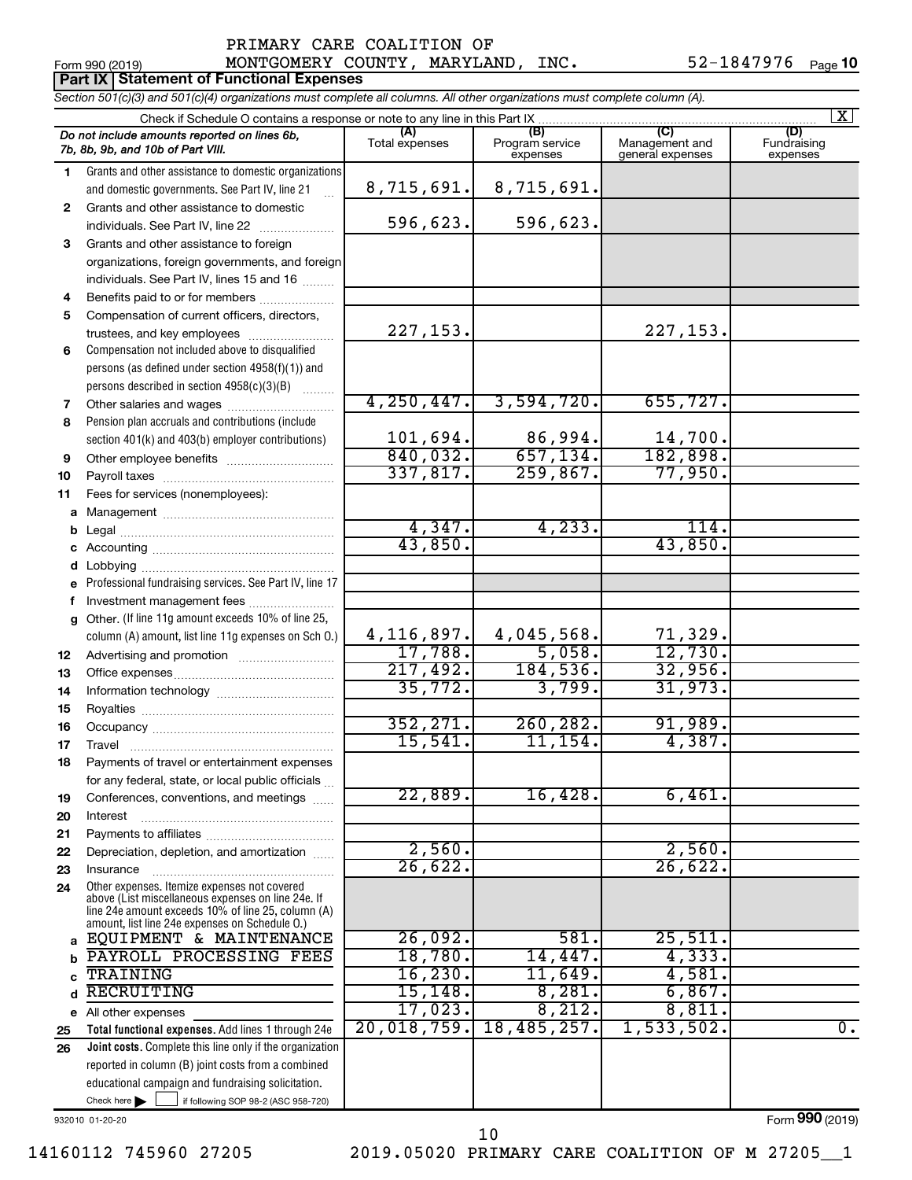PRIMARY CARE COALITION OF
Form 990 (2019) MONTGOMERY COUNTY, MARYLAND, INC. 52-1847976

## Part IX Statement of Functional Expenses

*Section 501(c)(3) and 501(c)(4) organizations must complete all columns. All other organizations must complete column (A).*

Check if Schedule O contains a response or note to any line in this Part IX [X]

| | *Do not include amounts reported on lines 6b, 7b, 8b, 9b, and 10b of Part VIII.* | (A) Total expenses | (B) Program service expenses | (C) Management and general expenses | (D) Fundraising expenses |
|---|---|---|---|---|---|
| 1 | Grants and other assistance to domestic organizations and domestic governments. See Part IV, line 21 | 8,715,691. | 8,715,691. | | |
| 2 | Grants and other assistance to domestic individuals. See Part IV, line 22 | 596,623. | 596,623. | | |
| 3 | Grants and other assistance to foreign organizations, foreign governments, and foreign individuals. See Part IV, lines 15 and 16 | | | | |
| 4 | Benefits paid to or for members | | | | |
| 5 | Compensation of current officers, directors, trustees, and key employees | 227,153. | | 227,153. | |
| 6 | Compensation not included above to disqualified persons (as defined under section 4958(f)(1)) and persons described in section 4958(c)(3)(B) | | | | |
| 7 | Other salaries and wages | 4,250,447. | 3,594,720. | 655,727. | |
| 8 | Pension plan accruals and contributions (include section 401(k) and 403(b) employer contributions) | 101,694. | 86,994. | 14,700. | |
| 9 | Other employee benefits | 840,032. | 657,134. | 182,898. | |
| 10 | Payroll taxes | 337,817. | 259,867. | 77,950. | |
| 11 | Fees for services (nonemployees): | | | | |
| a | Management | | | | |
| b | Legal | 4,347. | 4,233. | 114. | |
| c | Accounting | 43,850. | | 43,850. | |
| d | Lobbying | | | | |
| e | Professional fundraising services. See Part IV, line 17 | | | | |
| f | Investment management fees | | | | |
| g | Other. (If line 11g amount exceeds 10% of line 25, column (A) amount, list line 11g expenses on Sch O.) | 4,116,897. | 4,045,568. | 71,329. | |
| 12 | Advertising and promotion | 17,788. | 5,058. | 12,730. | |
| 13 | Office expenses | 217,492. | 184,536. | 32,956. | |
| 14 | Information technology | 35,772. | 3,799. | 31,973. | |
| 15 | Royalties | | | | |
| 16 | Occupancy | 352,271. | 260,282. | 91,989. | |
| 17 | Travel | 15,541. | 11,154. | 4,387. | |
| 18 | Payments of travel or entertainment expenses for any federal, state, or local public officials | | | | |
| 19 | Conferences, conventions, and meetings | 22,889. | 16,428. | 6,461. | |
| 20 | Interest | | | | |
| 21 | Payments to affiliates | | | | |
| 22 | Depreciation, depletion, and amortization | 2,560. | | 2,560. | |
| 23 | Insurance | 26,622. | | 26,622. | |
| 24 | Other expenses. Itemize expenses not covered above (List miscellaneous expenses on line 24e. If line 24e amount exceeds 10% of line 25, column (A) amount, list line 24e expenses on Schedule O.) | | | | |
| a | EQUIPMENT & MAINTENANCE | 26,092. | 581. | 25,511. | |
| b | PAYROLL PROCESSING FEES | 18,780. | 14,447. | 4,333. | |
| c | TRAINING | 16,230. | 11,649. | 4,581. | |
| d | RECRUITING | 15,148. | 8,281. | 6,867. | |
| e | All other expenses | 17,023. | 8,212. | 8,811. | |
| 25 | **Total functional expenses.** Add lines 1 through 24e | 20,018,759. | 18,485,257. | 1,533,502. | 0. |
| 26 | **Joint costs.** Complete this line only if the organization reported in column (B) joint costs from a combined educational campaign and fundraising solicitation. Check here [ ] if following SOP 98-2 (ASC 958-720) | | | | |

932010 01-20-20 Form **990** (2019)

14160112 745960 27205 2019.05020 PRIMARY CARE COALITION OF M 27205__1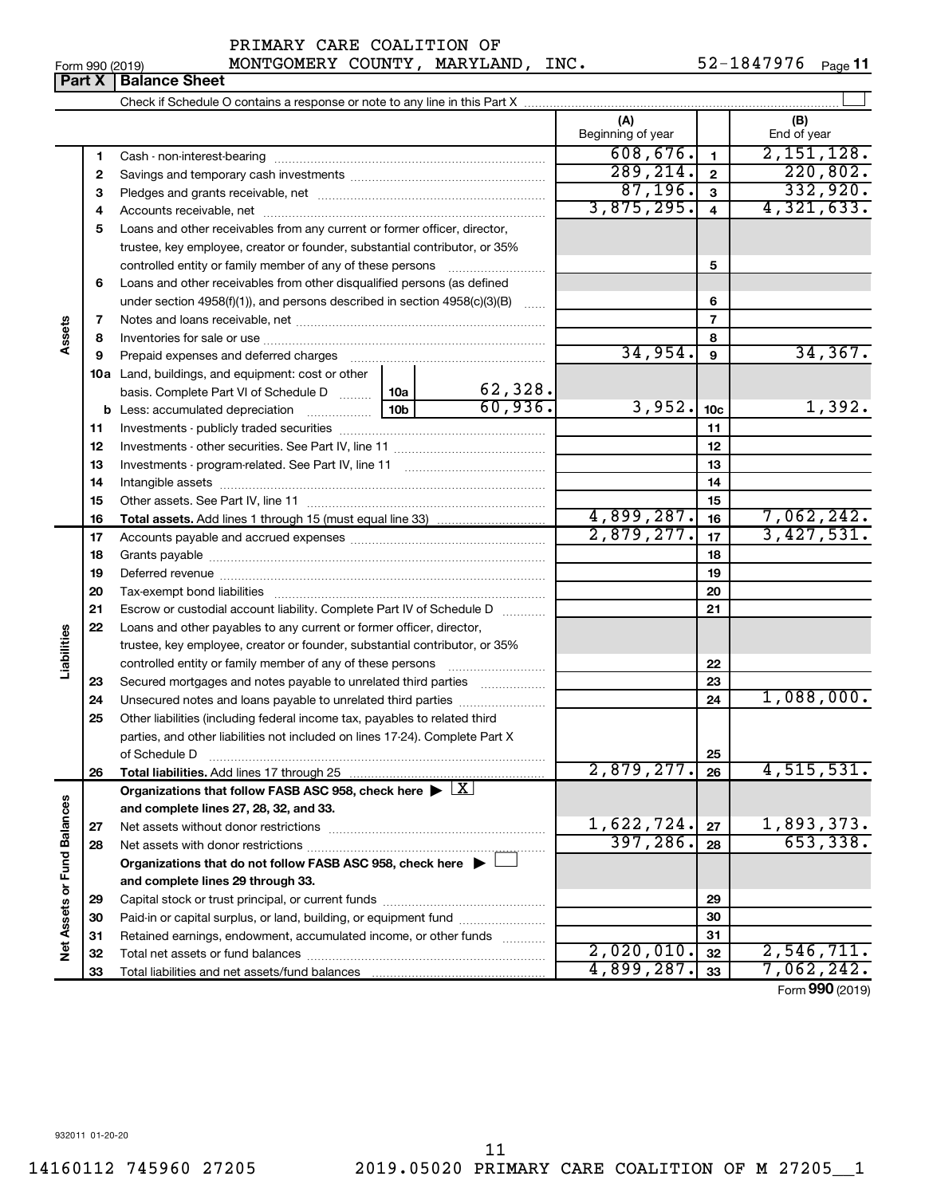PRIMARY CARE COALITION OF MONTGOMERY COUNTY, MARYLAND, INC. 52-1847976

Form 990 (2019)

## Part X Balance Sheet

Check if Schedule O contains a response or note to any line in this Part X

| | | | (A) Beginning of year | | (B) End of year |
|---|---|---|---|---|---|
| **Assets** | 1 | Cash - non-interest-bearing | 608,676. | 1 | 2,151,128. |
| | 2 | Savings and temporary cash investments | 289,214. | 2 | 220,802. |
| | 3 | Pledges and grants receivable, net | 87,196. | 3 | 332,920. |
| | 4 | Accounts receivable, net | 3,875,295. | 4 | 4,321,633. |
| | 5 | Loans and other receivables from any current or former officer, director, trustee, key employee, creator or founder, substantial contributor, or 35% controlled entity or family member of any of these persons | | 5 | |
| | 6 | Loans and other receivables from other disqualified persons (as defined under section 4958(f)(1)), and persons described in section 4958(c)(3)(B) | | 6 | |
| | 7 | Notes and loans receivable, net | | 7 | |
| | 8 | Inventories for sale or use | | 8 | |
| | 9 | Prepaid expenses and deferred charges | 34,954. | 9 | 34,367. |
| | 10a | Land, buildings, and equipment: cost or other basis. Complete Part VI of Schedule D — 10a: 62,328. | | | |
| | b | Less: accumulated depreciation — 10b: 60,936. | 3,952. | 10c | 1,392. |
| | 11 | Investments - publicly traded securities | | 11 | |
| | 12 | Investments - other securities. See Part IV, line 11 | | 12 | |
| | 13 | Investments - program-related. See Part IV, line 11 | | 13 | |
| | 14 | Intangible assets | | 14 | |
| | 15 | Other assets. See Part IV, line 11 | | 15 | |
| | 16 | **Total assets.** Add lines 1 through 15 (must equal line 33) | 4,899,287. | 16 | 7,062,242. |
| **Liabilities** | 17 | Accounts payable and accrued expenses | 2,879,277. | 17 | 3,427,531. |
| | 18 | Grants payable | | 18 | |
| | 19 | Deferred revenue | | 19 | |
| | 20 | Tax-exempt bond liabilities | | 20 | |
| | 21 | Escrow or custodial account liability. Complete Part IV of Schedule D | | 21 | |
| | 22 | Loans and other payables to any current or former officer, director, trustee, key employee, creator or founder, substantial contributor, or 35% controlled entity or family member of any of these persons | | 22 | |
| | 23 | Secured mortgages and notes payable to unrelated third parties | | 23 | |
| | 24 | Unsecured notes and loans payable to unrelated third parties | | 24 | 1,088,000. |
| | 25 | Other liabilities (including federal income tax, payables to related third parties, and other liabilities not included on lines 17-24). Complete Part X of Schedule D | | 25 | |
| | 26 | **Total liabilities.** Add lines 17 through 25 | 2,879,277. | 26 | 4,515,531. |
| **Net Assets or Fund Balances** | | **Organizations that follow FASB ASC 958, check here ▶ [X] and complete lines 27, 28, 32, and 33.** | | | |
| | 27 | Net assets without donor restrictions | 1,622,724. | 27 | 1,893,373. |
| | 28 | Net assets with donor restrictions | 397,286. | 28 | 653,338. |
| | | **Organizations that do not follow FASB ASC 958, check here ▶ [ ] and complete lines 29 through 33.** | | | |
| | 29 | Capital stock or trust principal, or current funds | | 29 | |
| | 30 | Paid-in or capital surplus, or land, building, or equipment fund | | 30 | |
| | 31 | Retained earnings, endowment, accumulated income, or other funds | | 31 | |
| | 32 | Total net assets or fund balances | 2,020,010. | 32 | 2,546,711. |
| | 33 | Total liabilities and net assets/fund balances | 4,899,287. | 33 | 7,062,242. |

Form **990** (2019)

932011 01-20-20

14160112 745960 27205 2019.05020 PRIMARY CARE COALITION OF M 27205__1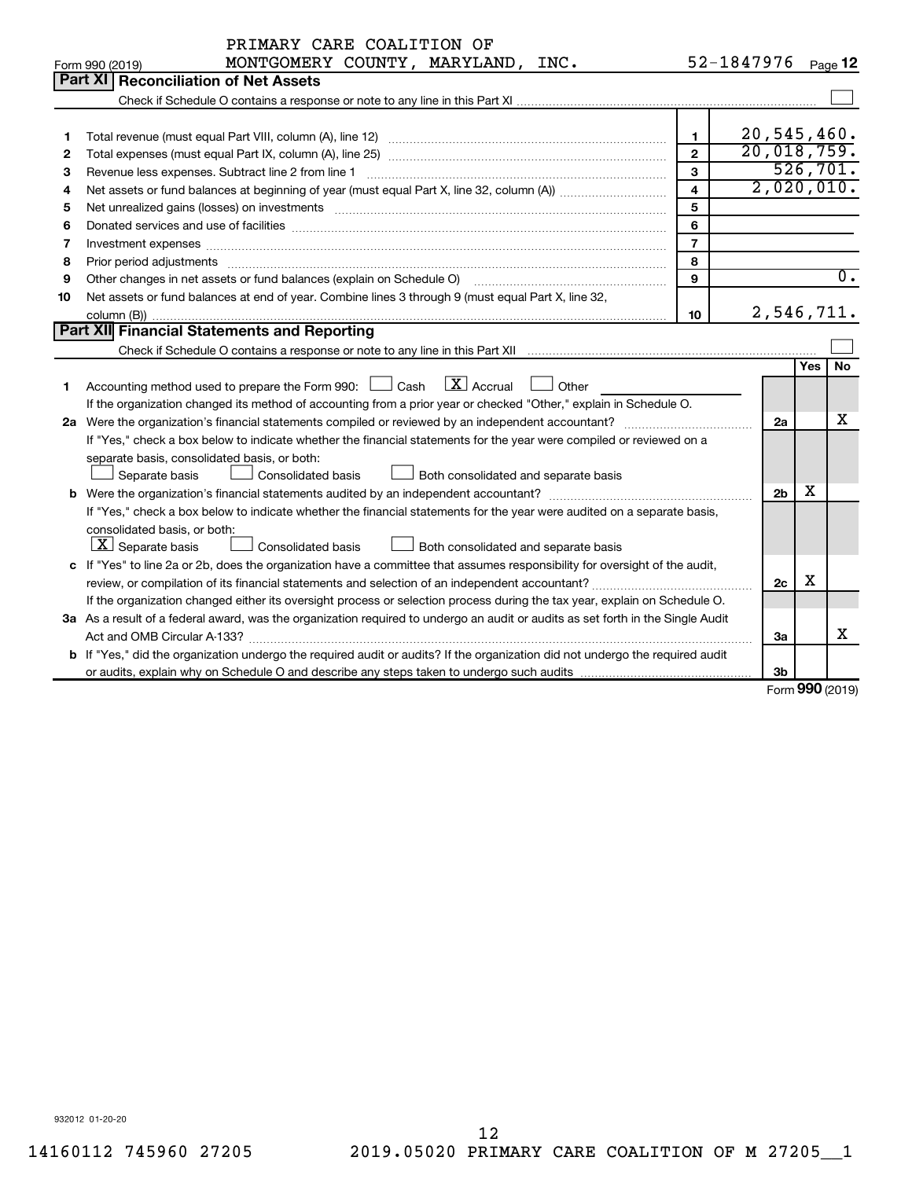PRIMARY CARE COALITION OF MONTGOMERY COUNTY, MARYLAND, INC. 52-1847976

Form 990 (2019) Page **12**

## Part XI Reconciliation of Net Assets

Check if Schedule O contains a response or note to any line in this Part XI ☐

| | | | |
|---|---|---|---|
| 1 | Total revenue (must equal Part VIII, column (A), line 12) | 1 | 20,545,460. |
| 2 | Total expenses (must equal Part IX, column (A), line 25) | 2 | 20,018,759. |
| 3 | Revenue less expenses. Subtract line 2 from line 1 | 3 | 526,701. |
| 4 | Net assets or fund balances at beginning of year (must equal Part X, line 32, column (A)) | 4 | 2,020,010. |
| 5 | Net unrealized gains (losses) on investments | 5 | |
| 6 | Donated services and use of facilities | 6 | |
| 7 | Investment expenses | 7 | |
| 8 | Prior period adjustments | 8 | |
| 9 | Other changes in net assets or fund balances (explain on Schedule O) | 9 | 0. |
| 10 | Net assets or fund balances at end of year. Combine lines 3 through 9 (must equal Part X, line 32, column (B)) | 10 | 2,546,711. |

## Part XII Financial Statements and Reporting

Check if Schedule O contains a response or note to any line in this Part XII ☐

| | | | Yes | No |
|---|---|---|---|---|
| 1 | Accounting method used to prepare the Form 990: ☐ Cash ☒ Accrual ☐ Other<br>If the organization changed its method of accounting from a prior year or checked "Other," explain in Schedule O. | | | |
| 2a | Were the organization's financial statements compiled or reviewed by an independent accountant?<br>If "Yes," check a box below to indicate whether the financial statements for the year were compiled or reviewed on a separate basis, consolidated basis, or both:<br>☐ Separate basis ☐ Consolidated basis ☐ Both consolidated and separate basis | 2a | | X |
| b | Were the organization's financial statements audited by an independent accountant?<br>If "Yes," check a box below to indicate whether the financial statements for the year were audited on a separate basis, consolidated basis, or both:<br>☒ Separate basis ☐ Consolidated basis ☐ Both consolidated and separate basis | 2b | X | |
| c | If "Yes" to line 2a or 2b, does the organization have a committee that assumes responsibility for oversight of the audit, review, or compilation of its financial statements and selection of an independent accountant?<br>If the organization changed either its oversight process or selection process during the tax year, explain on Schedule O. | 2c | X | |
| 3a | As a result of a federal award, was the organization required to undergo an audit or audits as set forth in the Single Audit Act and OMB Circular A-133? | 3a | | X |
| b | If "Yes," did the organization undergo the required audit or audits? If the organization did not undergo the required audit or audits, explain why on Schedule O and describe any steps taken to undergo such audits | 3b | | |

Form **990** (2019)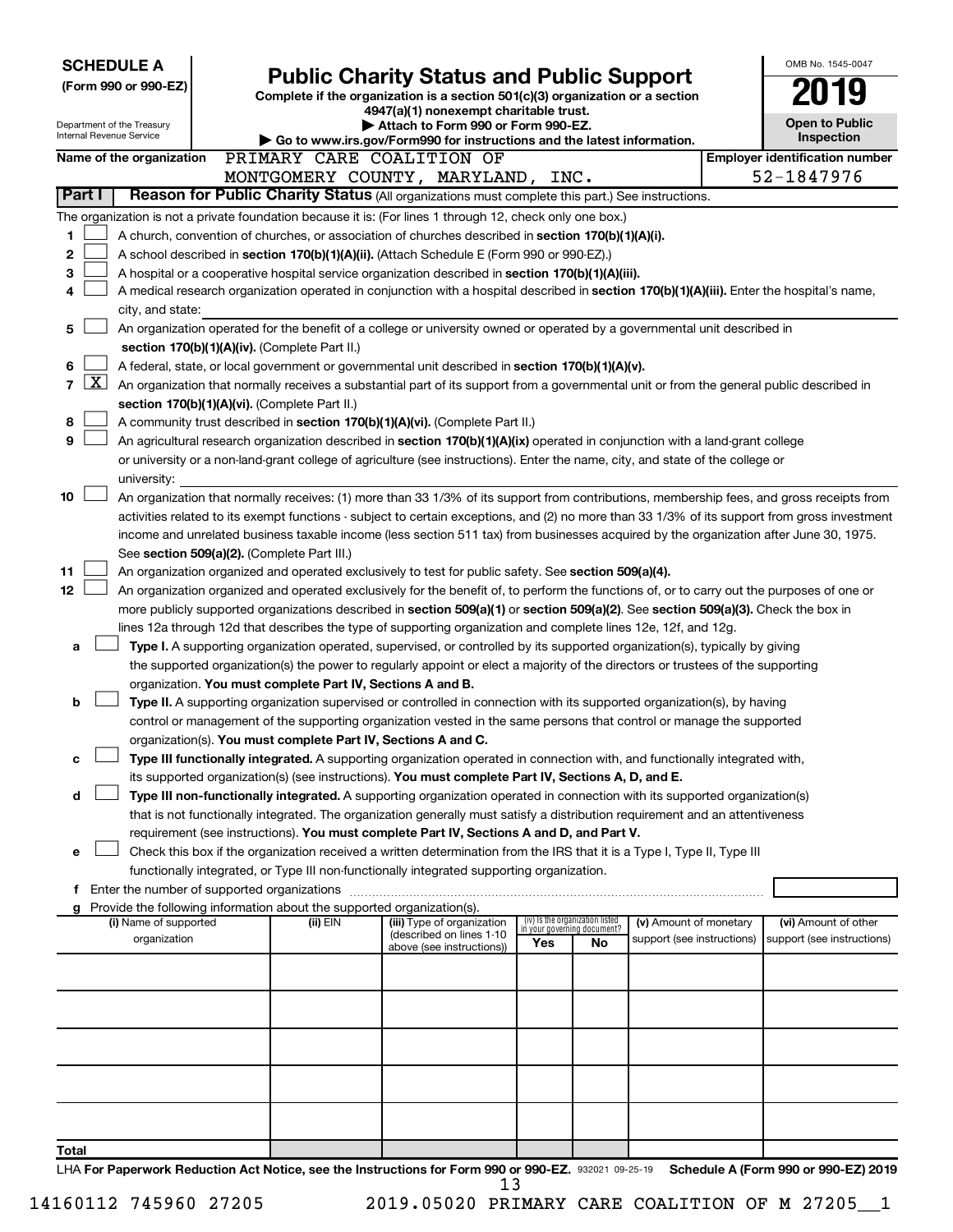**SCHEDULE A**
**(Form 990 or 990-EZ)**

Department of the Treasury
Internal Revenue Service

# Public Charity Status and Public Support

**Complete if the organization is a section 501(c)(3) organization or a section 4947(a)(1) nonexempt charitable trust.**
**▶ Attach to Form 990 or Form 990-EZ.**
**▶ Go to www.irs.gov/Form990 for instructions and the latest information.**

OMB No. 1545-0047

**2019**

**Open to Public Inspection**

**Name of the organization** PRIMARY CARE COALITION OF MONTGOMERY COUNTY, MARYLAND, INC.

**Employer identification number** 52-1847976

**Part I** **Reason for Public Charity Status** (All organizations must complete this part.) See instructions.

The organization is not a private foundation because it is: (For lines 1 through 12, check only one box.)

1 ☐ A church, convention of churches, or association of churches described in **section 170(b)(1)(A)(i).**

2 ☐ A school described in **section 170(b)(1)(A)(ii).** (Attach Schedule E (Form 990 or 990-EZ).)

3 ☐ A hospital or a cooperative hospital service organization described in **section 170(b)(1)(A)(iii).**

4 ☐ A medical research organization operated in conjunction with a hospital described in **section 170(b)(1)(A)(iii).** Enter the hospital's name, city, and state:

5 ☐ An organization operated for the benefit of a college or university owned or operated by a governmental unit described in **section 170(b)(1)(A)(iv).** (Complete Part II.)

6 ☐ A federal, state, or local government or governmental unit described in **section 170(b)(1)(A)(v).**

7 ☒ An organization that normally receives a substantial part of its support from a governmental unit or from the general public described in **section 170(b)(1)(A)(vi).** (Complete Part II.)

8 ☐ A community trust described in **section 170(b)(1)(A)(vi).** (Complete Part II.)

9 ☐ An agricultural research organization described in **section 170(b)(1)(A)(ix)** operated in conjunction with a land-grant college or university or a non-land-grant college of agriculture (see instructions). Enter the name, city, and state of the college or university:

10 ☐ An organization that normally receives: (1) more than 33 1/3% of its support from contributions, membership fees, and gross receipts from activities related to its exempt functions - subject to certain exceptions, and (2) no more than 33 1/3% of its support from gross investment income and unrelated business taxable income (less section 511 tax) from businesses acquired by the organization after June 30, 1975. See **section 509(a)(2).** (Complete Part III.)

11 ☐ An organization organized and operated exclusively to test for public safety. See **section 509(a)(4).**

12 ☐ An organization organized and operated exclusively for the benefit of, to perform the functions of, or to carry out the purposes of one or more publicly supported organizations described in **section 509(a)(1)** or **section 509(a)(2)**. See **section 509(a)(3).** Check the box in lines 12a through 12d that describes the type of supporting organization and complete lines 12e, 12f, and 12g.

a ☐ **Type I.** A supporting organization operated, supervised, or controlled by its supported organization(s), typically by giving the supported organization(s) the power to regularly appoint or elect a majority of the directors or trustees of the supporting organization. **You must complete Part IV, Sections A and B.**

b ☐ **Type II.** A supporting organization supervised or controlled in connection with its supported organization(s), by having control or management of the supporting organization vested in the same persons that control or manage the supported organization(s). **You must complete Part IV, Sections A and C.**

c ☐ **Type III functionally integrated.** A supporting organization operated in connection with, and functionally integrated with, its supported organization(s) (see instructions). **You must complete Part IV, Sections A, D, and E.**

d ☐ **Type III non-functionally integrated.** A supporting organization operated in connection with its supported organization(s) that is not functionally integrated. The organization generally must satisfy a distribution requirement and an attentiveness requirement (see instructions). **You must complete Part IV, Sections A and D, and Part V.**

e ☐ Check this box if the organization received a written determination from the IRS that it is a Type I, Type II, Type III functionally integrated, or Type III non-functionally integrated supporting organization.

f Enter the number of supported organizations

g Provide the following information about the supported organization(s).

| (i) Name of supported organization | (ii) EIN | (iii) Type of organization (described on lines 1-10 above (see instructions)) | (iv) Is the organization listed in your governing document? Yes | No | (v) Amount of monetary support (see instructions) | (vi) Amount of other support (see instructions) |
|---|---|---|---|---|---|---|
| | | | | | | |
| | | | | | | |
| | | | | | | |
| | | | | | | |
| | | | | | | |
| **Total** | | | | | | |

LHA **For Paperwork Reduction Act Notice, see the Instructions for Form 990 or 990-EZ.** 932021 09-25-19 **Schedule A (Form 990 or 990-EZ) 2019**

14160112 745960 27205 2019.05020 PRIMARY CARE COALITION OF M 27205__1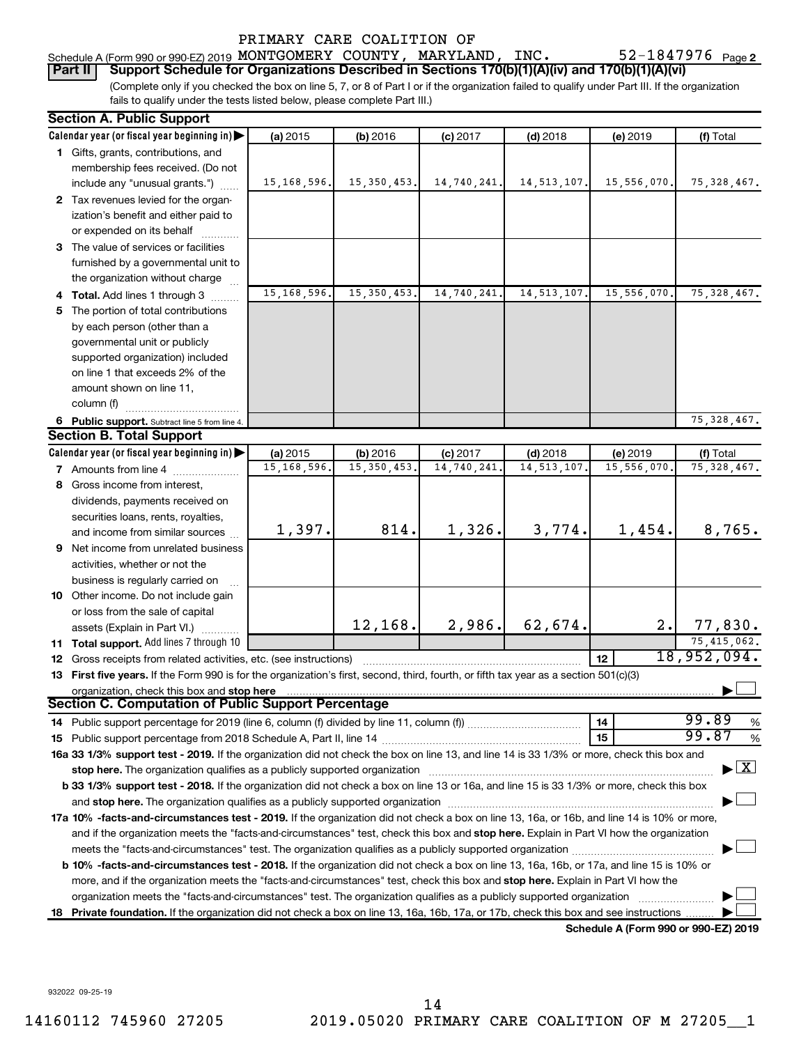PRIMARY CARE COALITION OF

Schedule A (Form 990 or 990-EZ) 2019 MONTGOMERY COUNTY, MARYLAND, INC. 52-1847976 Page 2

**Part II** **Support Schedule for Organizations Described in Sections 170(b)(1)(A)(iv) and 170(b)(1)(A)(vi)**

(Complete only if you checked the box on line 5, 7, or 8 of Part I or if the organization failed to qualify under Part III. If the organization fails to qualify under the tests listed below, please complete Part III.)

## Section A. Public Support

| Calendar year (or fiscal year beginning in) | (a) 2015 | (b) 2016 | (c) 2017 | (d) 2018 | (e) 2019 | (f) Total |
|---|---|---|---|---|---|---|
| **1** Gifts, grants, contributions, and membership fees received. (Do not include any "unusual grants.") | 15,168,596. | 15,350,453. | 14,740,241. | 14,513,107. | 15,556,070. | 75,328,467. |
| **2** Tax revenues levied for the organization's benefit and either paid to or expended on its behalf | | | | | | |
| **3** The value of services or facilities furnished by a governmental unit to the organization without charge | | | | | | |
| **4 Total.** Add lines 1 through 3 | 15,168,596. | 15,350,453. | 14,740,241. | 14,513,107. | 15,556,070. | 75,328,467. |
| **5** The portion of total contributions by each person (other than a governmental unit or publicly supported organization) included on line 1 that exceeds 2% of the amount shown on line 11, column (f) | | | | | | |
| **6 Public support.** Subtract line 5 from line 4. | | | | | | 75,328,467. |

## Section B. Total Support

| Calendar year (or fiscal year beginning in) | (a) 2015 | (b) 2016 | (c) 2017 | (d) 2018 | (e) 2019 | (f) Total |
|---|---|---|---|---|---|---|
| **7** Amounts from line 4 | 15,168,596. | 15,350,453. | 14,740,241. | 14,513,107. | 15,556,070. | 75,328,467. |
| **8** Gross income from interest, dividends, payments received on securities loans, rents, royalties, and income from similar sources | 1,397. | 814. | 1,326. | 3,774. | 1,454. | 8,765. |
| **9** Net income from unrelated business activities, whether or not the business is regularly carried on | | | | | | |
| **10** Other income. Do not include gain or loss from the sale of capital assets (Explain in Part VI.) | | 12,168. | 2,986. | 62,674. | 2. | 77,830. |
| **11 Total support.** Add lines 7 through 10 | | | | | | 75,415,062. |

**12** Gross receipts from related activities, etc. (see instructions) | **12** | 18,952,094.

**13 First five years.** If the Form 990 is for the organization's first, second, third, fourth, or fifth tax year as a section 501(c)(3) organization, check this box and **stop here** ☐

## Section C. Computation of Public Support Percentage

**14** Public support percentage for 2019 (line 6, column (f) divided by line 11, column (f)) | **14** | 99.89 %

**15** Public support percentage from 2018 Schedule A, Part II, line 14 | **15** | 99.87 %

**16a 33 1/3% support test - 2019.** If the organization did not check the box on line 13, and line 14 is 33 1/3% or more, check this box and **stop here.** The organization qualifies as a publicly supported organization ☒

**b 33 1/3% support test - 2018.** If the organization did not check a box on line 13 or 16a, and line 15 is 33 1/3% or more, check this box and **stop here.** The organization qualifies as a publicly supported organization ☐

**17a 10% -facts-and-circumstances test - 2019.** If the organization did not check a box on line 13, 16a, or 16b, and line 14 is 10% or more, and if the organization meets the "facts-and-circumstances" test, check this box and **stop here.** Explain in Part VI how the organization meets the "facts-and-circumstances" test. The organization qualifies as a publicly supported organization ☐

**b 10% -facts-and-circumstances test - 2018.** If the organization did not check a box on line 13, 16a, 16b, or 17a, and line 15 is 10% or more, and if the organization meets the "facts-and-circumstances" test, check this box and **stop here.** Explain in Part VI how the organization meets the "facts-and-circumstances" test. The organization qualifies as a publicly supported organization ☐

**18 Private foundation.** If the organization did not check a box on line 13, 16a, 16b, 17a, or 17b, check this box and see instructions ☐

**Schedule A (Form 990 or 990-EZ) 2019**

932022 09-25-19

14160112 745960 27205 2019.05020 PRIMARY CARE COALITION OF M 27205__1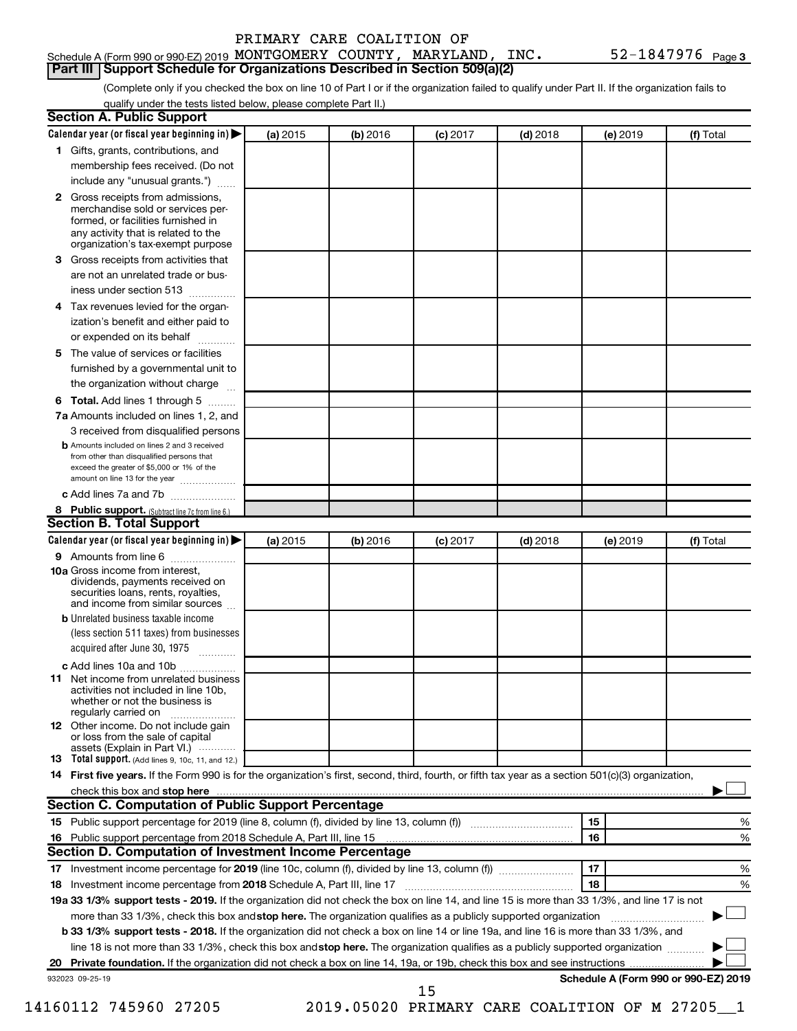PRIMARY CARE COALITION OF

Schedule A (Form 990 or 990-EZ) 2019 MONTGOMERY COUNTY, MARYLAND, INC. 52-1847976 Page 3

## Part III Support Schedule for Organizations Described in Section 509(a)(2)

(Complete only if you checked the box on line 10 of Part I or if the organization failed to qualify under Part II. If the organization fails to qualify under the tests listed below, please complete Part II.)

### Section A. Public Support

| Calendar year (or fiscal year beginning in) ▶ | (a) 2015 | (b) 2016 | (c) 2017 | (d) 2018 | (e) 2019 | (f) Total |
|---|---|---|---|---|---|---|
| **1** Gifts, grants, contributions, and membership fees received. (Do not include any "unusual grants.") | | | | | | |
| **2** Gross receipts from admissions, merchandise sold or services performed, or facilities furnished in any activity that is related to the organization's tax-exempt purpose | | | | | | |
| **3** Gross receipts from activities that are not an unrelated trade or business under section 513 | | | | | | |
| **4** Tax revenues levied for the organization's benefit and either paid to or expended on its behalf | | | | | | |
| **5** The value of services or facilities furnished by a governmental unit to the organization without charge | | | | | | |
| **6 Total.** Add lines 1 through 5 | | | | | | |
| **7a** Amounts included on lines 1, 2, and 3 received from disqualified persons | | | | | | |
| **b** Amounts included on lines 2 and 3 received from other than disqualified persons that exceed the greater of $5,000 or 1% of the amount on line 13 for the year | | | | | | |
| **c** Add lines 7a and 7b | | | | | | |
| **8 Public support.** (Subtract line 7c from line 6.) | | | | | | |

### Section B. Total Support

| Calendar year (or fiscal year beginning in) ▶ | (a) 2015 | (b) 2016 | (c) 2017 | (d) 2018 | (e) 2019 | (f) Total |
|---|---|---|---|---|---|---|
| **9** Amounts from line 6 | | | | | | |
| **10a** Gross income from interest, dividends, payments received on securities loans, rents, royalties, and income from similar sources | | | | | | |
| **b** Unrelated business taxable income (less section 511 taxes) from businesses acquired after June 30, 1975 | | | | | | |
| **c** Add lines 10a and 10b | | | | | | |
| **11** Net income from unrelated business activities not included in line 10b, whether or not the business is regularly carried on | | | | | | |
| **12** Other income. Do not include gain or loss from the sale of capital assets (Explain in Part VI.) | | | | | | |
| **13 Total support.** (Add lines 9, 10c, 11, and 12.) | | | | | | |

**14 First five years.** If the Form 990 is for the organization's first, second, third, fourth, or fifth tax year as a section 501(c)(3) organization, check this box and **stop here** ▶ ☐

### Section C. Computation of Public Support Percentage

| | | | |
|---|---|---|---|
| **15** | Public support percentage for 2019 (line 8, column (f), divided by line 13, column (f)) | 15 | % |
| **16** | Public support percentage from 2018 Schedule A, Part III, line 15 | 16 | % |

### Section D. Computation of Investment Income Percentage

| | | | |
|---|---|---|---|
| **17** | Investment income percentage for **2019** (line 10c, column (f), divided by line 13, column (f)) | 17 | % |
| **18** | Investment income percentage from **2018** Schedule A, Part III, line 17 | 18 | % |

**19a 33 1/3% support tests - 2019.** If the organization did not check the box on line 14, and line 15 is more than 33 1/3%, and line 17 is not more than 33 1/3%, check this box and **stop here.** The organization qualifies as a publicly supported organization ▶ ☐

**b 33 1/3% support tests - 2018.** If the organization did not check a box on line 14 or line 19a, and line 16 is more than 33 1/3%, and line 18 is not more than 33 1/3%, check this box and **stop here.** The organization qualifies as a publicly supported organization ▶ ☐

**20 Private foundation.** If the organization did not check a box on line 14, 19a, or 19b, check this box and see instructions ▶ ☐

932023 09-25-19 **Schedule A (Form 990 or 990-EZ) 2019**

14160112 745960 27205 2019.05020 PRIMARY CARE COALITION OF M 27205__1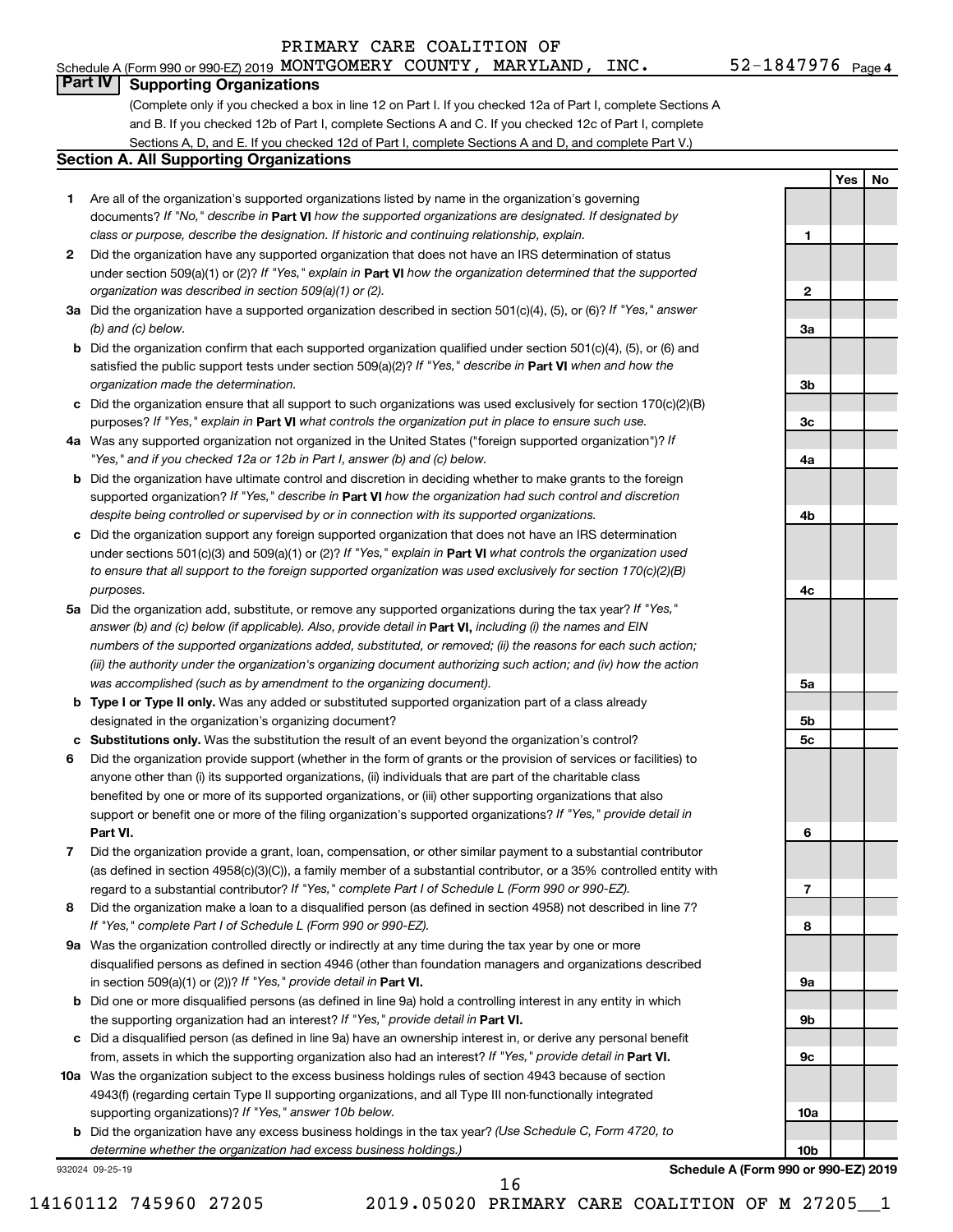PRIMARY CARE COALITION OF

Schedule A (Form 990 or 990-EZ) 2019 MONTGOMERY COUNTY, MARYLAND, INC. 52-1847976 Page 4

## Part IV Supporting Organizations

(Complete only if you checked a box in line 12 on Part I. If you checked 12a of Part I, complete Sections A and B. If you checked 12b of Part I, complete Sections A and C. If you checked 12c of Part I, complete Sections A, D, and E. If you checked 12d of Part I, complete Sections A and D, and complete Part V.)

### Section A. All Supporting Organizations

| | | | Yes | No |
|---|---|---|---|---|
| **1** | Are all of the organization's supported organizations listed by name in the organization's governing documents? *If "No," describe in* **Part VI** *how the supported organizations are designated. If designated by class or purpose, describe the designation. If historic and continuing relationship, explain.* | **1** | | |
| **2** | Did the organization have any supported organization that does not have an IRS determination of status under section 509(a)(1) or (2)? *If "Yes," explain in* **Part VI** *how the organization determined that the supported organization was described in section 509(a)(1) or (2).* | **2** | | |
| **3a** | Did the organization have a supported organization described in section 501(c)(4), (5), or (6)? *If "Yes," answer (b) and (c) below.* | **3a** | | |
| **b** | Did the organization confirm that each supported organization qualified under section 501(c)(4), (5), or (6) and satisfied the public support tests under section 509(a)(2)? *If "Yes," describe in* **Part VI** *when and how the organization made the determination.* | **3b** | | |
| **c** | Did the organization ensure that all support to such organizations was used exclusively for section 170(c)(2)(B) purposes? *If "Yes," explain in* **Part VI** *what controls the organization put in place to ensure such use.* | **3c** | | |
| **4a** | Was any supported organization not organized in the United States ("foreign supported organization")? *If "Yes," and if you checked 12a or 12b in Part I, answer (b) and (c) below.* | **4a** | | |
| **b** | Did the organization have ultimate control and discretion in deciding whether to make grants to the foreign supported organization? *If "Yes," describe in* **Part VI** *how the organization had such control and discretion despite being controlled or supervised by or in connection with its supported organizations.* | **4b** | | |
| **c** | Did the organization support any foreign supported organization that does not have an IRS determination under sections 501(c)(3) and 509(a)(1) or (2)? *If "Yes," explain in* **Part VI** *what controls the organization used to ensure that all support to the foreign supported organization was used exclusively for section 170(c)(2)(B) purposes.* | **4c** | | |
| **5a** | Did the organization add, substitute, or remove any supported organizations during the tax year? *If "Yes," answer (b) and (c) below (if applicable). Also, provide detail in* **Part VI,** *including (i) the names and EIN numbers of the supported organizations added, substituted, or removed; (ii) the reasons for each such action; (iii) the authority under the organization's organizing document authorizing such action; and (iv) how the action was accomplished (such as by amendment to the organizing document).* | **5a** | | |
| **b** | **Type I or Type II only.** Was any added or substituted supported organization part of a class already designated in the organization's organizing document? | **5b** | | |
| **c** | **Substitutions only.** Was the substitution the result of an event beyond the organization's control? | **5c** | | |
| **6** | Did the organization provide support (whether in the form of grants or the provision of services or facilities) to anyone other than (i) its supported organizations, (ii) individuals that are part of the charitable class benefited by one or more of its supported organizations, or (iii) other supporting organizations that also support or benefit one or more of the filing organization's supported organizations? *If "Yes," provide detail in* **Part VI.** | **6** | | |
| **7** | Did the organization provide a grant, loan, compensation, or other similar payment to a substantial contributor (as defined in section 4958(c)(3)(C)), a family member of a substantial contributor, or a 35% controlled entity with regard to a substantial contributor? *If "Yes," complete Part I of Schedule L (Form 990 or 990-EZ).* | **7** | | |
| **8** | Did the organization make a loan to a disqualified person (as defined in section 4958) not described in line 7? *If "Yes," complete Part I of Schedule L (Form 990 or 990-EZ).* | **8** | | |
| **9a** | Was the organization controlled directly or indirectly at any time during the tax year by one or more disqualified persons as defined in section 4946 (other than foundation managers and organizations described in section 509(a)(1) or (2))? *If "Yes," provide detail in* **Part VI.** | **9a** | | |
| **b** | Did one or more disqualified persons (as defined in line 9a) hold a controlling interest in any entity in which the supporting organization had an interest? *If "Yes," provide detail in* **Part VI.** | **9b** | | |
| **c** | Did a disqualified person (as defined in line 9a) have an ownership interest in, or derive any personal benefit from, assets in which the supporting organization also had an interest? *If "Yes," provide detail in* **Part VI.** | **9c** | | |
| **10a** | Was the organization subject to the excess business holdings rules of section 4943 because of section 4943(f) (regarding certain Type II supporting organizations, and all Type III non-functionally integrated supporting organizations)? *If "Yes," answer 10b below.* | **10a** | | |
| **b** | Did the organization have any excess business holdings in the tax year? *(Use Schedule C, Form 4720, to determine whether the organization had excess business holdings.)* | **10b** | | |

932024 09-25-19 **Schedule A (Form 990 or 990-EZ) 2019**

14160112 745960 27205 2019.05020 PRIMARY CARE COALITION OF M 27205__1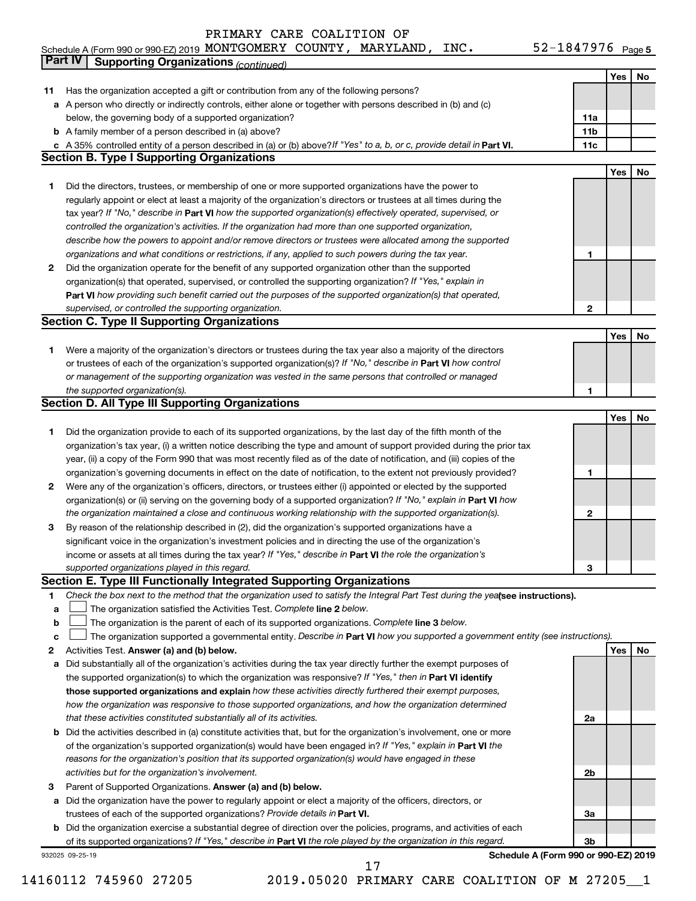PRIMARY CARE COALITION OF

Schedule A (Form 990 or 990-EZ) 2019 MONTGOMERY COUNTY, MARYLAND, INC. 52-1847976 Page 5

## Part IV Supporting Organizations *(continued)*

| | | | Yes | No |
|---|---|---|---|---|
| **11** | Has the organization accepted a gift or contribution from any of the following persons? | | | |
| **a** | A person who directly or indirectly controls, either alone or together with persons described in (b) and (c) below, the governing body of a supported organization? | 11a | | |
| **b** | A family member of a person described in (a) above? | 11b | | |
| **c** | A 35% controlled entity of a person described in (a) or (b) above? *If "Yes" to a, b, or c, provide detail in* **Part VI.** | 11c | | |

### Section B. Type I Supporting Organizations

| | | | Yes | No |
|---|---|---|---|---|
| **1** | Did the directors, trustees, or membership of one or more supported organizations have the power to regularly appoint or elect at least a majority of the organization's directors or trustees at all times during the tax year? *If "No," describe in* **Part VI** *how the supported organization(s) effectively operated, supervised, or controlled the organization's activities. If the organization had more than one supported organization, describe how the powers to appoint and/or remove directors or trustees were allocated among the supported organizations and what conditions or restrictions, if any, applied to such powers during the tax year.* | 1 | | |
| **2** | Did the organization operate for the benefit of any supported organization other than the supported organization(s) that operated, supervised, or controlled the supporting organization? *If "Yes," explain in* **Part VI** *how providing such benefit carried out the purposes of the supported organization(s) that operated, supervised, or controlled the supporting organization.* | 2 | | |

### Section C. Type II Supporting Organizations

| | | | Yes | No |
|---|---|---|---|---|
| **1** | Were a majority of the organization's directors or trustees during the tax year also a majority of the directors or trustees of each of the organization's supported organization(s)? *If "No," describe in* **Part VI** *how control or management of the supporting organization was vested in the same persons that controlled or managed the supported organization(s).* | 1 | | |

### Section D. All Type III Supporting Organizations

| | | | Yes | No |
|---|---|---|---|---|
| **1** | Did the organization provide to each of its supported organizations, by the last day of the fifth month of the organization's tax year, (i) a written notice describing the type and amount of support provided during the prior tax year, (ii) a copy of the Form 990 that was most recently filed as of the date of notification, and (iii) copies of the organization's governing documents in effect on the date of notification, to the extent not previously provided? | 1 | | |
| **2** | Were any of the organization's officers, directors, or trustees either (i) appointed or elected by the supported organization(s) or (ii) serving on the governing body of a supported organization? *If "No," explain in* **Part VI** *how the organization maintained a close and continuous working relationship with the supported organization(s).* | 2 | | |
| **3** | By reason of the relationship described in (2), did the organization's supported organizations have a significant voice in the organization's investment policies and in directing the use of the organization's income or assets at all times during the tax year? *If "Yes," describe in* **Part VI** *the role the organization's supported organizations played in this regard.* | 3 | | |

### Section E. Type III Functionally Integrated Supporting Organizations

**1** *Check the box next to the method that the organization used to satisfy the Integral Part Test during the year* **(see instructions).**

- **a** ☐ The organization satisfied the Activities Test. *Complete* **line 2** *below.*
- **b** ☐ The organization is the parent of each of its supported organizations. *Complete* **line 3** *below.*
- **c** ☐ The organization supported a governmental entity. *Describe in* **Part VI** *how you supported a government entity (see instructions).*

| | | | Yes | No |
|---|---|---|---|---|
| **2** | Activities Test. **Answer (a) and (b) below.** | | | |
| **a** | Did substantially all of the organization's activities during the tax year directly further the exempt purposes of the supported organization(s) to which the organization was responsive? *If "Yes," then in* **Part VI identify those supported organizations and explain** *how these activities directly furthered their exempt purposes, how the organization was responsive to those supported organizations, and how the organization determined that these activities constituted substantially all of its activities.* | 2a | | |
| **b** | Did the activities described in (a) constitute activities that, but for the organization's involvement, one or more of the organization's supported organization(s) would have been engaged in? *If "Yes," explain in* **Part VI** *the reasons for the organization's position that its supported organization(s) would have engaged in these activities but for the organization's involvement.* | 2b | | |
| **3** | Parent of Supported Organizations. **Answer (a) and (b) below.** | | | |
| **a** | Did the organization have the power to regularly appoint or elect a majority of the officers, directors, or trustees of each of the supported organizations? *Provide details in* **Part VI.** | 3a | | |
| **b** | Did the organization exercise a substantial degree of direction over the policies, programs, and activities of each of its supported organizations? *If "Yes," describe in* **Part VI** *the role played by the organization in this regard.* | 3b | | |

932025 09-25-19 **Schedule A (Form 990 or 990-EZ) 2019**

14160112 745960 27205 2019.05020 PRIMARY CARE COALITION OF M 27205__1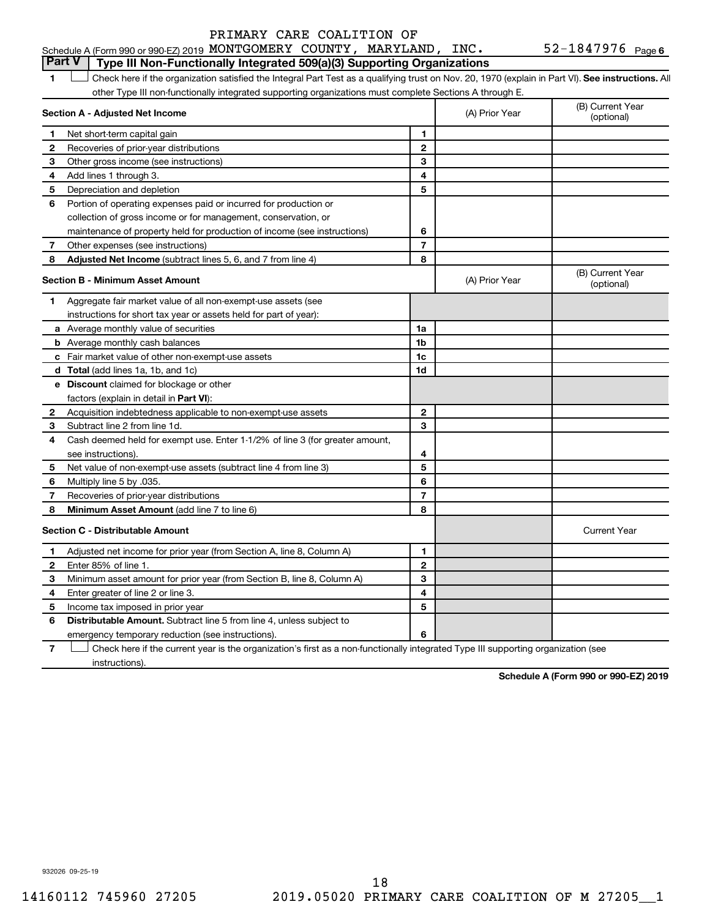PRIMARY CARE COALITION OF

Schedule A (Form 990 or 990-EZ) 2019 MONTGOMERY COUNTY, MARYLAND, INC. 52-1847976 Page 6

## Part V | Type III Non-Functionally Integrated 509(a)(3) Supporting Organizations

1 ☐ Check here if the organization satisfied the Integral Part Test as a qualifying trust on Nov. 20, 1970 (explain in Part VI). **See instructions.** All other Type III non-functionally integrated supporting organizations must complete Sections A through E.

| **Section A - Adjusted Net Income** | | (A) Prior Year | (B) Current Year (optional) |
|---|---|---|---|
| **1** Net short-term capital gain | 1 | | |
| **2** Recoveries of prior-year distributions | 2 | | |
| **3** Other gross income (see instructions) | 3 | | |
| **4** Add lines 1 through 3. | 4 | | |
| **5** Depreciation and depletion | 5 | | |
| **6** Portion of operating expenses paid or incurred for production or collection of gross income or for management, conservation, or maintenance of property held for production of income (see instructions) | 6 | | |
| **7** Other expenses (see instructions) | 7 | | |
| **8** **Adjusted Net Income** (subtract lines 5, 6, and 7 from line 4) | 8 | | |

| **Section B - Minimum Asset Amount** | | (A) Prior Year | (B) Current Year (optional) |
|---|---|---|---|
| **1** Aggregate fair market value of all non-exempt-use assets (see instructions for short tax year or assets held for part of year): | | | |
| **a** Average monthly value of securities | 1a | | |
| **b** Average monthly cash balances | 1b | | |
| **c** Fair market value of other non-exempt-use assets | 1c | | |
| **d** **Total** (add lines 1a, 1b, and 1c) | 1d | | |
| **e** **Discount** claimed for blockage or other factors (explain in detail in **Part VI**): | | | |
| **2** Acquisition indebtedness applicable to non-exempt-use assets | 2 | | |
| **3** Subtract line 2 from line 1d. | 3 | | |
| **4** Cash deemed held for exempt use. Enter 1-1/2% of line 3 (for greater amount, see instructions). | 4 | | |
| **5** Net value of non-exempt-use assets (subtract line 4 from line 3) | 5 | | |
| **6** Multiply line 5 by .035. | 6 | | |
| **7** Recoveries of prior-year distributions | 7 | | |
| **8** **Minimum Asset Amount** (add line 7 to line 6) | 8 | | |

| **Section C - Distributable Amount** | | | Current Year |
|---|---|---|---|
| **1** Adjusted net income for prior year (from Section A, line 8, Column A) | 1 | | |
| **2** Enter 85% of line 1. | 2 | | |
| **3** Minimum asset amount for prior year (from Section B, line 8, Column A) | 3 | | |
| **4** Enter greater of line 2 or line 3. | 4 | | |
| **5** Income tax imposed in prior year | 5 | | |
| **6** **Distributable Amount.** Subtract line 5 from line 4, unless subject to emergency temporary reduction (see instructions). | 6 | | |

7 ☐ Check here if the current year is the organization's first as a non-functionally integrated Type III supporting organization (see instructions).

**Schedule A (Form 990 or 990-EZ) 2019**

932026 09-25-19

14160112 745960 27205 2019.05020 PRIMARY CARE COALITION OF M 27205__1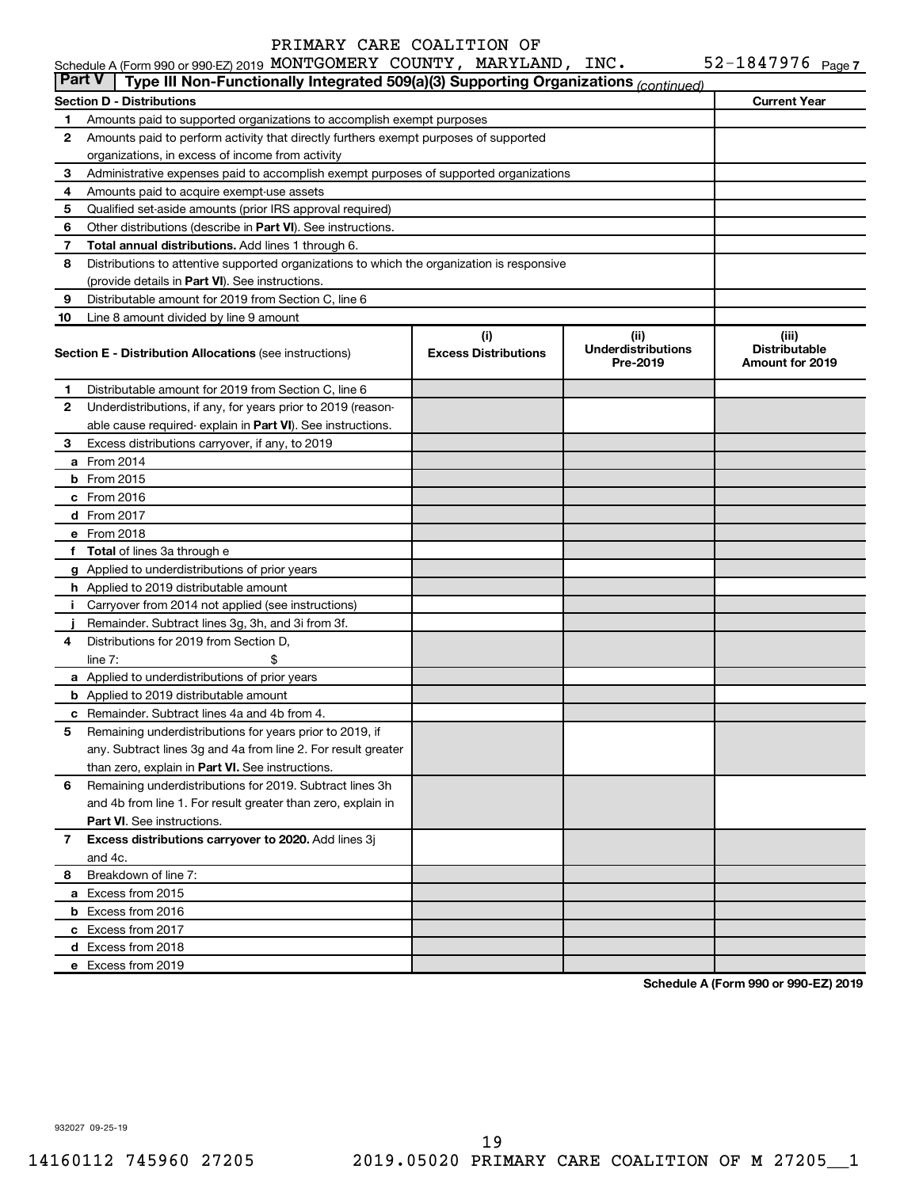Schedule A (Form 990 or 990-EZ) 2019 PRIMARY CARE COALITION OF MONTGOMERY COUNTY, MARYLAND, INC. 52-1847976 Page 7

**Part V | Type III Non-Functionally Integrated 509(a)(3) Supporting Organizations** *(continued)*

| **Section D - Distributions** | **Current Year** |
|---|---|
| **1** Amounts paid to supported organizations to accomplish exempt purposes | |
| **2** Amounts paid to perform activity that directly furthers exempt purposes of supported organizations, in excess of income from activity | |
| **3** Administrative expenses paid to accomplish exempt purposes of supported organizations | |
| **4** Amounts paid to acquire exempt-use assets | |
| **5** Qualified set-aside amounts (prior IRS approval required) | |
| **6** Other distributions (describe in **Part VI**). See instructions. | |
| **7** **Total annual distributions.** Add lines 1 through 6. | |
| **8** Distributions to attentive supported organizations to which the organization is responsive (provide details in **Part VI**). See instructions. | |
| **9** Distributable amount for 2019 from Section C, line 6 | |
| **10** Line 8 amount divided by line 9 amount | |

| **Section E - Distribution Allocations** (see instructions) | **(i)** **Excess Distributions** | **(ii)** **Underdistributions Pre-2019** | **(iii)** **Distributable Amount for 2019** |
|---|---|---|---|
| **1** Distributable amount for 2019 from Section C, line 6 | | | |
| **2** Underdistributions, if any, for years prior to 2019 (reasonable cause required- explain in **Part VI**). See instructions. | | | |
| **3** Excess distributions carryover, if any, to 2019 | | | |
| **a** From 2014 | | | |
| **b** From 2015 | | | |
| **c** From 2016 | | | |
| **d** From 2017 | | | |
| **e** From 2018 | | | |
| **f** **Total** of lines 3a through e | | | |
| **g** Applied to underdistributions of prior years | | | |
| **h** Applied to 2019 distributable amount | | | |
| **i** Carryover from 2014 not applied (see instructions) | | | |
| **j** Remainder. Subtract lines 3g, 3h, and 3i from 3f. | | | |
| **4** Distributions for 2019 from Section D, line 7: $ | | | |
| **a** Applied to underdistributions of prior years | | | |
| **b** Applied to 2019 distributable amount | | | |
| **c** Remainder. Subtract lines 4a and 4b from 4. | | | |
| **5** Remaining underdistributions for years prior to 2019, if any. Subtract lines 3g and 4a from line 2. For result greater than zero, explain in **Part VI.** See instructions. | | | |
| **6** Remaining underdistributions for 2019. Subtract lines 3h and 4b from line 1. For result greater than zero, explain in **Part VI**. See instructions. | | | |
| **7** **Excess distributions carryover to 2020.** Add lines 3j and 4c. | | | |
| **8** Breakdown of line 7: | | | |
| **a** Excess from 2015 | | | |
| **b** Excess from 2016 | | | |
| **c** Excess from 2017 | | | |
| **d** Excess from 2018 | | | |
| **e** Excess from 2019 | | | |

**Schedule A (Form 990 or 990-EZ) 2019**

932027 09-25-19

14160112 745960 27205 2019.05020 PRIMARY CARE COALITION OF M 27205__1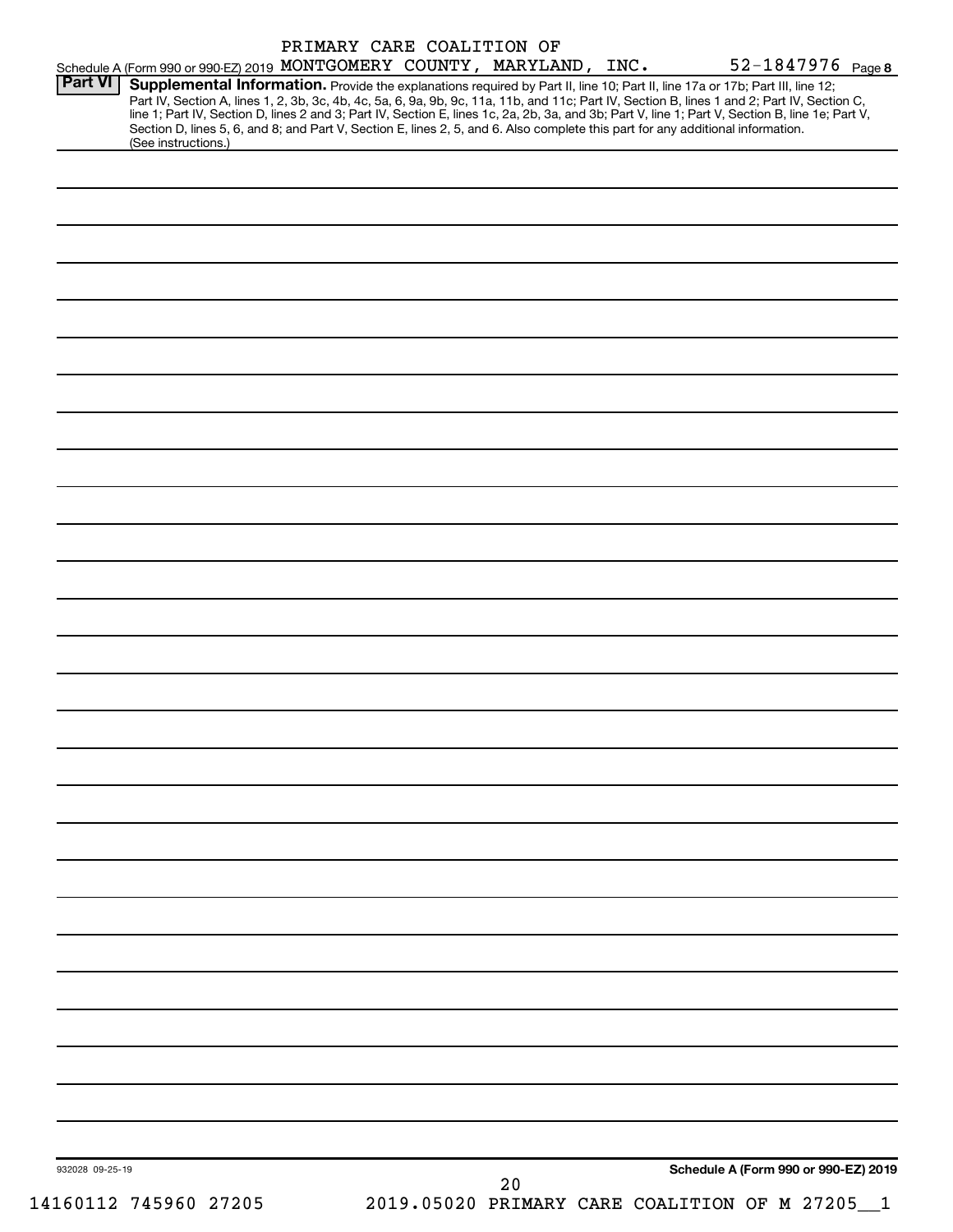PRIMARY CARE COALITION OF

Schedule A (Form 990 or 990-EZ) 2019 MONTGOMERY COUNTY, MARYLAND, INC. 52-1847976 Page **8**

**Part VI** **Supplemental Information.** Provide the explanations required by Part II, line 10; Part II, line 17a or 17b; Part III, line 12; Part IV, Section A, lines 1, 2, 3b, 3c, 4b, 4c, 5a, 6, 9a, 9b, 9c, 11a, 11b, and 11c; Part IV, Section B, lines 1 and 2; Part IV, Section C, line 1; Part IV, Section D, lines 2 and 3; Part IV, Section E, lines 1c, 2a, 2b, 3a, and 3b; Part V, line 1; Part V, Section B, line 1e; Part V, Section D, lines 5, 6, and 8; and Part V, Section E, lines 2, 5, and 6. Also complete this part for any additional information. (See instructions.)

932028 09-25-19

**Schedule A (Form 990 or 990-EZ) 2019**

14160112 745960 27205 2019.05020 PRIMARY CARE COALITION OF M 27205__1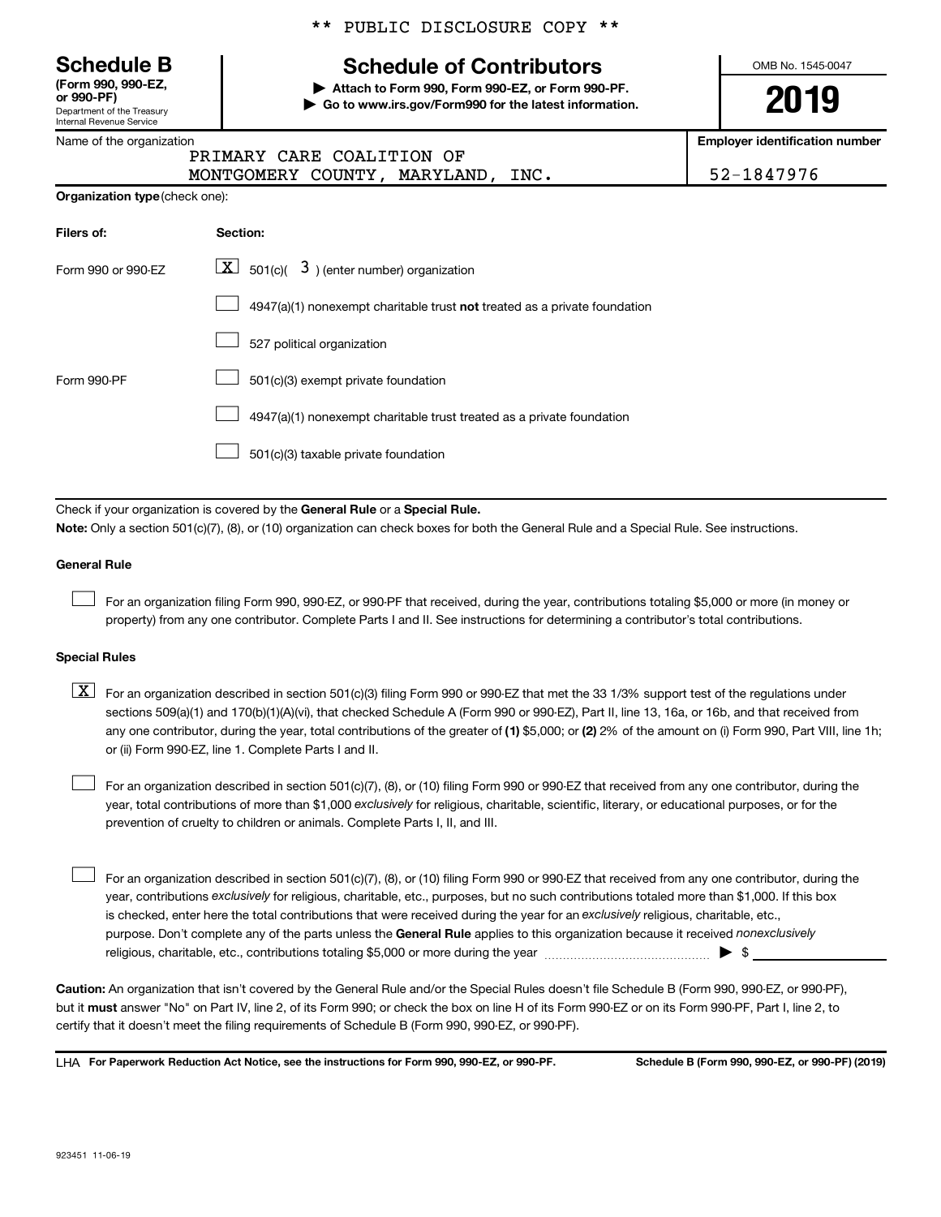\*\* PUBLIC DISCLOSURE COPY \*\*

# Schedule B

**(Form 990, 990-EZ, or 990-PF)**
Department of the Treasury
Internal Revenue Service

## Schedule of Contributors

▶ **Attach to Form 990, Form 990-EZ, or Form 990-PF.**
▶ **Go to www.irs.gov/Form990 for the latest information.**

OMB No. 1545-0047

**2019**

Name of the organization: PRIMARY CARE COALITION OF MONTGOMERY COUNTY, MARYLAND, INC.

**Employer identification number:** 52-1847976

**Organization type** (check one):

| Filers of: | Section: |
|---|---|
| Form 990 or 990-EZ | [X] 501(c)( 3 ) (enter number) organization |
| | [ ] 4947(a)(1) nonexempt charitable trust **not** treated as a private foundation |
| | [ ] 527 political organization |
| Form 990-PF | [ ] 501(c)(3) exempt private foundation |
| | [ ] 4947(a)(1) nonexempt charitable trust treated as a private foundation |
| | [ ] 501(c)(3) taxable private foundation |

Check if your organization is covered by the **General Rule** or a **Special Rule.**

**Note:** Only a section 501(c)(7), (8), or (10) organization can check boxes for both the General Rule and a Special Rule. See instructions.

### General Rule

[ ] For an organization filing Form 990, 990-EZ, or 990-PF that received, during the year, contributions totaling $5,000 or more (in money or property) from any one contributor. Complete Parts I and II. See instructions for determining a contributor's total contributions.

### Special Rules

[X] For an organization described in section 501(c)(3) filing Form 990 or 990-EZ that met the 33 1/3% support test of the regulations under sections 509(a)(1) and 170(b)(1)(A)(vi), that checked Schedule A (Form 990 or 990-EZ), Part II, line 13, 16a, or 16b, and that received from any one contributor, during the year, total contributions of the greater of **(1)** $5,000; or **(2)** 2% of the amount on (i) Form 990, Part VIII, line 1h; or (ii) Form 990-EZ, line 1. Complete Parts I and II.

[ ] For an organization described in section 501(c)(7), (8), or (10) filing Form 990 or 990-EZ that received from any one contributor, during the year, total contributions of more than $1,000 *exclusively* for religious, charitable, scientific, literary, or educational purposes, or for the prevention of cruelty to children or animals. Complete Parts I, II, and III.

[ ] For an organization described in section 501(c)(7), (8), or (10) filing Form 990 or 990-EZ that received from any one contributor, during the year, contributions *exclusively* for religious, charitable, etc., purposes, but no such contributions totaled more than $1,000. If this box is checked, enter here the total contributions that were received during the year for an *exclusively* religious, charitable, etc., purpose. Don't complete any of the parts unless the **General Rule** applies to this organization because it received *nonexclusively* religious, charitable, etc., contributions totaling $5,000 or more during the year ▶ $ ____________

**Caution:** An organization that isn't covered by the General Rule and/or the Special Rules doesn't file Schedule B (Form 990, 990-EZ, or 990-PF), but it **must** answer "No" on Part IV, line 2, of its Form 990; or check the box on line H of its Form 990-EZ or on its Form 990-PF, Part I, line 2, to certify that it doesn't meet the filing requirements of Schedule B (Form 990, 990-EZ, or 990-PF).

LHA **For Paperwork Reduction Act Notice, see the instructions for Form 990, 990-EZ, or 990-PF.** **Schedule B (Form 990, 990-EZ, or 990-PF) (2019)**

923451 11-06-19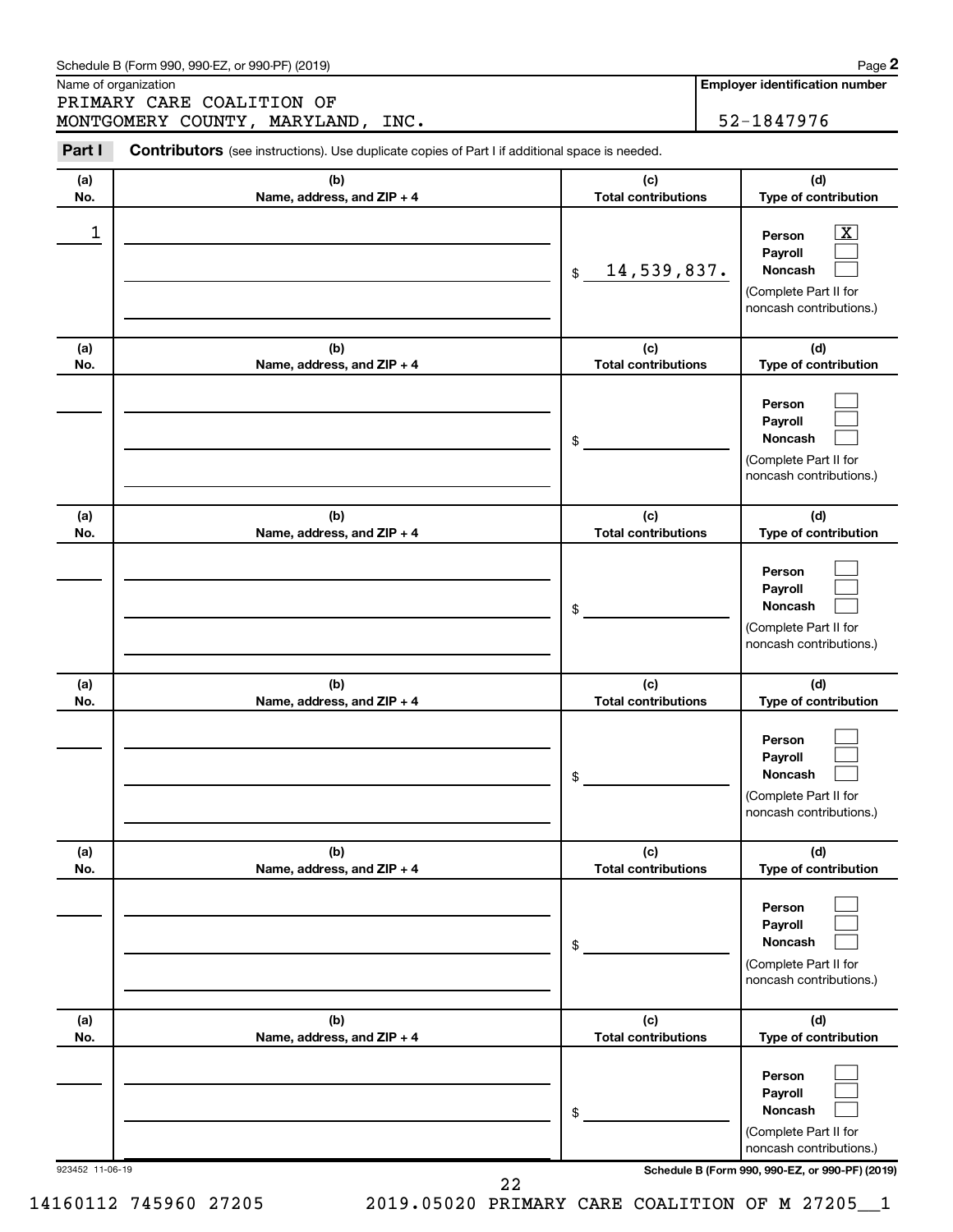Schedule B (Form 990, 990-EZ, or 990-PF) (2019)

Name of organization

PRIMARY CARE COALITION OF MONTGOMERY COUNTY, MARYLAND, INC.

**Employer identification number**

52-1847976

## Part I **Contributors** (see instructions). Use duplicate copies of Part I if additional space is needed.

| (a) No. | (b) Name, address, and ZIP + 4 | (c) Total contributions | (d) Type of contribution |
|---|---|---|---|
| 1 | | $ 14,539,837. | Person [X] Payroll [ ] Noncash [ ] (Complete Part II for noncash contributions.) |
| | | $ | Person [ ] Payroll [ ] Noncash [ ] (Complete Part II for noncash contributions.) |
| | | $ | Person [ ] Payroll [ ] Noncash [ ] (Complete Part II for noncash contributions.) |
| | | $ | Person [ ] Payroll [ ] Noncash [ ] (Complete Part II for noncash contributions.) |
| | | $ | Person [ ] Payroll [ ] Noncash [ ] (Complete Part II for noncash contributions.) |
| | | $ | Person [ ] Payroll [ ] Noncash [ ] (Complete Part II for noncash contributions.) |

923452 11-06-19

**Schedule B (Form 990, 990-EZ, or 990-PF) (2019)**

14160112 745960 27205 2019.05020 PRIMARY CARE COALITION OF M 27205__1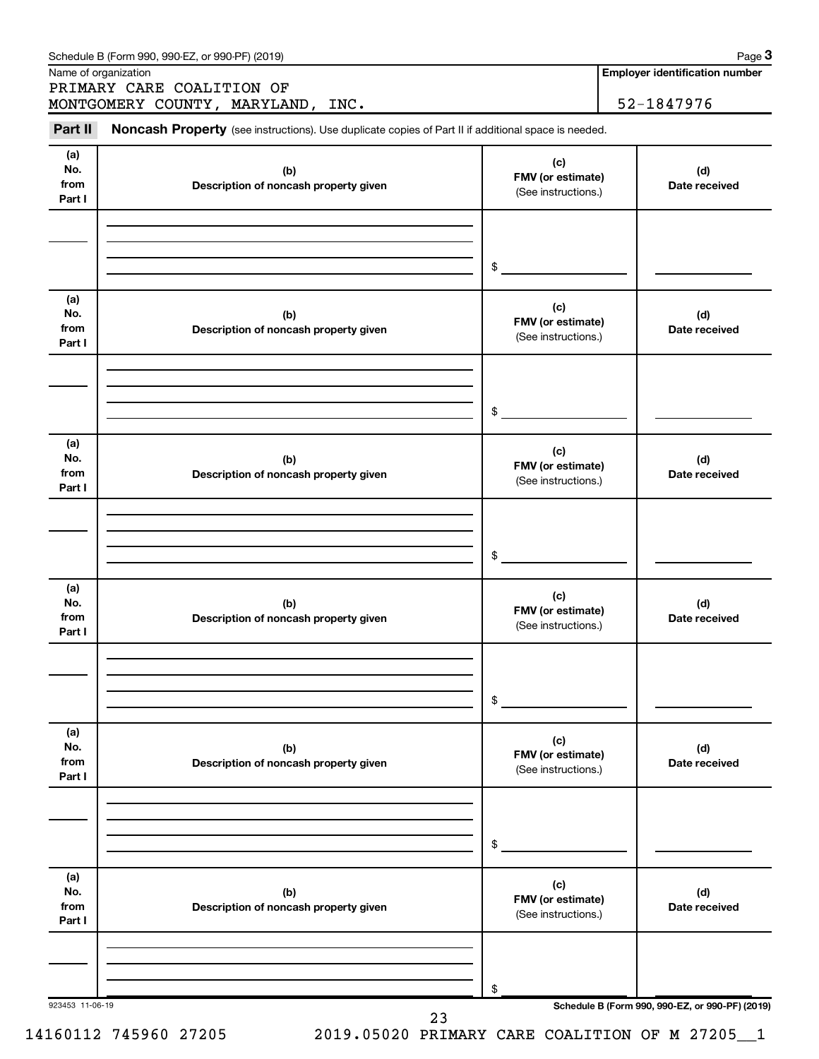Schedule B (Form 990, 990-EZ, or 990-PF) (2019) Page **3**

Name of organization

PRIMARY CARE COALITION OF MONTGOMERY COUNTY, MARYLAND, INC.

**Employer identification number**

52-1847976

**Part II** **Noncash Property** (see instructions). Use duplicate copies of Part II if additional space is needed.

| (a) No. from Part I | (b) Description of noncash property given | (c) FMV (or estimate) (See instructions.) | (d) Date received |
|---|---|---|---|
| | | $ | |

| (a) No. from Part I | (b) Description of noncash property given | (c) FMV (or estimate) (See instructions.) | (d) Date received |
|---|---|---|---|
| | | $ | |

| (a) No. from Part I | (b) Description of noncash property given | (c) FMV (or estimate) (See instructions.) | (d) Date received |
|---|---|---|---|
| | | $ | |

| (a) No. from Part I | (b) Description of noncash property given | (c) FMV (or estimate) (See instructions.) | (d) Date received |
|---|---|---|---|
| | | $ | |

| (a) No. from Part I | (b) Description of noncash property given | (c) FMV (or estimate) (See instructions.) | (d) Date received |
|---|---|---|---|
| | | $ | |

| (a) No. from Part I | (b) Description of noncash property given | (c) FMV (or estimate) (See instructions.) | (d) Date received |
|---|---|---|---|
| | | $ | |

923453 11-06-19 **Schedule B (Form 990, 990-EZ, or 990-PF) (2019)**

14160112 745960 27205 2019.05020 PRIMARY CARE COALITION OF M 27205__1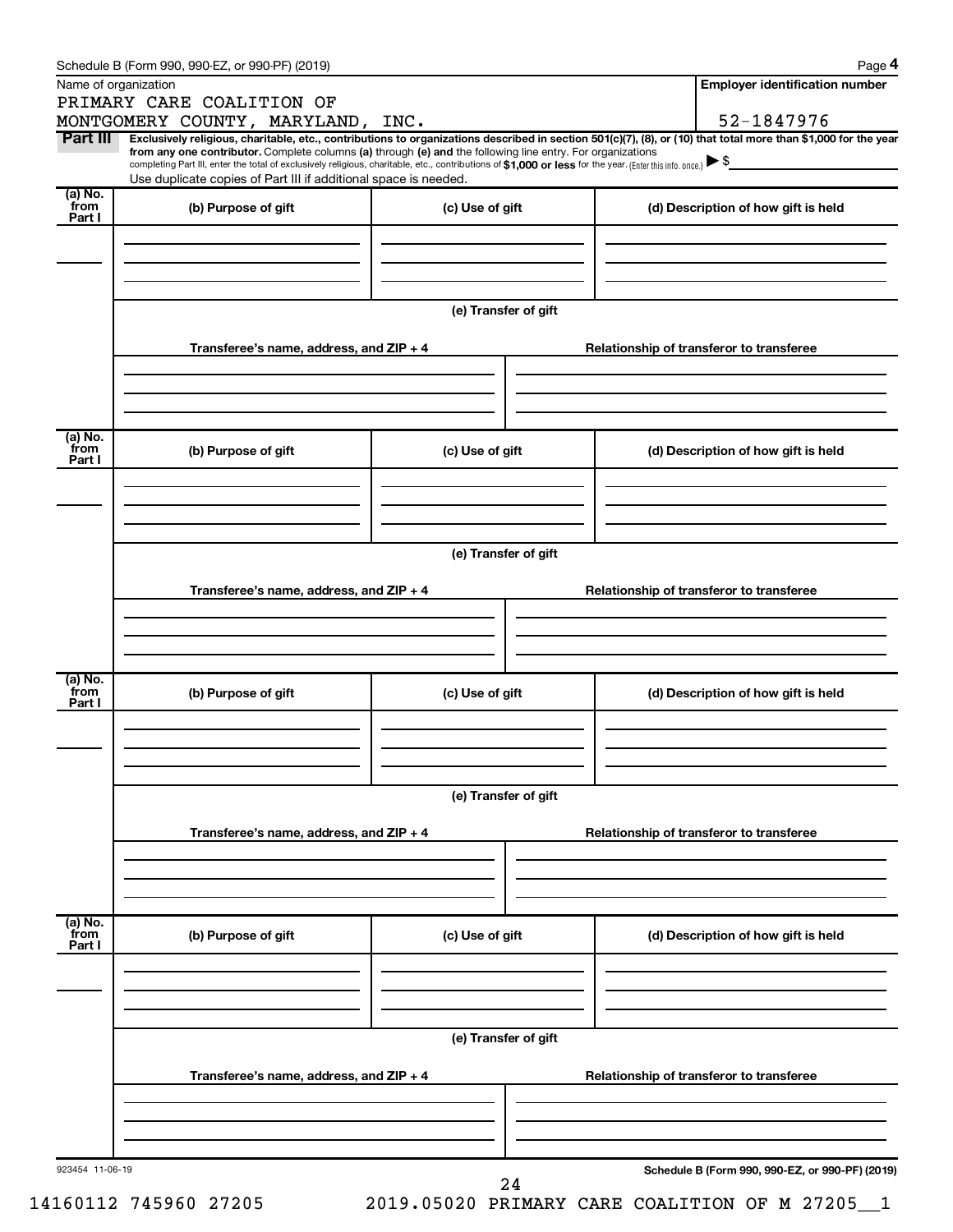Name of organization

PRIMARY CARE COALITION OF MONTGOMERY COUNTY, MARYLAND, INC.

**Employer identification number**

52-1847976

**Part III** **Exclusively religious, charitable, etc., contributions to organizations described in section 501(c)(7), (8), or (10) that total more than $1,000 for the year from any one contributor.** Complete columns **(a)** through **(e)** and the following line entry. For organizations completing Part III, enter the total of exclusively religious, charitable, etc., contributions of **$1,000 or less** for the year. (Enter this info. once.) ▶ $

Use duplicate copies of Part III if additional space is needed.

| (a) No. from Part I | (b) Purpose of gift | (c) Use of gift | (d) Description of how gift is held |
|---|---|---|---|
| | | | |

(e) Transfer of gift

| Transferee's name, address, and ZIP + 4 | Relationship of transferor to transferee |
|---|---|
| | |

| (a) No. from Part I | (b) Purpose of gift | (c) Use of gift | (d) Description of how gift is held |
|---|---|---|---|
| | | | |

(e) Transfer of gift

| Transferee's name, address, and ZIP + 4 | Relationship of transferor to transferee |
|---|---|
| | |

| (a) No. from Part I | (b) Purpose of gift | (c) Use of gift | (d) Description of how gift is held |
|---|---|---|---|
| | | | |

(e) Transfer of gift

| Transferee's name, address, and ZIP + 4 | Relationship of transferor to transferee |
|---|---|
| | |

| (a) No. from Part I | (b) Purpose of gift | (c) Use of gift | (d) Description of how gift is held |
|---|---|---|---|
| | | | |

(e) Transfer of gift

| Transferee's name, address, and ZIP + 4 | Relationship of transferor to transferee |
|---|---|
| | |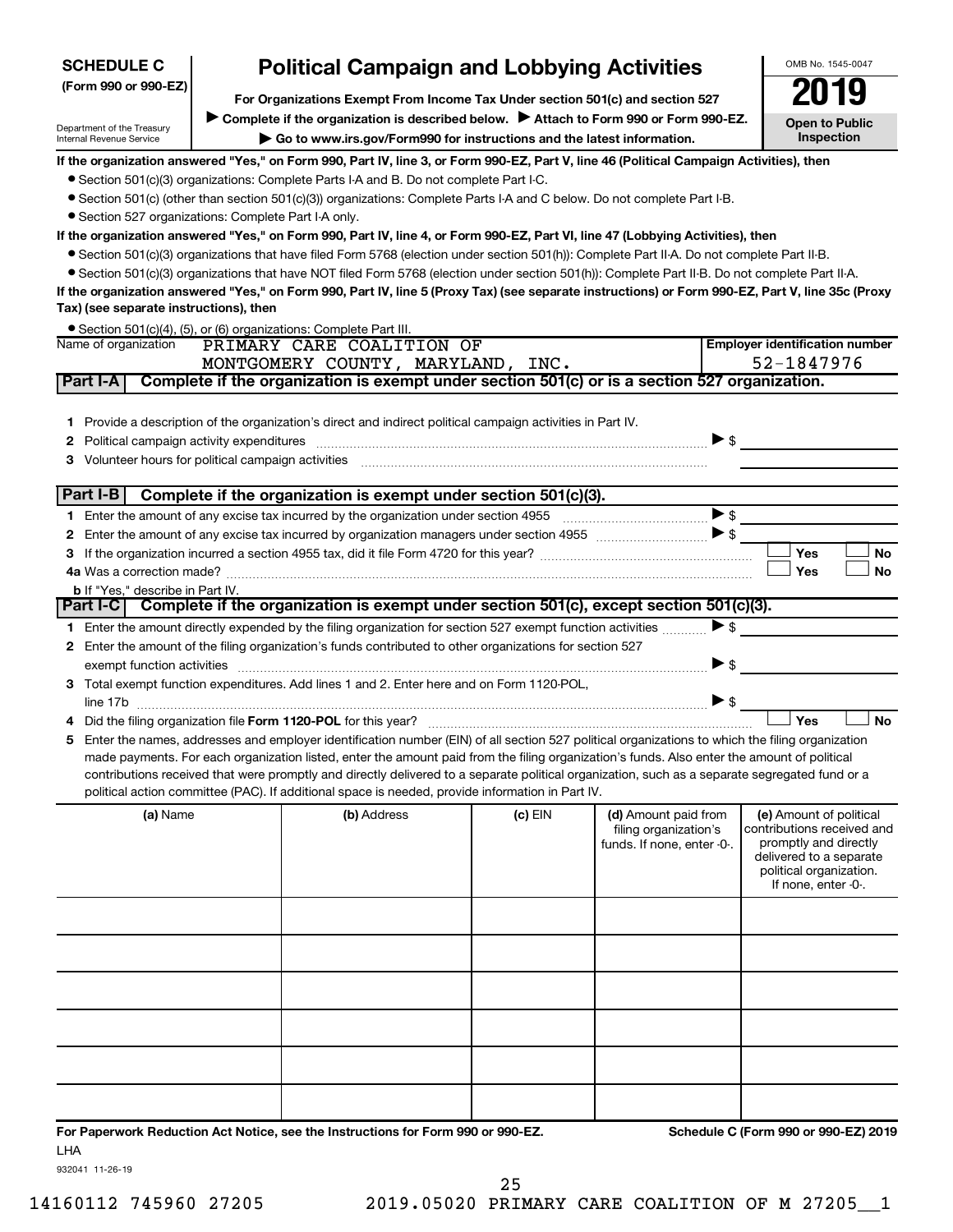**SCHEDULE C (Form 990 or 990-EZ)**

Department of the Treasury
Internal Revenue Service

# Political Campaign and Lobbying Activities

**For Organizations Exempt From Income Tax Under section 501(c) and section 527**

▶ **Complete if the organization is described below.** ▶ **Attach to Form 990 or Form 990-EZ.**

▶ **Go to www.irs.gov/Form990 for instructions and the latest information.**

OMB No. 1545-0047

**2019**

**Open to Public Inspection**

**If the organization answered "Yes," on Form 990, Part IV, line 3, or Form 990-EZ, Part V, line 46 (Political Campaign Activities), then**

- Section 501(c)(3) organizations: Complete Parts I-A and B. Do not complete Part I-C.
- Section 501(c) (other than section 501(c)(3)) organizations: Complete Parts I-A and C below. Do not complete Part I-B.
- Section 527 organizations: Complete Part I-A only.

**If the organization answered "Yes," on Form 990, Part IV, line 4, or Form 990-EZ, Part VI, line 47 (Lobbying Activities), then**

- Section 501(c)(3) organizations that have filed Form 5768 (election under section 501(h)): Complete Part II-A. Do not complete Part II-B.
- Section 501(c)(3) organizations that have NOT filed Form 5768 (election under section 501(h)): Complete Part II-B. Do not complete Part II-A.

**If the organization answered "Yes," on Form 990, Part IV, line 5 (Proxy Tax) (see separate instructions) or Form 990-EZ, Part V, line 35c (Proxy Tax) (see separate instructions), then**

- Section 501(c)(4), (5), or (6) organizations: Complete Part III.

| Name of organization | Employer identification number |
|---|---|
| PRIMARY CARE COALITION OF MONTGOMERY COUNTY, MARYLAND, INC. | 52-1847976 |

## Part I-A Complete if the organization is exempt under section 501(c) or is a section 527 organization.

1. Provide a description of the organization's direct and indirect political campaign activities in Part IV.
2. Political campaign activity expenditures ▶ $
3. Volunteer hours for political campaign activities

## Part I-B Complete if the organization is exempt under section 501(c)(3).

1. Enter the amount of any excise tax incurred by the organization under section 4955 ▶ $
2. Enter the amount of any excise tax incurred by organization managers under section 4955 ▶ $
3. If the organization incurred a section 4955 tax, did it file Form 4720 for this year? ☐ Yes ☐ No
4a. Was a correction made? ☐ Yes ☐ No
b. If "Yes," describe in Part IV.

## Part I-C Complete if the organization is exempt under section 501(c), except section 501(c)(3).

1. Enter the amount directly expended by the filing organization for section 527 exempt function activities ▶ $
2. Enter the amount of the filing organization's funds contributed to other organizations for section 527 exempt function activities ▶ $
3. Total exempt function expenditures. Add lines 1 and 2. Enter here and on Form 1120-POL, line 17b ▶ $
4. Did the filing organization file **Form 1120-POL** for this year? ☐ Yes ☐ No
5. Enter the names, addresses and employer identification number (EIN) of all section 527 political organizations to which the filing organization made payments. For each organization listed, enter the amount paid from the filing organization's funds. Also enter the amount of political contributions received that were promptly and directly delivered to a separate political organization, such as a separate segregated fund or a political action committee (PAC). If additional space is needed, provide information in Part IV.

| (a) Name | (b) Address | (c) EIN | (d) Amount paid from filing organization's funds. If none, enter -0-. | (e) Amount of political contributions received and promptly and directly delivered to a separate political organization. If none, enter -0-. |
|---|---|---|---|---|
| | | | | |
| | | | | |
| | | | | |
| | | | | |
| | | | | |
| | | | | |

**For Paperwork Reduction Act Notice, see the Instructions for Form 990 or 990-EZ.** LHA

**Schedule C (Form 990 or 990-EZ) 2019**

932041 11-26-19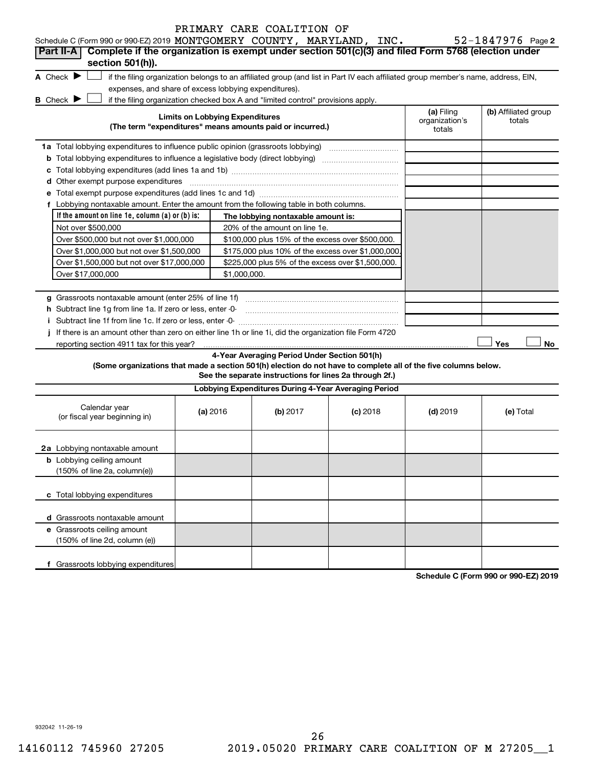Schedule C (Form 990 or 990-EZ) 2019 PRIMARY CARE COALITION OF MONTGOMERY COUNTY, MARYLAND, INC. 52-1847976 Page 2

## Part II-A Complete if the organization is exempt under section 501(c)(3) and filed Form 5768 (election under section 501(h)).

**A** Check ▶ ☐ if the filing organization belongs to an affiliated group (and list in Part IV each affiliated group member's name, address, EIN, expenses, and share of excess lobbying expenditures).

**B** Check ▶ ☐ if the filing organization checked box A and "limited control" provisions apply.

| Limits on Lobbying Expenditures (The term "expenditures" means amounts paid or incurred.) | (a) Filing organization's totals | (b) Affiliated group totals |
|---|---|---|
| **1a** Total lobbying expenditures to influence public opinion (grassroots lobbying) | | |
| **b** Total lobbying expenditures to influence a legislative body (direct lobbying) | | |
| **c** Total lobbying expenditures (add lines 1a and 1b) | | |
| **d** Other exempt purpose expenditures | | |
| **e** Total exempt purpose expenditures (add lines 1c and 1d) | | |
| **f** Lobbying nontaxable amount. Enter the amount from the following table in both columns. | | |

| If the amount on line 1e, column (a) or (b) is: | The lobbying nontaxable amount is: |
|---|---|
| Not over $500,000 | 20% of the amount on line 1e. |
| Over $500,000 but not over $1,000,000 | $100,000 plus 15% of the excess over $500,000. |
| Over $1,000,000 but not over $1,500,000 | $175,000 plus 10% of the excess over $1,000,000. |
| Over $1,500,000 but not over $17,000,000 | $225,000 plus 5% of the excess over $1,500,000. |
| Over $17,000,000 | $1,000,000. |

| | (a) Filing organization's totals | (b) Affiliated group totals |
|---|---|---|
| **g** Grassroots nontaxable amount (enter 25% of line 1f) | | |
| **h** Subtract line 1g from line 1a. If zero or less, enter -0- | | |
| **i** Subtract line 1f from line 1c. If zero or less, enter -0- | | |

**j** If there is an amount other than zero on either line 1h or line 1i, did the organization file Form 4720 reporting section 4911 tax for this year? ☐ Yes ☐ No

### 4-Year Averaging Period Under Section 501(h)

**(Some organizations that made a section 501(h) election do not have to complete all of the five columns below. See the separate instructions for lines 2a through 2f.)**

**Lobbying Expenditures During 4-Year Averaging Period**

| Calendar year (or fiscal year beginning in) | (a) 2016 | (b) 2017 | (c) 2018 | (d) 2019 | (e) Total |
|---|---|---|---|---|---|
| **2a** Lobbying nontaxable amount | | | | | |
| **b** Lobbying ceiling amount (150% of line 2a, column(e)) | | | | | |
| **c** Total lobbying expenditures | | | | | |
| **d** Grassroots nontaxable amount | | | | | |
| **e** Grassroots ceiling amount (150% of line 2d, column (e)) | | | | | |
| **f** Grassroots lobbying expenditures | | | | | |

**Schedule C (Form 990 or 990-EZ) 2019**

932042 11-26-19

14160112 745960 27205 2019.05020 PRIMARY CARE COALITION OF M 27205__1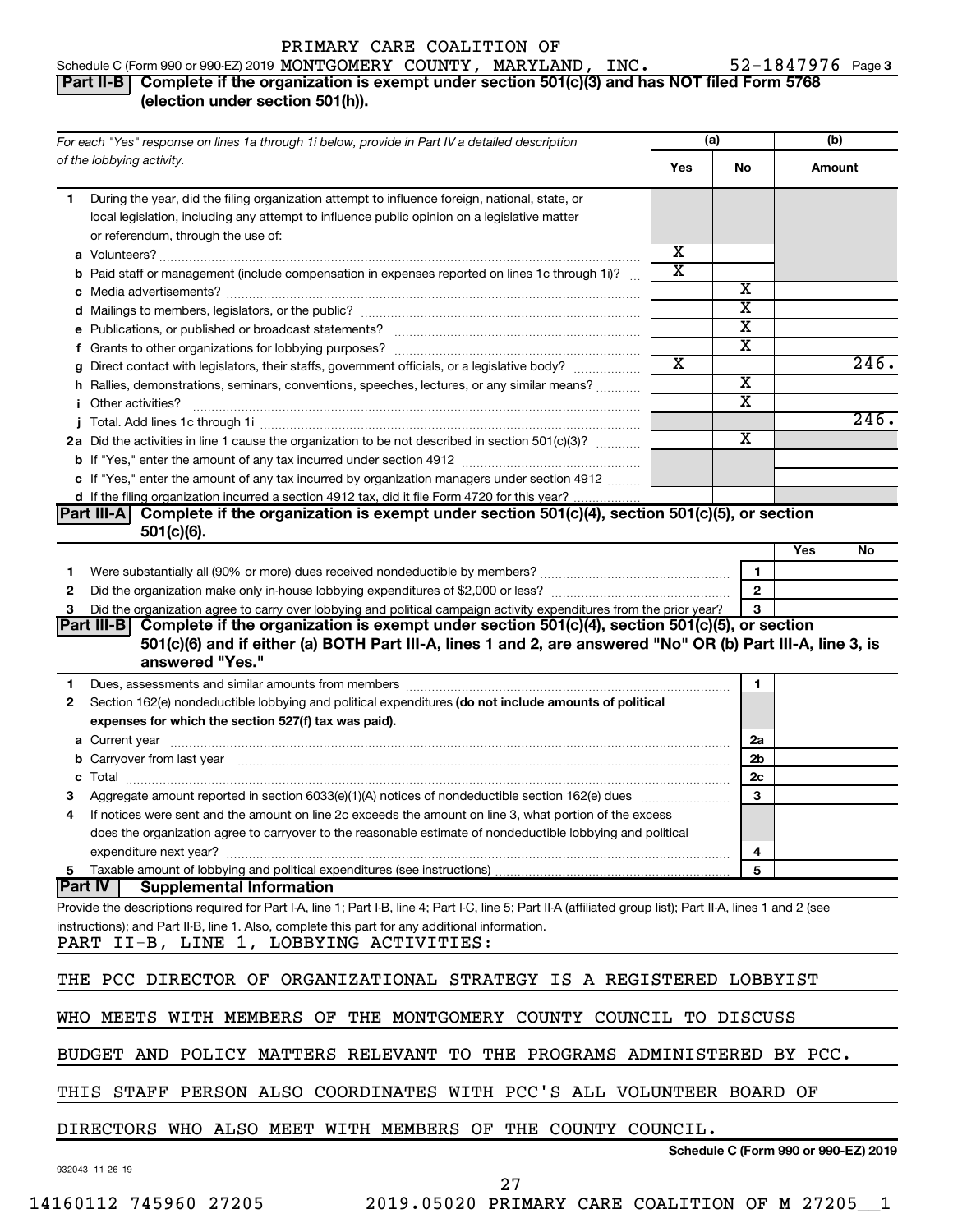PRIMARY CARE COALITION OF

Schedule C (Form 990 or 990-EZ) 2019 MONTGOMERY COUNTY, MARYLAND, INC. 52-1847976 Page 3

## Part II-B Complete if the organization is exempt under section 501(c)(3) and has NOT filed Form 5768 (election under section 501(h)).

| For each "Yes" response on lines 1a through 1i below, provide in Part IV a detailed description of the lobbying activity. | (a) Yes | (a) No | (b) Amount |
|---|---|---|---|
| **1** During the year, did the filing organization attempt to influence foreign, national, state, or local legislation, including any attempt to influence public opinion on a legislative matter or referendum, through the use of: | | | |
| **a** Volunteers? | X | | |
| **b** Paid staff or management (include compensation in expenses reported on lines 1c through 1i)? | X | | |
| **c** Media advertisements? | | X | |
| **d** Mailings to members, legislators, or the public? | | X | |
| **e** Publications, or published or broadcast statements? | | X | |
| **f** Grants to other organizations for lobbying purposes? | | X | |
| **g** Direct contact with legislators, their staffs, government officials, or a legislative body? | X | | 246. |
| **h** Rallies, demonstrations, seminars, conventions, speeches, lectures, or any similar means? | | X | |
| **i** Other activities? | | X | |
| **j** Total. Add lines 1c through 1i | | | 246. |
| **2a** Did the activities in line 1 cause the organization to be not described in section 501(c)(3)? | | X | |
| **b** If "Yes," enter the amount of any tax incurred under section 4912 | | | |
| **c** If "Yes," enter the amount of any tax incurred by organization managers under section 4912 | | | |
| **d** If the filing organization incurred a section 4912 tax, did it file Form 4720 for this year? | | | |

## Part III-A Complete if the organization is exempt under section 501(c)(4), section 501(c)(5), or section 501(c)(6).

| | | | Yes | No |
|---|---|---|---|---|
| **1** | Were substantially all (90% or more) dues received nondeductible by members? | 1 | | |
| **2** | Did the organization make only in-house lobbying expenditures of $2,000 or less? | 2 | | |
| **3** | Did the organization agree to carry over lobbying and political campaign activity expenditures from the prior year? | 3 | | |

## Part III-B Complete if the organization is exempt under section 501(c)(4), section 501(c)(5), or section 501(c)(6) and if either (a) BOTH Part III-A, lines 1 and 2, are answered "No" OR (b) Part III-A, line 3, is answered "Yes."

| | | | |
|---|---|---|---|
| **1** | Dues, assessments and similar amounts from members | 1 | |
| **2** | Section 162(e) nondeductible lobbying and political expenditures **(do not include amounts of political expenses for which the section 527(f) tax was paid).** | | |
| **a** | Current year | 2a | |
| **b** | Carryover from last year | 2b | |
| **c** | Total | 2c | |
| **3** | Aggregate amount reported in section 6033(e)(1)(A) notices of nondeductible section 162(e) dues | 3 | |
| **4** | If notices were sent and the amount on line 2c exceeds the amount on line 3, what portion of the excess does the organization agree to carryover to the reasonable estimate of nondeductible lobbying and political expenditure next year? | 4 | |
| **5** | Taxable amount of lobbying and political expenditures (see instructions) | 5 | |

## Part IV Supplemental Information

Provide the descriptions required for Part I-A, line 1; Part I-B, line 4; Part I-C, line 5; Part II-A (affiliated group list); Part II-A, lines 1 and 2 (see instructions); and Part II-B, line 1. Also, complete this part for any additional information.

PART II-B, LINE 1, LOBBYING ACTIVITIES:

THE PCC DIRECTOR OF ORGANIZATIONAL STRATEGY IS A REGISTERED LOBBYIST WHO MEETS WITH MEMBERS OF THE MONTGOMERY COUNTY COUNCIL TO DISCUSS BUDGET AND POLICY MATTERS RELEVANT TO THE PROGRAMS ADMINISTERED BY PCC. THIS STAFF PERSON ALSO COORDINATES WITH PCC'S ALL VOLUNTEER BOARD OF DIRECTORS WHO ALSO MEET WITH MEMBERS OF THE COUNTY COUNCIL.

Schedule C (Form 990 or 990-EZ) 2019

932043 11-26-19

14160112 745960 27205 2019.05020 PRIMARY CARE COALITION OF M 27205__1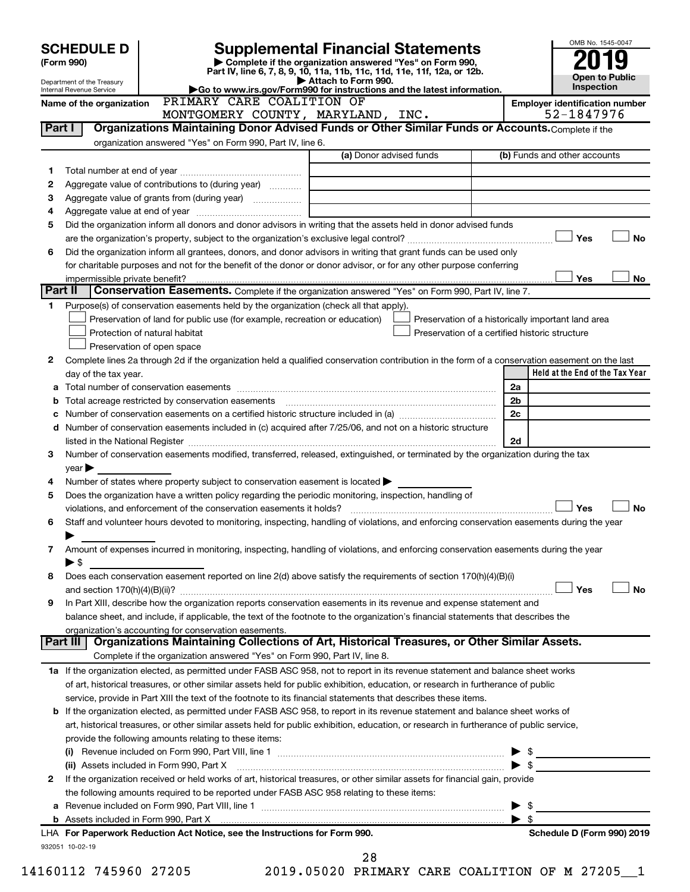# SCHEDULE D (Form 990)

Department of the Treasury
Internal Revenue Service

# Supplemental Financial Statements

▶ Complete if the organization answered "Yes" on Form 990, Part IV, line 6, 7, 8, 9, 10, 11a, 11b, 11c, 11d, 11e, 11f, 12a, or 12b.
▶ Attach to Form 990.
▶Go to www.irs.gov/Form990 for instructions and the latest information.

OMB No. 1545-0047

**2019**

**Open to Public Inspection**

**Name of the organization** PRIMARY CARE COALITION OF MONTGOMERY COUNTY, MARYLAND, INC.

**Employer identification number** 52-1847976

## Part I Organizations Maintaining Donor Advised Funds or Other Similar Funds or Accounts.

Complete if the organization answered "Yes" on Form 990, Part IV, line 6.

| | | (a) Donor advised funds | (b) Funds and other accounts |
|---|---|---|---|
| 1 | Total number at end of year | | |
| 2 | Aggregate value of contributions to (during year) | | |
| 3 | Aggregate value of grants from (during year) | | |
| 4 | Aggregate value at end of year | | |

5 Did the organization inform all donors and donor advisors in writing that the assets held in donor advised funds are the organization's property, subject to the organization's exclusive legal control? ☐ Yes ☐ No

6 Did the organization inform all grantees, donors, and donor advisors in writing that grant funds can be used only for charitable purposes and not for the benefit of the donor or donor advisor, or for any other purpose conferring impermissible private benefit? ☐ Yes ☐ No

## Part II Conservation Easements.

Complete if the organization answered "Yes" on Form 990, Part IV, line 7.

1 Purpose(s) of conservation easements held by the organization (check all that apply).

- ☐ Preservation of land for public use (for example, recreation or education)
- ☐ Protection of natural habitat
- ☐ Preservation of open space
- ☐ Preservation of a historically important land area
- ☐ Preservation of a certified historic structure

2 Complete lines 2a through 2d if the organization held a qualified conservation contribution in the form of a conservation easement on the last day of the tax year.

| | | | Held at the End of the Tax Year |
|---|---|---|---|
| a | Total number of conservation easements | 2a | |
| b | Total acreage restricted by conservation easements | 2b | |
| c | Number of conservation easements on a certified historic structure included in (a) | 2c | |
| d | Number of conservation easements included in (c) acquired after 7/25/06, and not on a historic structure listed in the National Register | 2d | |

3 Number of conservation easements modified, transferred, released, extinguished, or terminated by the organization during the tax year ▶

4 Number of states where property subject to conservation easement is located ▶

5 Does the organization have a written policy regarding the periodic monitoring, inspection, handling of violations, and enforcement of the conservation easements it holds? ☐ Yes ☐ No

6 Staff and volunteer hours devoted to monitoring, inspecting, handling of violations, and enforcing conservation easements during the year ▶

7 Amount of expenses incurred in monitoring, inspecting, handling of violations, and enforcing conservation easements during the year ▶ $

8 Does each conservation easement reported on line 2(d) above satisfy the requirements of section 170(h)(4)(B)(i) and section 170(h)(4)(B)(ii)? ☐ Yes ☐ No

9 In Part XIII, describe how the organization reports conservation easements in its revenue and expense statement and balance sheet, and include, if applicable, the text of the footnote to the organization's financial statements that describes the organization's accounting for conservation easements.

## Part III Organizations Maintaining Collections of Art, Historical Treasures, or Other Similar Assets.

Complete if the organization answered "Yes" on Form 990, Part IV, line 8.

1a If the organization elected, as permitted under FASB ASC 958, not to report in its revenue statement and balance sheet works of art, historical treasures, or other similar assets held for public exhibition, education, or research in furtherance of public service, provide in Part XIII the text of the footnote to its financial statements that describes these items.

b If the organization elected, as permitted under FASB ASC 958, to report in its revenue statement and balance sheet works of art, historical treasures, or other similar assets held for public exhibition, education, or research in furtherance of public service, provide the following amounts relating to these items:

(i) Revenue included on Form 990, Part VIII, line 1 ▶ $

(ii) Assets included in Form 990, Part X ▶ $

2 If the organization received or held works of art, historical treasures, or other similar assets for financial gain, provide the following amounts required to be reported under FASB ASC 958 relating to these items:

a Revenue included on Form 990, Part VIII, line 1 ▶ $

b Assets included in Form 990, Part X ▶ $

**LHA For Paperwork Reduction Act Notice, see the Instructions for Form 990.** **Schedule D (Form 990) 2019**

932051 10-02-19

14160112 745960 27205 2019.05020 PRIMARY CARE COALITION OF M 27205__1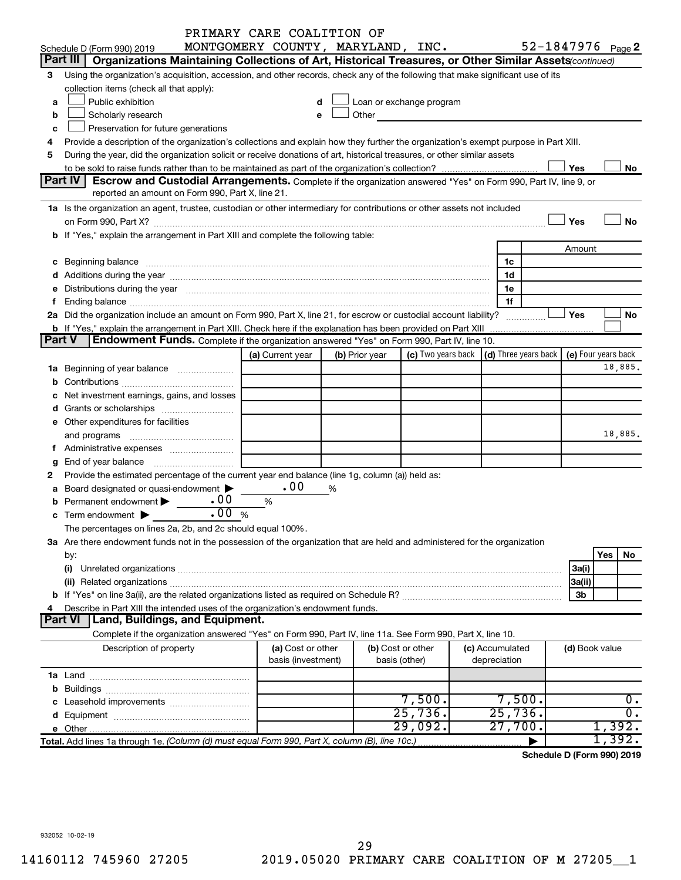PRIMARY CARE COALITION OF MONTGOMERY COUNTY, MARYLAND, INC.

Schedule D (Form 990) 2019 — 52-1847976 Page 2

**Part III | Organizations Maintaining Collections of Art, Historical Treasures, or Other Similar Assets** *(continued)*

3 Using the organization's acquisition, accession, and other records, check any of the following that make significant use of its collection items (check all that apply):

- a ☐ Public exhibition
- b ☐ Scholarly research
- c ☐ Preservation for future generations
- d ☐ Loan or exchange program
- e ☐ Other

4 Provide a description of the organization's collections and explain how they further the organization's exempt purpose in Part XIII.

5 During the year, did the organization solicit or receive donations of art, historical treasures, or other similar assets to be sold to raise funds rather than to be maintained as part of the organization's collection? ☐ Yes ☐ No

**Part IV | Escrow and Custodial Arrangements.** Complete if the organization answered "Yes" on Form 990, Part IV, line 9, or reported an amount on Form 990, Part X, line 21.

1a Is the organization an agent, trustee, custodian or other intermediary for contributions or other assets not included on Form 990, Part X? ☐ Yes ☐ No

b If "Yes," explain the arrangement in Part XIII and complete the following table:

| | | Amount |
|---|---|---|
| c Beginning balance | 1c | |
| d Additions during the year | 1d | |
| e Distributions during the year | 1e | |
| f Ending balance | 1f | |

2a Did the organization include an amount on Form 990, Part X, line 21, for escrow or custodial account liability? ☐ Yes ☐ No

b If "Yes," explain the arrangement in Part XIII. Check here if the explanation has been provided on Part XIII ☐

**Part V | Endowment Funds.** Complete if the organization answered "Yes" on Form 990, Part IV, line 10.

| | (a) Current year | (b) Prior year | (c) Two years back | (d) Three years back | (e) Four years back |
|---|---|---|---|---|---|
| 1a Beginning of year balance | | | | | 18,885. |
| b Contributions | | | | | |
| c Net investment earnings, gains, and losses | | | | | |
| d Grants or scholarships | | | | | |
| e Other expenditures for facilities and programs | | | | | 18,885. |
| f Administrative expenses | | | | | |
| g End of year balance | | | | | |

2 Provide the estimated percentage of the current year end balance (line 1g, column (a)) held as:

- a Board designated or quasi-endowment ▶ .00 %
- b Permanent endowment ▶ .00 %
- c Term endowment ▶ .00 %

The percentages on lines 2a, 2b, and 2c should equal 100%.

3a Are there endowment funds not in the possession of the organization that are held and administered for the organization by:

| | | Yes | No |
|---|---|---|---|
| (i) Unrelated organizations | 3a(i) | | |
| (ii) Related organizations | 3a(ii) | | |
| b If "Yes" on line 3a(ii), are the related organizations listed as required on Schedule R? | 3b | | |

4 Describe in Part XIII the intended uses of the organization's endowment funds.

**Part VI | Land, Buildings, and Equipment.**

Complete if the organization answered "Yes" on Form 990, Part IV, line 11a. See Form 990, Part X, line 10.

| Description of property | (a) Cost or other basis (investment) | (b) Cost or other basis (other) | (c) Accumulated depreciation | (d) Book value |
|---|---|---|---|---|
| 1a Land | | | | |
| b Buildings | | | | |
| c Leasehold improvements | | 7,500. | 7,500. | 0. |
| d Equipment | | 25,736. | 25,736. | 0. |
| e Other | | 29,092. | 27,700. | 1,392. |
| Total. Add lines 1a through 1e. *(Column (d) must equal Form 990, Part X, column (B), line 10c.)* | | | ▶ | 1,392. |

Schedule D (Form 990) 2019

932052 10-02-19

14160112 745960 27205 2019.05020 PRIMARY CARE COALITION OF M 27205__1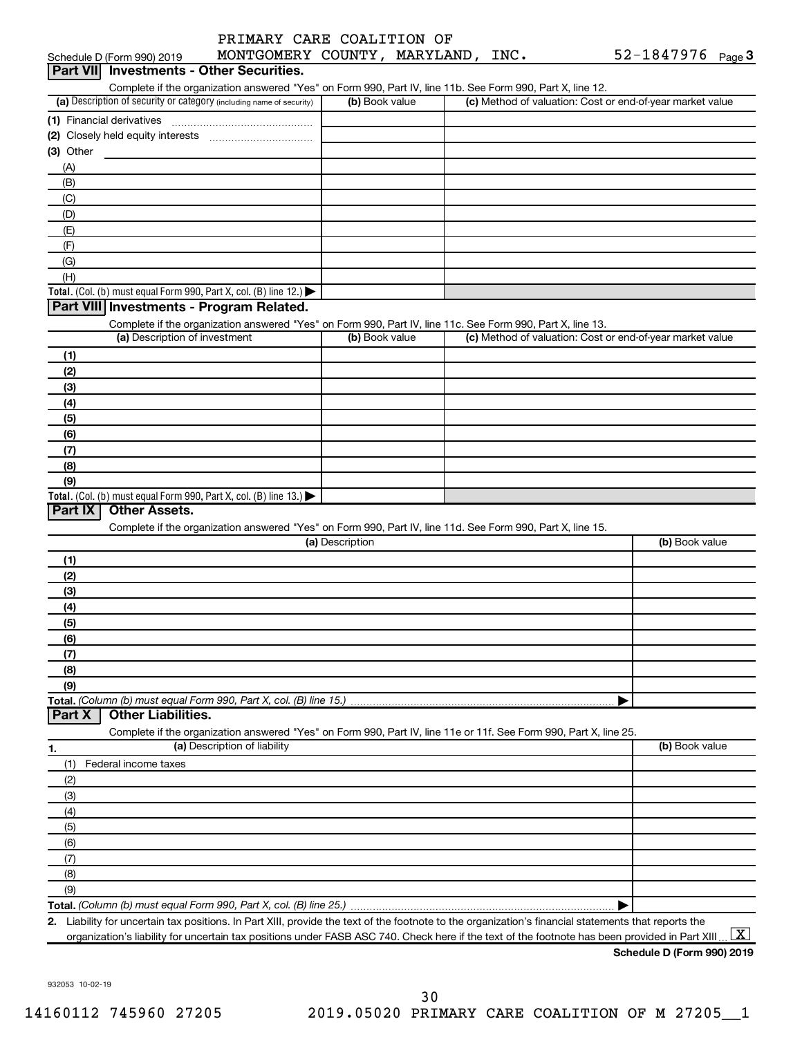Schedule D (Form 990) 2019 PRIMARY CARE COALITION OF MONTGOMERY COUNTY, MARYLAND, INC. 52-1847976 Page 3

## Part VII Investments - Other Securities.

Complete if the organization answered "Yes" on Form 990, Part IV, line 11b. See Form 990, Part X, line 12.

| (a) Description of security or category (including name of security) | (b) Book value | (c) Method of valuation: Cost or end-of-year market value |
|---|---|---|
| (1) Financial derivatives | | |
| (2) Closely held equity interests | | |
| (3) Other | | |
| (A) | | |
| (B) | | |
| (C) | | |
| (D) | | |
| (E) | | |
| (F) | | |
| (G) | | |
| (H) | | |
| **Total.** (Col. (b) must equal Form 990, Part X, col. (B) line 12.) | | |

## Part VIII Investments - Program Related.

Complete if the organization answered "Yes" on Form 990, Part IV, line 11c. See Form 990, Part X, line 13.

| (a) Description of investment | (b) Book value | (c) Method of valuation: Cost or end-of-year market value |
|---|---|---|
| (1) | | |
| (2) | | |
| (3) | | |
| (4) | | |
| (5) | | |
| (6) | | |
| (7) | | |
| (8) | | |
| (9) | | |
| **Total.** (Col. (b) must equal Form 990, Part X, col. (B) line 13.) | | |

## Part IX Other Assets.

Complete if the organization answered "Yes" on Form 990, Part IV, line 11d. See Form 990, Part X, line 15.

| (a) Description | (b) Book value |
|---|---|
| (1) | |
| (2) | |
| (3) | |
| (4) | |
| (5) | |
| (6) | |
| (7) | |
| (8) | |
| (9) | |
| **Total.** *(Column (b) must equal Form 990, Part X, col. (B) line 15.)* | |

## Part X Other Liabilities.

Complete if the organization answered "Yes" on Form 990, Part IV, line 11e or 11f. See Form 990, Part X, line 25.

| 1. (a) Description of liability | (b) Book value |
|---|---|
| (1) Federal income taxes | |
| (2) | |
| (3) | |
| (4) | |
| (5) | |
| (6) | |
| (7) | |
| (8) | |
| (9) | |
| **Total.** *(Column (b) must equal Form 990, Part X, col. (B) line 25.)* | |

2. Liability for uncertain tax positions. In Part XIII, provide the text of the footnote to the organization's financial statements that reports the organization's liability for uncertain tax positions under FASB ASC 740. Check here if the text of the footnote has been provided in Part XIII [X]

**Schedule D (Form 990) 2019**

932053 10-02-19

14160112 745960 27205 2019.05020 PRIMARY CARE COALITION OF M 27205__1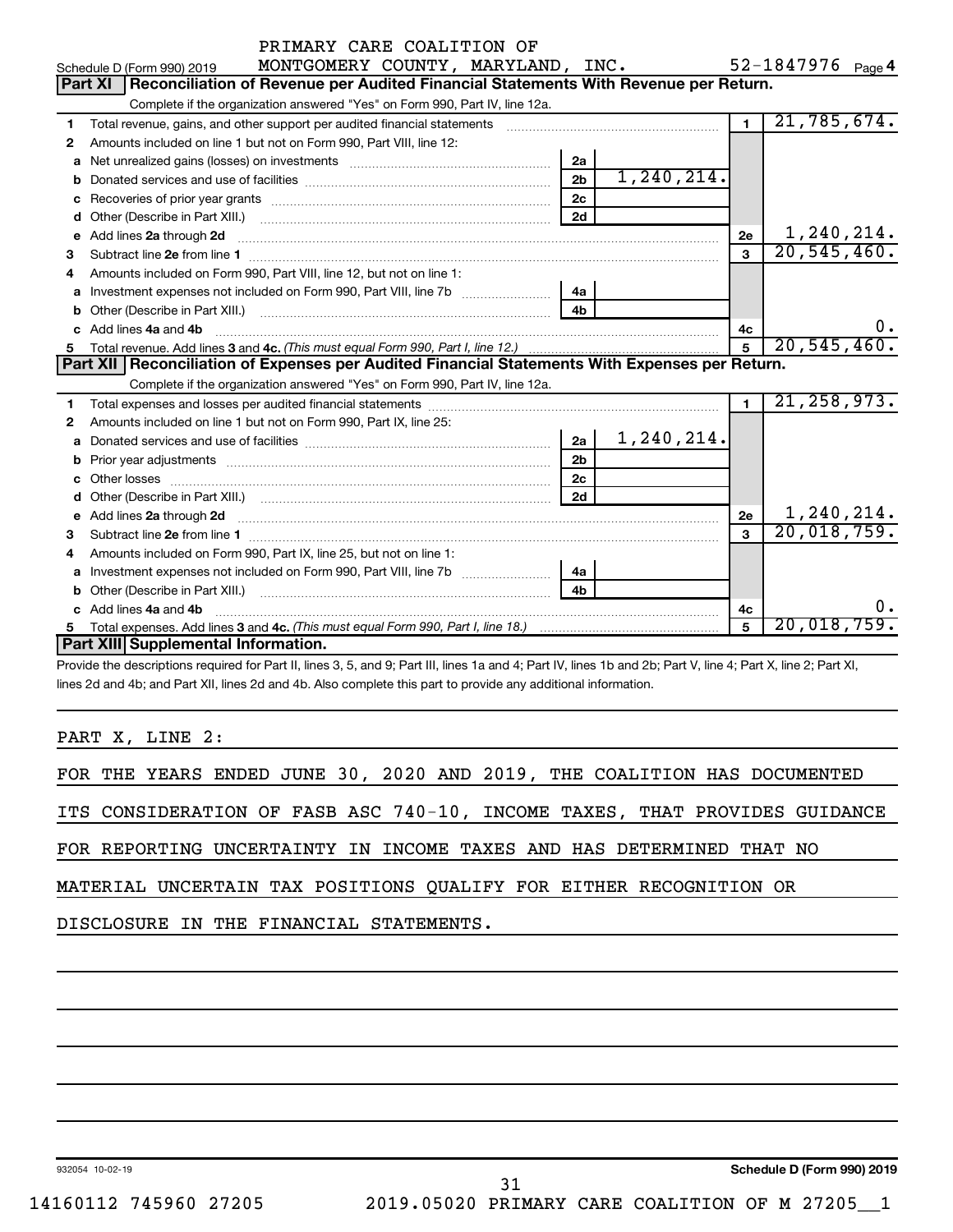PRIMARY CARE COALITION OF MONTGOMERY COUNTY, MARYLAND, INC. 52-1847976

Schedule D (Form 990) 2019 Page 4

## Part XI Reconciliation of Revenue per Audited Financial Statements With Revenue per Return.

Complete if the organization answered "Yes" on Form 990, Part IV, line 12a.

| | | | | | |
|---|---|---|---|---|---|
| 1 | Total revenue, gains, and other support per audited financial statements | | | 1 | 21,785,674. |
| 2 | Amounts included on line 1 but not on Form 990, Part VIII, line 12: | | | | |
| a | Net unrealized gains (losses) on investments | 2a | | | |
| b | Donated services and use of facilities | 2b | 1,240,214. | | |
| c | Recoveries of prior year grants | 2c | | | |
| d | Other (Describe in Part XIII.) | 2d | | | |
| e | Add lines 2a through 2d | | | 2e | 1,240,214. |
| 3 | Subtract line 2e from line 1 | | | 3 | 20,545,460. |
| 4 | Amounts included on Form 990, Part VIII, line 12, but not on line 1: | | | | |
| a | Investment expenses not included on Form 990, Part VIII, line 7b | 4a | | | |
| b | Other (Describe in Part XIII.) | 4b | | | |
| c | Add lines 4a and 4b | | | 4c | 0. |
| 5 | Total revenue. Add lines 3 and 4c. *(This must equal Form 990, Part I, line 12.)* | | | 5 | 20,545,460. |

## Part XII Reconciliation of Expenses per Audited Financial Statements With Expenses per Return.

Complete if the organization answered "Yes" on Form 990, Part IV, line 12a.

| | | | | | |
|---|---|---|---|---|---|
| 1 | Total expenses and losses per audited financial statements | | | 1 | 21,258,973. |
| 2 | Amounts included on line 1 but not on Form 990, Part IX, line 25: | | | | |
| a | Donated services and use of facilities | 2a | 1,240,214. | | |
| b | Prior year adjustments | 2b | | | |
| c | Other losses | 2c | | | |
| d | Other (Describe in Part XIII.) | 2d | | | |
| e | Add lines 2a through 2d | | | 2e | 1,240,214. |
| 3 | Subtract line 2e from line 1 | | | 3 | 20,018,759. |
| 4 | Amounts included on Form 990, Part IX, line 25, but not on line 1: | | | | |
| a | Investment expenses not included on Form 990, Part VIII, line 7b | 4a | | | |
| b | Other (Describe in Part XIII.) | 4b | | | |
| c | Add lines 4a and 4b | | | 4c | 0. |
| 5 | Total expenses. Add lines 3 and 4c. *(This must equal Form 990, Part I, line 18.)* | | | 5 | 20,018,759. |

## Part XIII Supplemental Information.

Provide the descriptions required for Part II, lines 3, 5, and 9; Part III, lines 1a and 4; Part IV, lines 1b and 2b; Part V, line 4; Part X, line 2; Part XI, lines 2d and 4b; and Part XII, lines 2d and 4b. Also complete this part to provide any additional information.

PART X, LINE 2:

FOR THE YEARS ENDED JUNE 30, 2020 AND 2019, THE COALITION HAS DOCUMENTED ITS CONSIDERATION OF FASB ASC 740-10, INCOME TAXES, THAT PROVIDES GUIDANCE FOR REPORTING UNCERTAINTY IN INCOME TAXES AND HAS DETERMINED THAT NO MATERIAL UNCERTAIN TAX POSITIONS QUALIFY FOR EITHER RECOGNITION OR DISCLOSURE IN THE FINANCIAL STATEMENTS.

932054 10-02-19 Schedule D (Form 990) 2019

14160112 745960 27205 2019.05020 PRIMARY CARE COALITION OF M 27205__1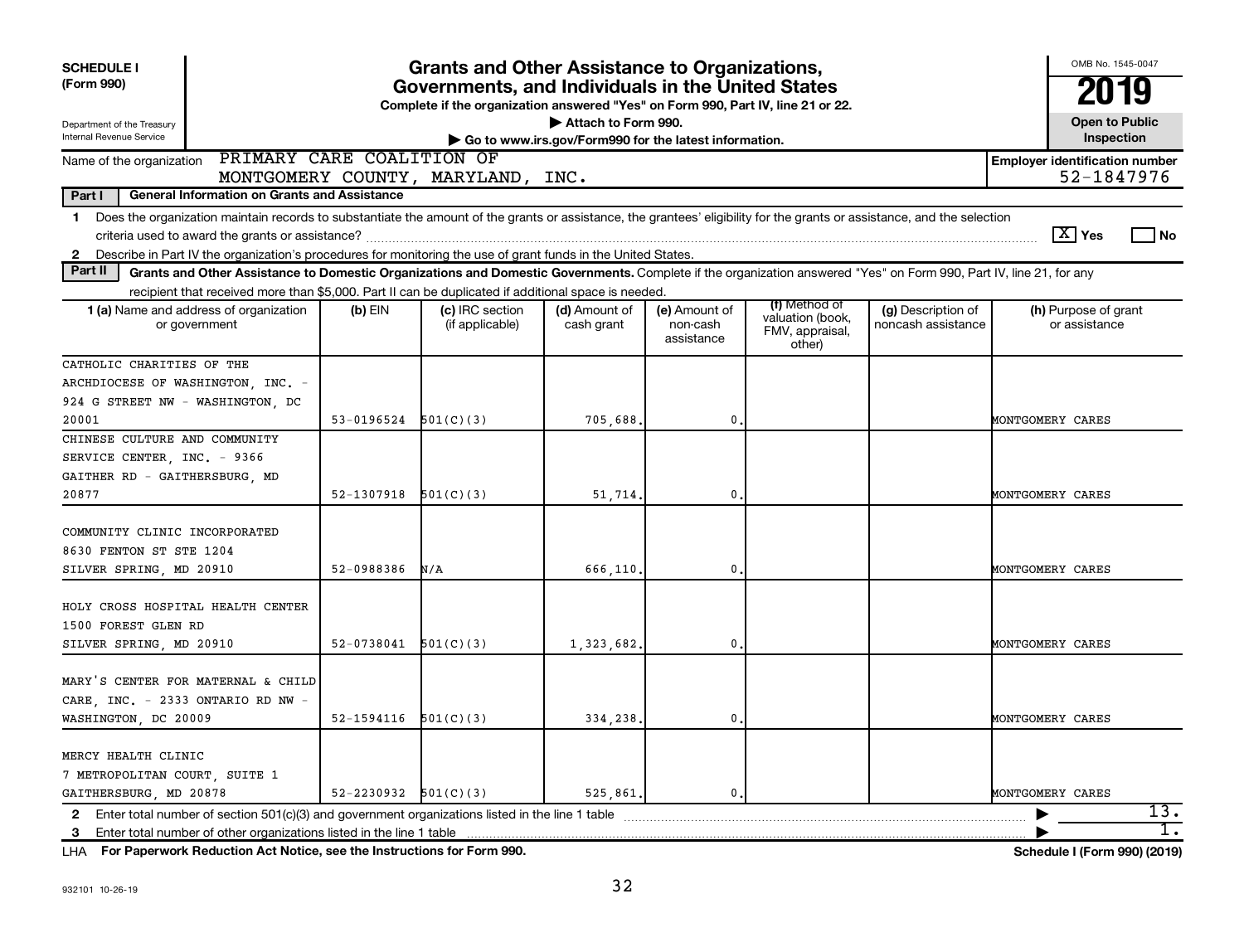**SCHEDULE I**
**(Form 990)**

Department of the Treasury
Internal Revenue Service

# Grants and Other Assistance to Organizations, Governments, and Individuals in the United States

**Complete if the organization answered "Yes" on Form 990, Part IV, line 21 or 22.**
▶ Attach to Form 990.
▶ Go to www.irs.gov/Form990 for the latest information.

OMB No. 1545-0047

**2019**

**Open to Public Inspection**

Name of the organization: PRIMARY CARE COALITION OF MONTGOMERY COUNTY, MARYLAND, INC.

**Employer identification number:** 52-1847976

**Part I — General Information on Grants and Assistance**

1 Does the organization maintain records to substantiate the amount of the grants or assistance, the grantees' eligibility for the grants or assistance, and the selection criteria used to award the grants or assistance? [X] Yes [ ] No

2 Describe in Part IV the organization's procedures for monitoring the use of grant funds in the United States.

**Part II — Grants and Other Assistance to Domestic Organizations and Domestic Governments.** Complete if the organization answered "Yes" on Form 990, Part IV, line 21, for any recipient that received more than $5,000. Part II can be duplicated if additional space is needed.

| 1 (a) Name and address of organization or government | (b) EIN | (c) IRC section (if applicable) | (d) Amount of cash grant | (e) Amount of non-cash assistance | (f) Method of valuation (book, FMV, appraisal, other) | (g) Description of noncash assistance | (h) Purpose of grant or assistance |
|---|---|---|---|---|---|---|---|
| CATHOLIC CHARITIES OF THE ARCHDIOCESE OF WASHINGTON, INC. - 924 G STREET NW - WASHINGTON, DC 20001 | 53-0196524 | 501(C)(3) | 705,688. | 0. | | | MONTGOMERY CARES |
| CHINESE CULTURE AND COMMUNITY SERVICE CENTER, INC. - 9366 GAITHER RD - GAITHERSBURG, MD 20877 | 52-1307918 | 501(C)(3) | 51,714. | 0. | | | MONTGOMERY CARES |
| COMMUNITY CLINIC INCORPORATED 8630 FENTON ST STE 1204 SILVER SPRING, MD 20910 | 52-0988386 | N/A | 666,110. | 0. | | | MONTGOMERY CARES |
| HOLY CROSS HOSPITAL HEALTH CENTER 1500 FOREST GLEN RD SILVER SPRING, MD 20910 | 52-0738041 | 501(C)(3) | 1,323,682. | 0. | | | MONTGOMERY CARES |
| MARY'S CENTER FOR MATERNAL & CHILD CARE, INC. - 2333 ONTARIO RD NW - WASHINGTON, DC 20009 | 52-1594116 | 501(C)(3) | 334,238. | 0. | | | MONTGOMERY CARES |
| MERCY HEALTH CLINIC 7 METROPOLITAN COURT, SUITE 1 GAITHERSBURG, MD 20878 | 52-2230932 | 501(C)(3) | 525,861. | 0. | | | MONTGOMERY CARES |

2 Enter total number of section 501(c)(3) and government organizations listed in the line 1 table ▶ 13.

3 Enter total number of other organizations listed in the line 1 table ▶ 1.

LHA **For Paperwork Reduction Act Notice, see the Instructions for Form 990.** **Schedule I (Form 990) (2019)**

932101 10-26-19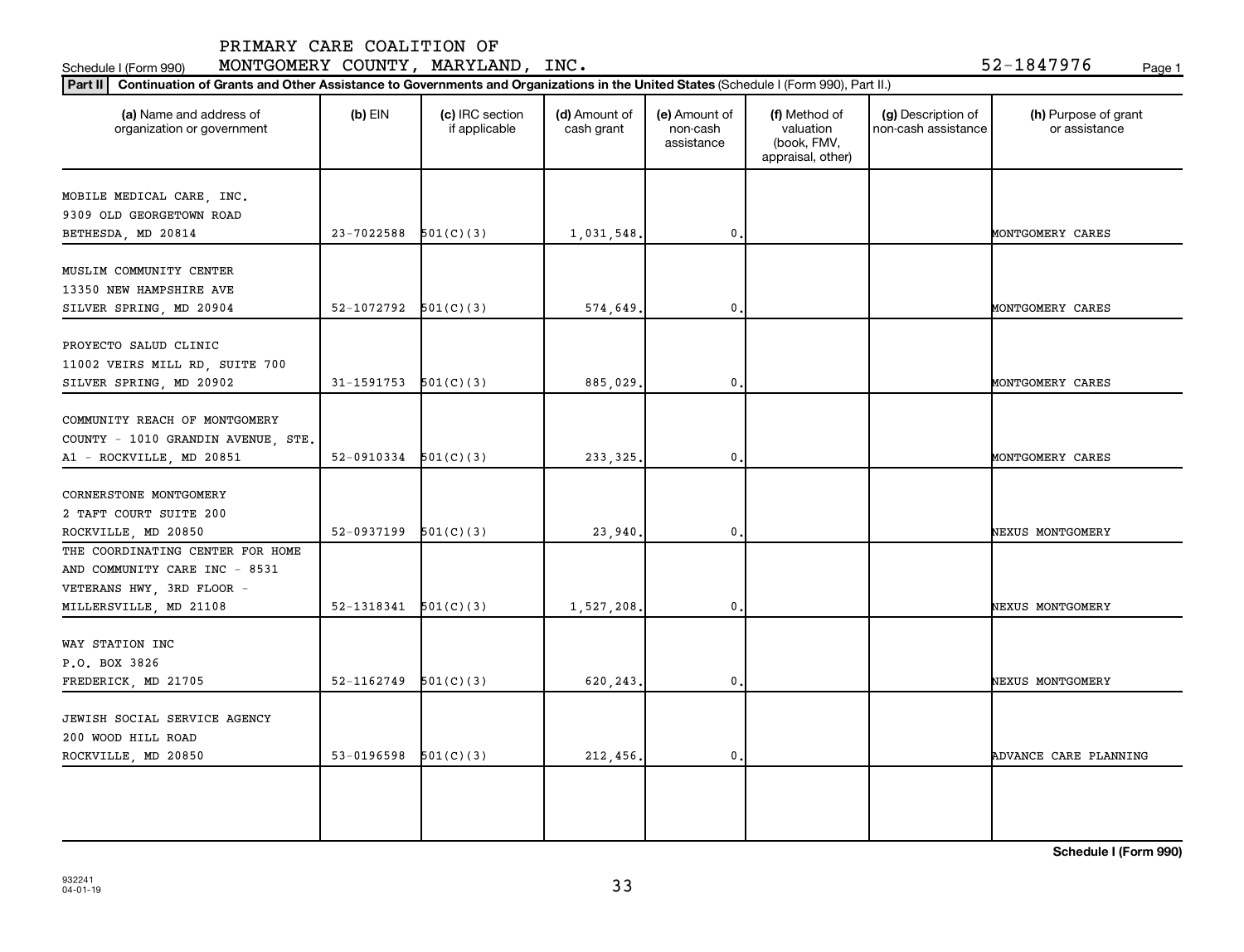PRIMARY CARE COALITION OF MONTGOMERY COUNTY, MARYLAND, INC.

Schedule I (Form 990) 52-1847976

**Part II** **Continuation of Grants and Other Assistance to Governments and Organizations in the United States** (Schedule I (Form 990), Part II.)

| (a) Name and address of organization or government | (b) EIN | (c) IRC section if applicable | (d) Amount of cash grant | (e) Amount of non-cash assistance | (f) Method of valuation (book, FMV, appraisal, other) | (g) Description of non-cash assistance | (h) Purpose of grant or assistance |
|---|---|---|---|---|---|---|---|
| MOBILE MEDICAL CARE, INC. 9309 OLD GEORGETOWN ROAD BETHESDA, MD 20814 | 23-7022588 | 501(C)(3) | 1,031,548. | 0. | | | MONTGOMERY CARES |
| MUSLIM COMMUNITY CENTER 13350 NEW HAMPSHIRE AVE SILVER SPRING, MD 20904 | 52-1072792 | 501(C)(3) | 574,649. | 0. | | | MONTGOMERY CARES |
| PROYECTO SALUD CLINIC 11002 VEIRS MILL RD, SUITE 700 SILVER SPRING, MD 20902 | 31-1591753 | 501(C)(3) | 885,029. | 0. | | | MONTGOMERY CARES |
| COMMUNITY REACH OF MONTGOMERY COUNTY - 1010 GRANDIN AVENUE, STE. A1 - ROCKVILLE, MD 20851 | 52-0910334 | 501(C)(3) | 233,325. | 0. | | | MONTGOMERY CARES |
| CORNERSTONE MONTGOMERY 2 TAFT COURT SUITE 200 ROCKVILLE, MD 20850 | 52-0937199 | 501(C)(3) | 23,940. | 0. | | | NEXUS MONTGOMERY |
| THE COORDINATING CENTER FOR HOME AND COMMUNITY CARE INC - 8531 VETERANS HWY, 3RD FLOOR - MILLERSVILLE, MD 21108 | 52-1318341 | 501(C)(3) | 1,527,208. | 0. | | | NEXUS MONTGOMERY |
| WAY STATION INC P.O. BOX 3826 FREDERICK, MD 21705 | 52-1162749 | 501(C)(3) | 620,243. | 0. | | | NEXUS MONTGOMERY |
| JEWISH SOCIAL SERVICE AGENCY 200 WOOD HILL ROAD ROCKVILLE, MD 20850 | 53-0196598 | 501(C)(3) | 212,456. | 0. | | | ADVANCE CARE PLANNING |
| | | | | | | | |

**Schedule I (Form 990)**

932241 04-01-19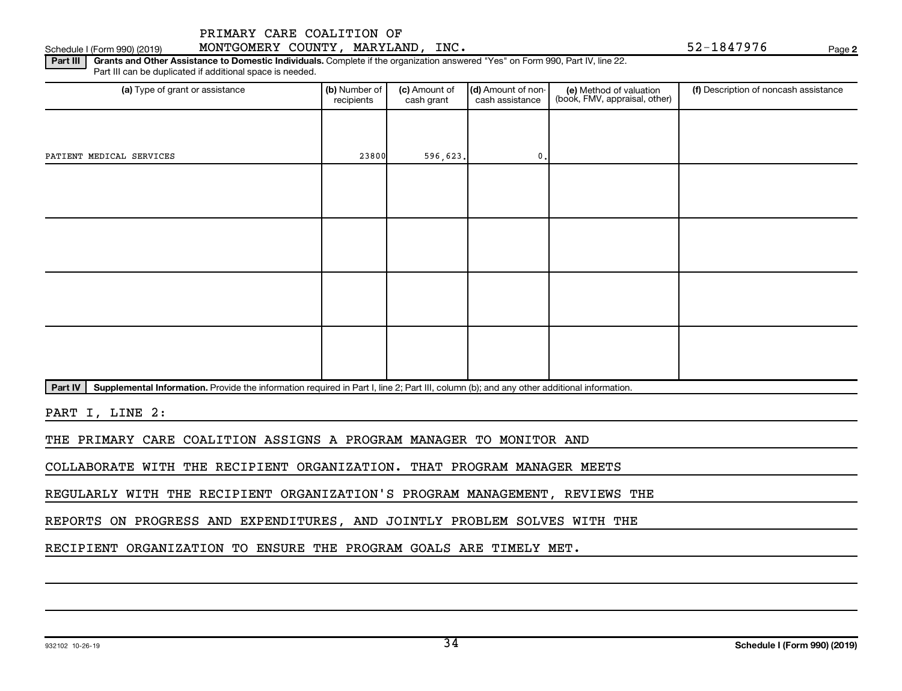PRIMARY CARE COALITION OF MONTGOMERY COUNTY, MARYLAND, INC.

Schedule I (Form 990) (2019) 52-1847976 Page 2

**Part III** **Grants and Other Assistance to Domestic Individuals.** Complete if the organization answered "Yes" on Form 990, Part IV, line 22. Part III can be duplicated if additional space is needed.

| (a) Type of grant or assistance | (b) Number of recipients | (c) Amount of cash grant | (d) Amount of non-cash assistance | (e) Method of valuation (book, FMV, appraisal, other) | (f) Description of noncash assistance |
|---|---|---|---|---|---|
| PATIENT MEDICAL SERVICES | 23800 | 596,623. | 0. | | |
| | | | | | |
| | | | | | |
| | | | | | |
| | | | | | |

**Part IV** **Supplemental Information.** Provide the information required in Part I, line 2; Part III, column (b); and any other additional information.

PART I, LINE 2:

THE PRIMARY CARE COALITION ASSIGNS A PROGRAM MANAGER TO MONITOR AND COLLABORATE WITH THE RECIPIENT ORGANIZATION. THAT PROGRAM MANAGER MEETS REGULARLY WITH THE RECIPIENT ORGANIZATION'S PROGRAM MANAGEMENT, REVIEWS THE REPORTS ON PROGRESS AND EXPENDITURES, AND JOINTLY PROBLEM SOLVES WITH THE RECIPIENT ORGANIZATION TO ENSURE THE PROGRAM GOALS ARE TIMELY MET.

932102 10-26-19 **Schedule I (Form 990) (2019)**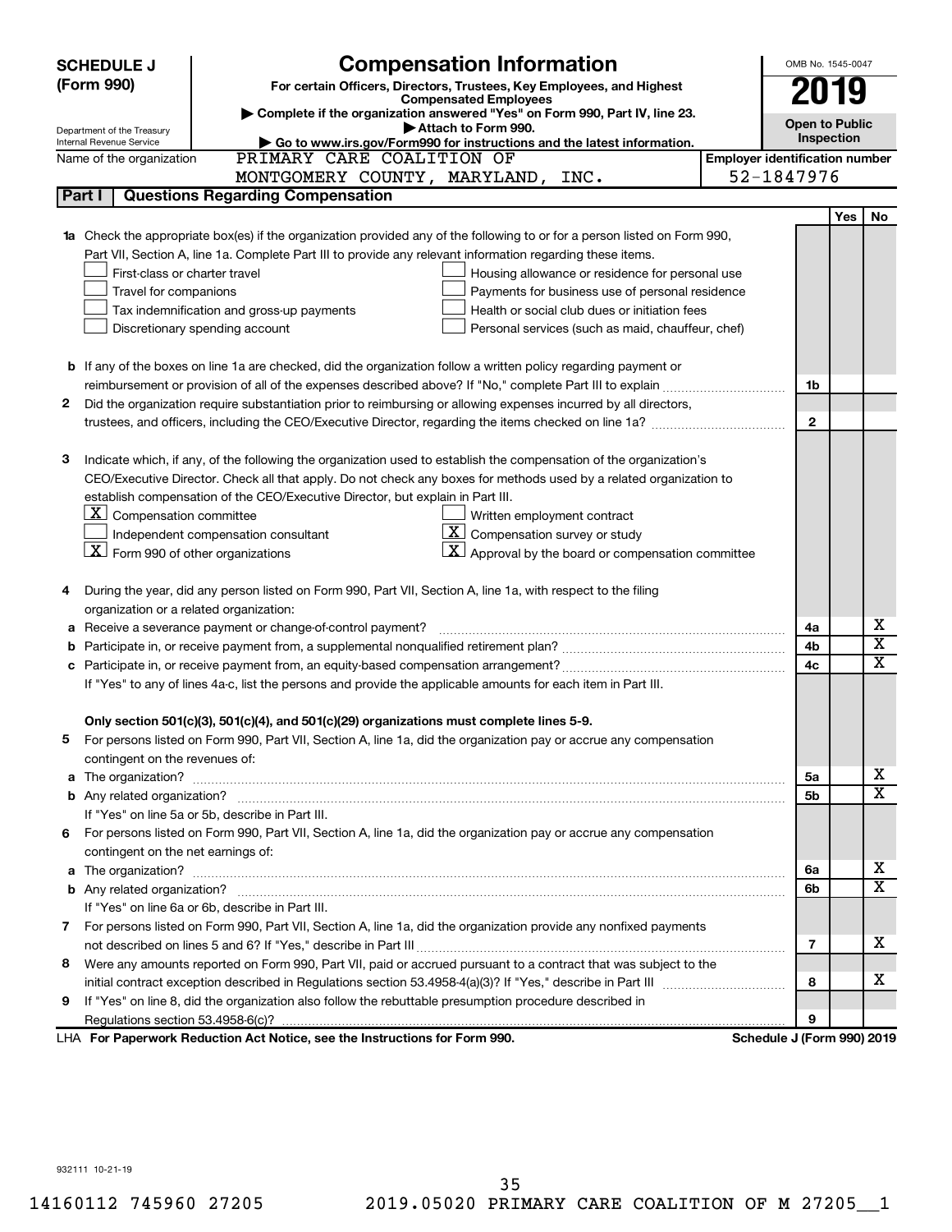**SCHEDULE J (Form 990)**

Department of the Treasury
Internal Revenue Service

# Compensation Information

**For certain Officers, Directors, Trustees, Key Employees, and Highest Compensated Employees**

▶ **Complete if the organization answered "Yes" on Form 990, Part IV, line 23.**

▶ **Attach to Form 990.**

▶ **Go to www.irs.gov/Form990 for instructions and the latest information.**

OMB No. 1545-0047

**2019**

**Open to Public Inspection**

Name of the organization: PRIMARY CARE COALITION OF MONTGOMERY COUNTY, MARYLAND, INC.

**Employer identification number:** 52-1847976

## Part I — Questions Regarding Compensation

| | | | Yes | No |
|---|---|---|---|---|
| **1a** | Check the appropriate box(es) if the organization provided any of the following to or for a person listed on Form 990, Part VII, Section A, line 1a. Complete Part III to provide any relevant information regarding these items.<br>☐ First-class or charter travel ☐ Housing allowance or residence for personal use<br>☐ Travel for companions ☐ Payments for business use of personal residence<br>☐ Tax indemnification and gross-up payments ☐ Health or social club dues or initiation fees<br>☐ Discretionary spending account ☐ Personal services (such as maid, chauffeur, chef) | | | |
| **b** | If any of the boxes on line 1a are checked, did the organization follow a written policy regarding payment or reimbursement or provision of all of the expenses described above? If "No," complete Part III to explain | 1b | | |
| **2** | Did the organization require substantiation prior to reimbursing or allowing expenses incurred by all directors, trustees, and officers, including the CEO/Executive Director, regarding the items checked on line 1a? | 2 | | |
| **3** | Indicate which, if any, of the following the organization used to establish the compensation of the organization's CEO/Executive Director. Check all that apply. Do not check any boxes for methods used by a related organization to establish compensation of the CEO/Executive Director, but explain in Part III.<br>☒ Compensation committee ☐ Written employment contract<br>☐ Independent compensation consultant ☒ Compensation survey or study<br>☒ Form 990 of other organizations ☒ Approval by the board or compensation committee | | | |
| **4** | During the year, did any person listed on Form 990, Part VII, Section A, line 1a, with respect to the filing organization or a related organization: | | | |
| **a** | Receive a severance payment or change-of-control payment? | 4a | | X |
| **b** | Participate in, or receive payment from, a supplemental nonqualified retirement plan? | 4b | | X |
| **c** | Participate in, or receive payment from, an equity-based compensation arrangement? | 4c | | X |
| | If "Yes" to any of lines 4a-c, list the persons and provide the applicable amounts for each item in Part III. | | | |
| | **Only section 501(c)(3), 501(c)(4), and 501(c)(29) organizations must complete lines 5-9.** | | | |
| **5** | For persons listed on Form 990, Part VII, Section A, line 1a, did the organization pay or accrue any compensation contingent on the revenues of: | | | |
| **a** | The organization? | 5a | | X |
| **b** | Any related organization? | 5b | | X |
| | If "Yes" on line 5a or 5b, describe in Part III. | | | |
| **6** | For persons listed on Form 990, Part VII, Section A, line 1a, did the organization pay or accrue any compensation contingent on the net earnings of: | | | |
| **a** | The organization? | 6a | | X |
| **b** | Any related organization? | 6b | | X |
| | If "Yes" on line 6a or 6b, describe in Part III. | | | |
| **7** | For persons listed on Form 990, Part VII, Section A, line 1a, did the organization provide any nonfixed payments not described on lines 5 and 6? If "Yes," describe in Part III | 7 | | X |
| **8** | Were any amounts reported on Form 990, Part VII, paid or accrued pursuant to a contract that was subject to the initial contract exception described in Regulations section 53.4958-4(a)(3)? If "Yes," describe in Part III | 8 | | X |
| **9** | If "Yes" on line 8, did the organization also follow the rebuttable presumption procedure described in Regulations section 53.4958-6(c)? | 9 | | |

LHA **For Paperwork Reduction Act Notice, see the Instructions for Form 990.** **Schedule J (Form 990) 2019**

932111 10-21-19

14160112 745960 27205 2019.05020 PRIMARY CARE COALITION OF M 27205__1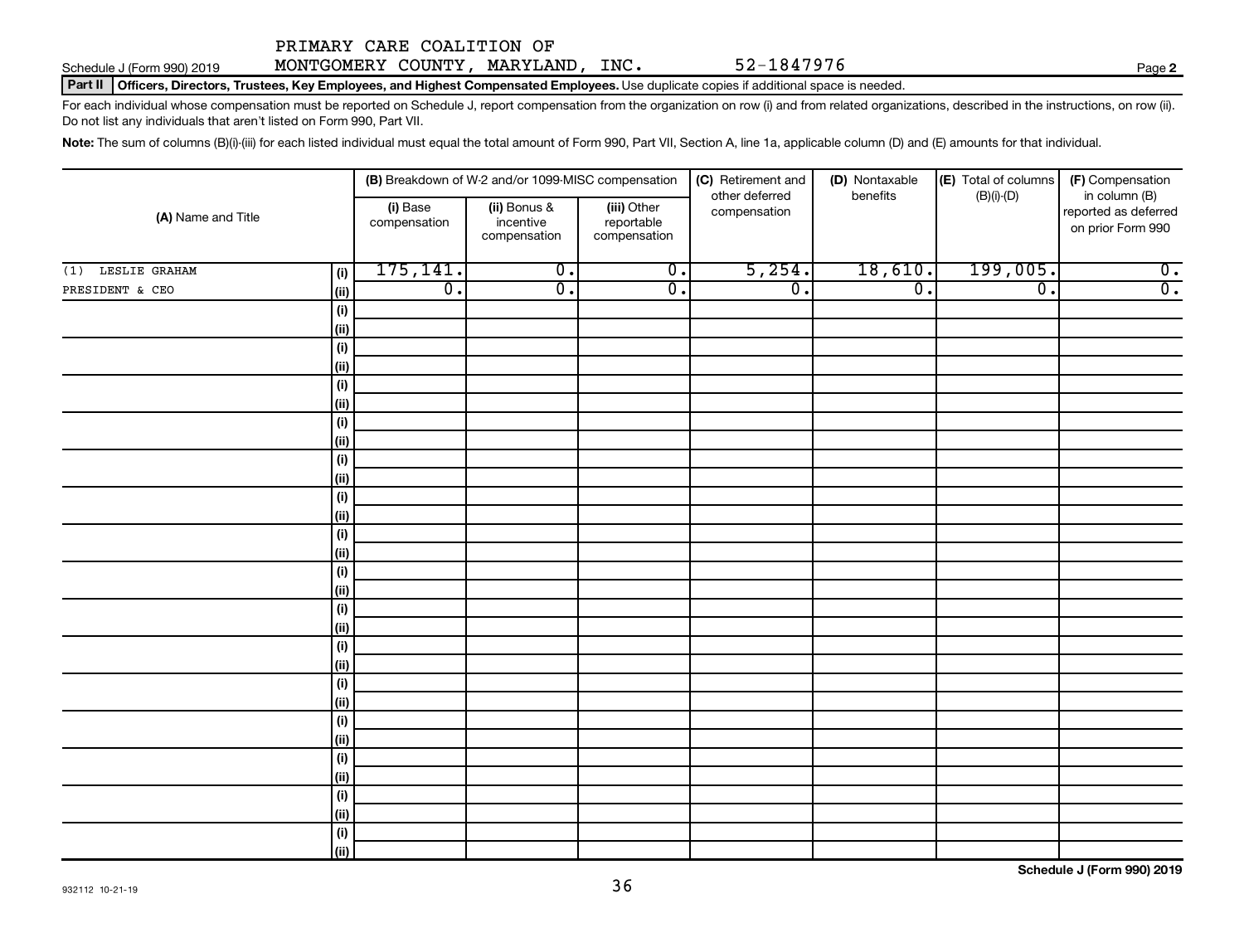PRIMARY CARE COALITION OF

Schedule J (Form 990) 2019 MONTGOMERY COUNTY, MARYLAND, INC. 52-1847976

**Part II Officers, Directors, Trustees, Key Employees, and Highest Compensated Employees.** Use duplicate copies if additional space is needed.

For each individual whose compensation must be reported on Schedule J, report compensation from the organization on row (i) and from related organizations, described in the instructions, on row (ii). Do not list any individuals that aren't listed on Form 990, Part VII.

**Note:** The sum of columns (B)(i)-(iii) for each listed individual must equal the total amount of Form 990, Part VII, Section A, line 1a, applicable column (D) and (E) amounts for that individual.

| (A) Name and Title | | (B) Breakdown of W-2 and/or 1099-MISC compensation | | | (C) Retirement and other deferred compensation | (D) Nontaxable benefits | (E) Total of columns (B)(i)-(D) | (F) Compensation in column (B) reported as deferred on prior Form 990 |
|---|---|---|---|---|---|---|---|---|
| | | (i) Base compensation | (ii) Bonus & incentive compensation | (iii) Other reportable compensation | | | | |
| (1) LESLIE GRAHAM | (i) | 175,141. | 0. | 0. | 5,254. | 18,610. | 199,005. | 0. |
| PRESIDENT & CEO | (ii) | 0. | 0. | 0. | 0. | 0. | 0. | 0. |

Schedule J (Form 990) 2019

932112 10-21-19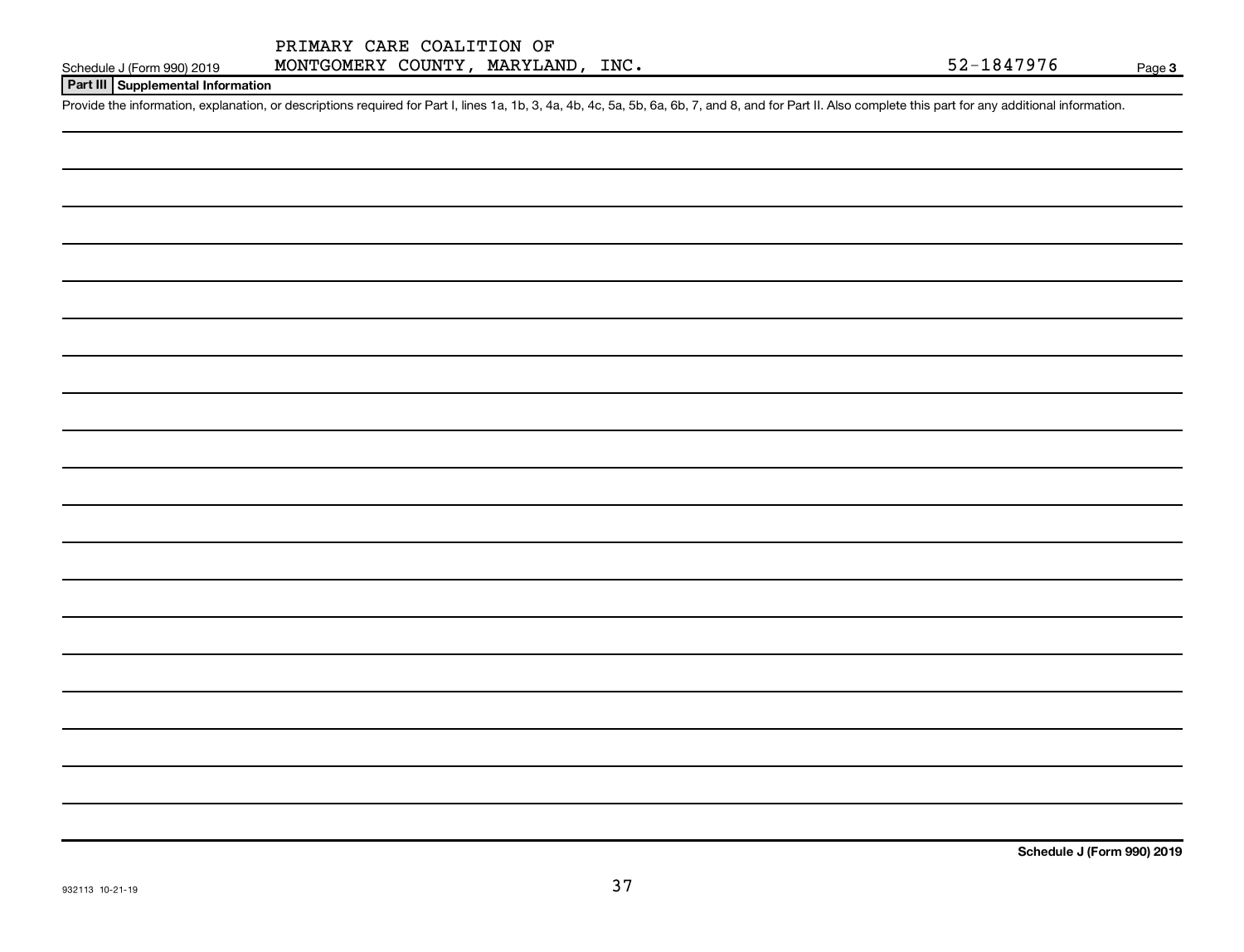Schedule J (Form 990) 2019 PRIMARY CARE COALITION OF MONTGOMERY COUNTY, MARYLAND, INC. 52-1847976 Page 3

## Part III Supplemental Information

Provide the information, explanation, or descriptions required for Part I, lines 1a, 1b, 3, 4a, 4b, 4c, 5a, 5b, 6a, 6b, 7, and 8, and for Part II. Also complete this part for any additional information.

**Schedule J (Form 990) 2019**

932113 10-21-19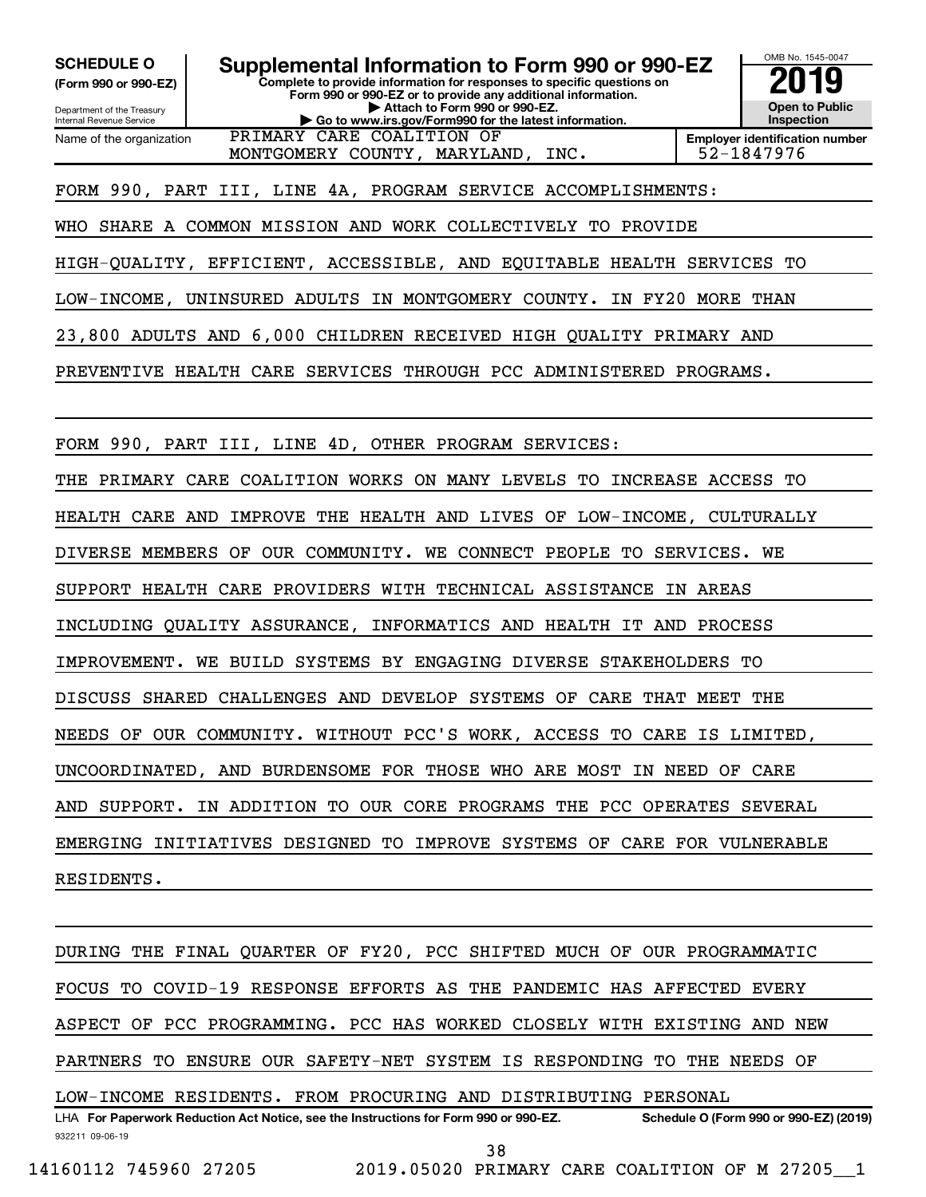**SCHEDULE O**
**(Form 990 or 990-EZ)**

Department of the Treasury
Internal Revenue Service

# Supplemental Information to Form 990 or 990-EZ

**Complete to provide information for responses to specific questions on Form 990 or 990-EZ or to provide any additional information.**
**▶ Attach to Form 990 or 990-EZ.**
**▶ Go to www.irs.gov/Form990 for the latest information.**

OMB No. 1545-0047
**2019**
**Open to Public Inspection**

Name of the organization: PRIMARY CARE COALITION OF MONTGOMERY COUNTY, MARYLAND, INC.

**Employer identification number:** 52-1847976

FORM 990, PART III, LINE 4A, PROGRAM SERVICE ACCOMPLISHMENTS:

WHO SHARE A COMMON MISSION AND WORK COLLECTIVELY TO PROVIDE HIGH-QUALITY, EFFICIENT, ACCESSIBLE, AND EQUITABLE HEALTH SERVICES TO LOW-INCOME, UNINSURED ADULTS IN MONTGOMERY COUNTY. IN FY20 MORE THAN 23,800 ADULTS AND 6,000 CHILDREN RECEIVED HIGH QUALITY PRIMARY AND PREVENTIVE HEALTH CARE SERVICES THROUGH PCC ADMINISTERED PROGRAMS.

FORM 990, PART III, LINE 4D, OTHER PROGRAM SERVICES:

THE PRIMARY CARE COALITION WORKS ON MANY LEVELS TO INCREASE ACCESS TO HEALTH CARE AND IMPROVE THE HEALTH AND LIVES OF LOW-INCOME, CULTURALLY DIVERSE MEMBERS OF OUR COMMUNITY. WE CONNECT PEOPLE TO SERVICES. WE SUPPORT HEALTH CARE PROVIDERS WITH TECHNICAL ASSISTANCE IN AREAS INCLUDING QUALITY ASSURANCE, INFORMATICS AND HEALTH IT AND PROCESS IMPROVEMENT. WE BUILD SYSTEMS BY ENGAGING DIVERSE STAKEHOLDERS TO DISCUSS SHARED CHALLENGES AND DEVELOP SYSTEMS OF CARE THAT MEET THE NEEDS OF OUR COMMUNITY. WITHOUT PCC'S WORK, ACCESS TO CARE IS LIMITED, UNCOORDINATED, AND BURDENSOME FOR THOSE WHO ARE MOST IN NEED OF CARE AND SUPPORT. IN ADDITION TO OUR CORE PROGRAMS THE PCC OPERATES SEVERAL EMERGING INITIATIVES DESIGNED TO IMPROVE SYSTEMS OF CARE FOR VULNERABLE RESIDENTS.

DURING THE FINAL QUARTER OF FY20, PCC SHIFTED MUCH OF OUR PROGRAMMATIC FOCUS TO COVID-19 RESPONSE EFFORTS AS THE PANDEMIC HAS AFFECTED EVERY ASPECT OF PCC PROGRAMMING. PCC HAS WORKED CLOSELY WITH EXISTING AND NEW PARTNERS TO ENSURE OUR SAFETY-NET SYSTEM IS RESPONDING TO THE NEEDS OF LOW-INCOME RESIDENTS. FROM PROCURING AND DISTRIBUTING PERSONAL

LHA **For Paperwork Reduction Act Notice, see the Instructions for Form 990 or 990-EZ.** **Schedule O (Form 990 or 990-EZ) (2019)**

932211 09-06-19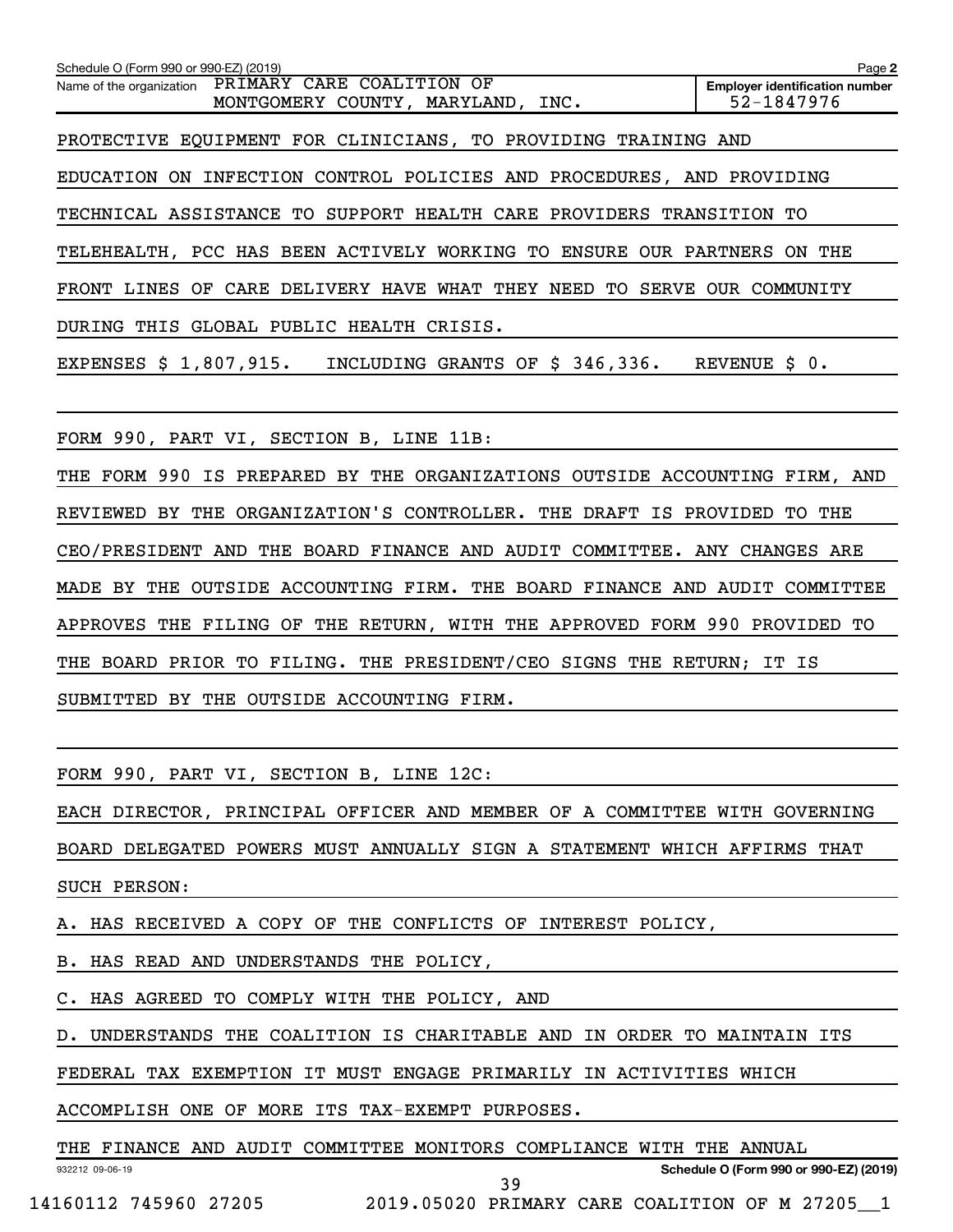Schedule O (Form 990 or 990-EZ) (2019)

Name of the organization PRIMARY CARE COALITION OF MONTGOMERY COUNTY, MARYLAND, INC.

Employer identification number 52-1847976

PROTECTIVE EQUIPMENT FOR CLINICIANS, TO PROVIDING TRAINING AND EDUCATION ON INFECTION CONTROL POLICIES AND PROCEDURES, AND PROVIDING TECHNICAL ASSISTANCE TO SUPPORT HEALTH CARE PROVIDERS TRANSITION TO TELEHEALTH, PCC HAS BEEN ACTIVELY WORKING TO ENSURE OUR PARTNERS ON THE FRONT LINES OF CARE DELIVERY HAVE WHAT THEY NEED TO SERVE OUR COMMUNITY DURING THIS GLOBAL PUBLIC HEALTH CRISIS.

EXPENSES $ 1,807,915. INCLUDING GRANTS OF $ 346,336. REVENUE $ 0.

FORM 990, PART VI, SECTION B, LINE 11B:

THE FORM 990 IS PREPARED BY THE ORGANIZATIONS OUTSIDE ACCOUNTING FIRM, AND REVIEWED BY THE ORGANIZATION'S CONTROLLER. THE DRAFT IS PROVIDED TO THE CEO/PRESIDENT AND THE BOARD FINANCE AND AUDIT COMMITTEE. ANY CHANGES ARE MADE BY THE OUTSIDE ACCOUNTING FIRM. THE BOARD FINANCE AND AUDIT COMMITTEE APPROVES THE FILING OF THE RETURN, WITH THE APPROVED FORM 990 PROVIDED TO THE BOARD PRIOR TO FILING. THE PRESIDENT/CEO SIGNS THE RETURN; IT IS SUBMITTED BY THE OUTSIDE ACCOUNTING FIRM.

FORM 990, PART VI, SECTION B, LINE 12C:

EACH DIRECTOR, PRINCIPAL OFFICER AND MEMBER OF A COMMITTEE WITH GOVERNING BOARD DELEGATED POWERS MUST ANNUALLY SIGN A STATEMENT WHICH AFFIRMS THAT SUCH PERSON:

A. HAS RECEIVED A COPY OF THE CONFLICTS OF INTEREST POLICY,

B. HAS READ AND UNDERSTANDS THE POLICY,

C. HAS AGREED TO COMPLY WITH THE POLICY, AND

D. UNDERSTANDS THE COALITION IS CHARITABLE AND IN ORDER TO MAINTAIN ITS FEDERAL TAX EXEMPTION IT MUST ENGAGE PRIMARILY IN ACTIVITIES WHICH ACCOMPLISH ONE OF MORE ITS TAX-EXEMPT PURPOSES.

THE FINANCE AND AUDIT COMMITTEE MONITORS COMPLIANCE WITH THE ANNUAL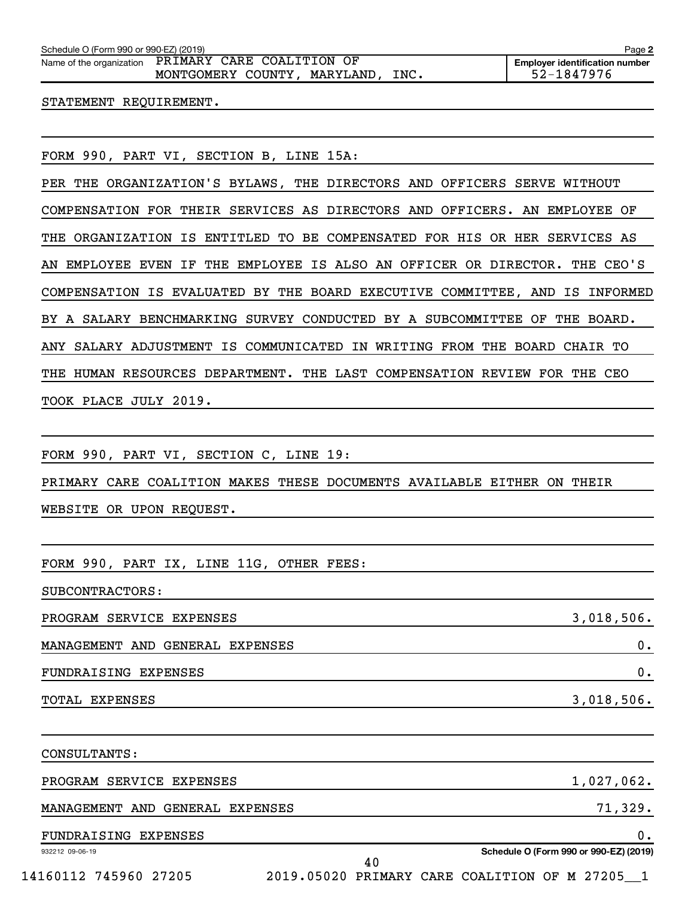Schedule O (Form 990 or 990-EZ) (2019)

Name of the organization PRIMARY CARE COALITION OF MONTGOMERY COUNTY, MARYLAND, INC.

Employer identification number 52-1847976

STATEMENT REQUIREMENT.

FORM 990, PART VI, SECTION B, LINE 15A:

PER THE ORGANIZATION'S BYLAWS, THE DIRECTORS AND OFFICERS SERVE WITHOUT COMPENSATION FOR THEIR SERVICES AS DIRECTORS AND OFFICERS. AN EMPLOYEE OF THE ORGANIZATION IS ENTITLED TO BE COMPENSATED FOR HIS OR HER SERVICES AS AN EMPLOYEE EVEN IF THE EMPLOYEE IS ALSO AN OFFICER OR DIRECTOR. THE CEO'S COMPENSATION IS EVALUATED BY THE BOARD EXECUTIVE COMMITTEE, AND IS INFORMED BY A SALARY BENCHMARKING SURVEY CONDUCTED BY A SUBCOMMITTEE OF THE BOARD. ANY SALARY ADJUSTMENT IS COMMUNICATED IN WRITING FROM THE BOARD CHAIR TO THE HUMAN RESOURCES DEPARTMENT. THE LAST COMPENSATION REVIEW FOR THE CEO TOOK PLACE JULY 2019.

FORM 990, PART VI, SECTION C, LINE 19:

PRIMARY CARE COALITION MAKES THESE DOCUMENTS AVAILABLE EITHER ON THEIR WEBSITE OR UPON REQUEST.

FORM 990, PART IX, LINE 11G, OTHER FEES:

SUBCONTRACTORS:

| | |
|---|---|
| PROGRAM SERVICE EXPENSES | 3,018,506. |
| MANAGEMENT AND GENERAL EXPENSES | 0. |
| FUNDRAISING EXPENSES | 0. |
| TOTAL EXPENSES | 3,018,506. |

CONSULTANTS:

| | |
|---|---|
| PROGRAM SERVICE EXPENSES | 1,027,062. |
| MANAGEMENT AND GENERAL EXPENSES | 71,329. |
| FUNDRAISING EXPENSES | 0. |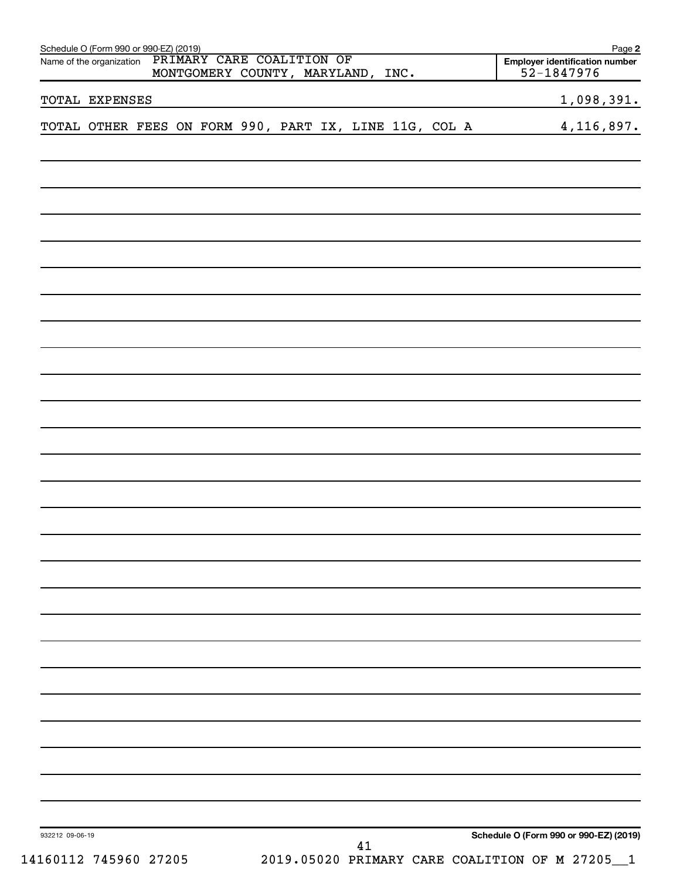Schedule O (Form 990 or 990-EZ) (2019) Page **2**

Name of the organization PRIMARY CARE COALITION OF MONTGOMERY COUNTY, MARYLAND, INC.

**Employer identification number** 52-1847976

| | |
|---|---|
| TOTAL EXPENSES | 1,098,391. |
| TOTAL OTHER FEES ON FORM 990, PART IX, LINE 11G, COL A | 4,116,897. |

932212 09-06-19

**Schedule O (Form 990 or 990-EZ) (2019)**

14160112 745960 27205 2019.05020 PRIMARY CARE COALITION OF M 27205__1